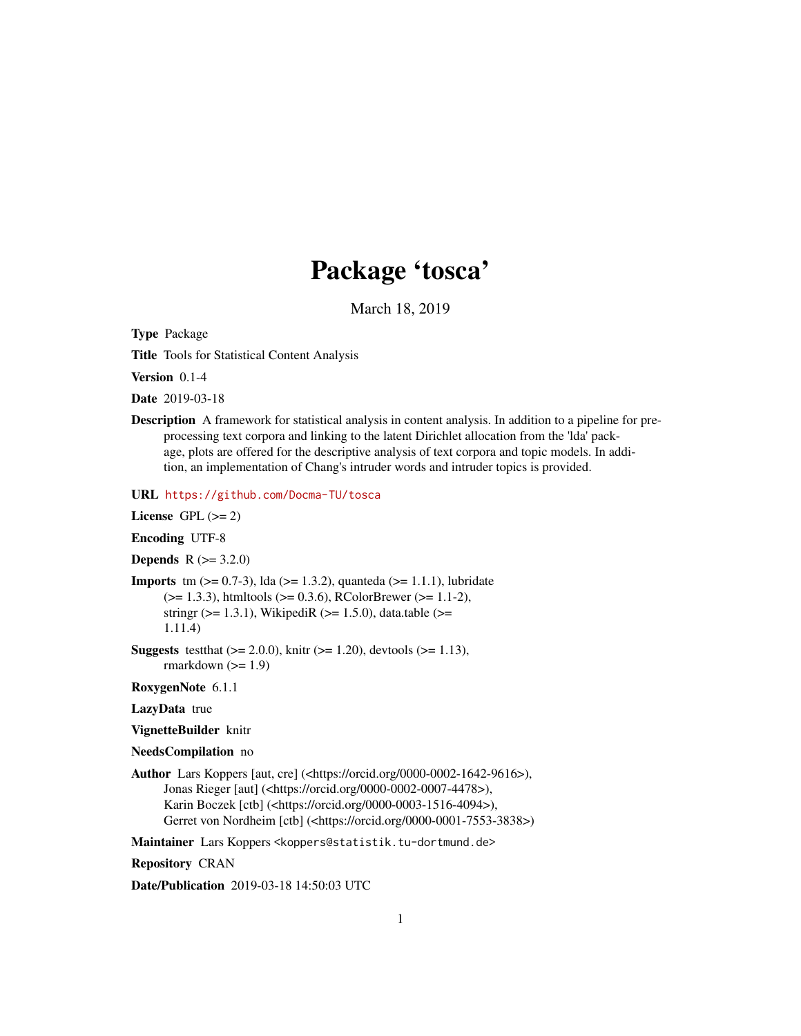# Package ‘tosca’

March 18, 2019

**Type** Package

**Title** Tools for Statistical Content Analysis

**Version** 0.1-4

**Date** 2019-03-18

**Description** A framework for statistical analysis in content analysis. In addition to a pipeline for preprocessing text corpora and linking to the latent Dirichlet allocation from the 'lda' package, plots are offered for the descriptive analysis of text corpora and topic models. In addition, an implementation of Chang's intruder words and intruder topics is provided.

**URL** https://github.com/Docma-TU/tosca

**License** GPL (>= 2)

**Encoding** UTF-8

**Depends** R (>= 3.2.0)

**Imports** tm (>= 0.7-3), lda (>= 1.3.2), quanteda (>= 1.1.1), lubridate (>= 1.3.3), htmltools (>= 0.3.6), RColorBrewer (>= 1.1-2), stringr (>= 1.3.1), WikipediR (>= 1.5.0), data.table (>= 1.11.4)

**Suggests** testthat (>= 2.0.0), knitr (>= 1.20), devtools (>= 1.13), rmarkdown (>= 1.9)

**RoxygenNote** 6.1.1

**LazyData** true

**VignetteBuilder** knitr

**NeedsCompilation** no

**Author** Lars Koppers [aut, cre] (<https://orcid.org/0000-0002-1642-9616>), Jonas Rieger [aut] (<https://orcid.org/0000-0002-0007-4478>), Karin Boczek [ctb] (<https://orcid.org/0000-0003-1516-4094>), Gerret von Nordheim [ctb] (<https://orcid.org/0000-0001-7553-3838>)

**Maintainer** Lars Koppers <koppers@statistik.tu-dortmund.de>

**Repository** CRAN

**Date/Publication** 2019-03-18 14:50:03 UTC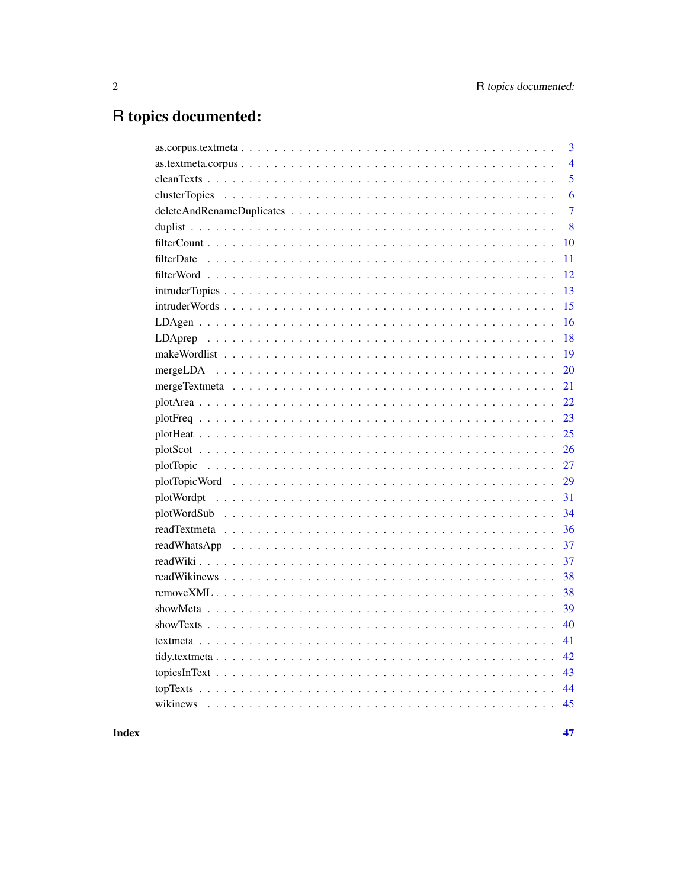# R topics documented:

as.corpus.textmeta . . . . . . . . . . . . . . . . . . . . . . . . . . . . . . . . . . 3
as.textmeta.corpus . . . . . . . . . . . . . . . . . . . . . . . . . . . . . . . . . . 4
cleanTexts . . . . . . . . . . . . . . . . . . . . . . . . . . . . . . . . . . . . . . 5
clusterTopics . . . . . . . . . . . . . . . . . . . . . . . . . . . . . . . . . . . . 6
deleteAndRenameDuplicates . . . . . . . . . . . . . . . . . . . . . . . . . . . . . 7
duplist . . . . . . . . . . . . . . . . . . . . . . . . . . . . . . . . . . . . . . . 8
filterCount . . . . . . . . . . . . . . . . . . . . . . . . . . . . . . . . . . . . . 10
filterDate . . . . . . . . . . . . . . . . . . . . . . . . . . . . . . . . . . . . . 11
filterWord . . . . . . . . . . . . . . . . . . . . . . . . . . . . . . . . . . . . . 12
intruderTopics . . . . . . . . . . . . . . . . . . . . . . . . . . . . . . . . . . . 13
intruderWords . . . . . . . . . . . . . . . . . . . . . . . . . . . . . . . . . . . 15
LDAgen . . . . . . . . . . . . . . . . . . . . . . . . . . . . . . . . . . . . . . . 16
LDAprep . . . . . . . . . . . . . . . . . . . . . . . . . . . . . . . . . . . . . . 18
makeWordlist . . . . . . . . . . . . . . . . . . . . . . . . . . . . . . . . . . . . 19
mergeLDA . . . . . . . . . . . . . . . . . . . . . . . . . . . . . . . . . . . . . . 20
mergeTextmeta . . . . . . . . . . . . . . . . . . . . . . . . . . . . . . . . . . . 21
plotArea . . . . . . . . . . . . . . . . . . . . . . . . . . . . . . . . . . . . . . 22
plotFreq . . . . . . . . . . . . . . . . . . . . . . . . . . . . . . . . . . . . . . 23
plotHeat . . . . . . . . . . . . . . . . . . . . . . . . . . . . . . . . . . . . . . 25
plotScot . . . . . . . . . . . . . . . . . . . . . . . . . . . . . . . . . . . . . . 26
plotTopic . . . . . . . . . . . . . . . . . . . . . . . . . . . . . . . . . . . . . . 27
plotTopicWord . . . . . . . . . . . . . . . . . . . . . . . . . . . . . . . . . . . 29
plotWordpt . . . . . . . . . . . . . . . . . . . . . . . . . . . . . . . . . . . . . 31
plotWordSub . . . . . . . . . . . . . . . . . . . . . . . . . . . . . . . . . . . . . 34
readTextmeta . . . . . . . . . . . . . . . . . . . . . . . . . . . . . . . . . . . . 36
readWhatsApp . . . . . . . . . . . . . . . . . . . . . . . . . . . . . . . . . . . . 37
readWiki . . . . . . . . . . . . . . . . . . . . . . . . . . . . . . . . . . . . . . 37
readWikinews . . . . . . . . . . . . . . . . . . . . . . . . . . . . . . . . . . . . 38
removeXML . . . . . . . . . . . . . . . . . . . . . . . . . . . . . . . . . . . . . . 38
showMeta . . . . . . . . . . . . . . . . . . . . . . . . . . . . . . . . . . . . . . 39
showTexts . . . . . . . . . . . . . . . . . . . . . . . . . . . . . . . . . . . . . . 40
textmeta . . . . . . . . . . . . . . . . . . . . . . . . . . . . . . . . . . . . . . 41
tidy.textmeta . . . . . . . . . . . . . . . . . . . . . . . . . . . . . . . . . . . . 42
topicsInText . . . . . . . . . . . . . . . . . . . . . . . . . . . . . . . . . . . . . 43
topTexts . . . . . . . . . . . . . . . . . . . . . . . . . . . . . . . . . . . . . . 44
wikinews . . . . . . . . . . . . . . . . . . . . . . . . . . . . . . . . . . . . . . 45

**Index** **47**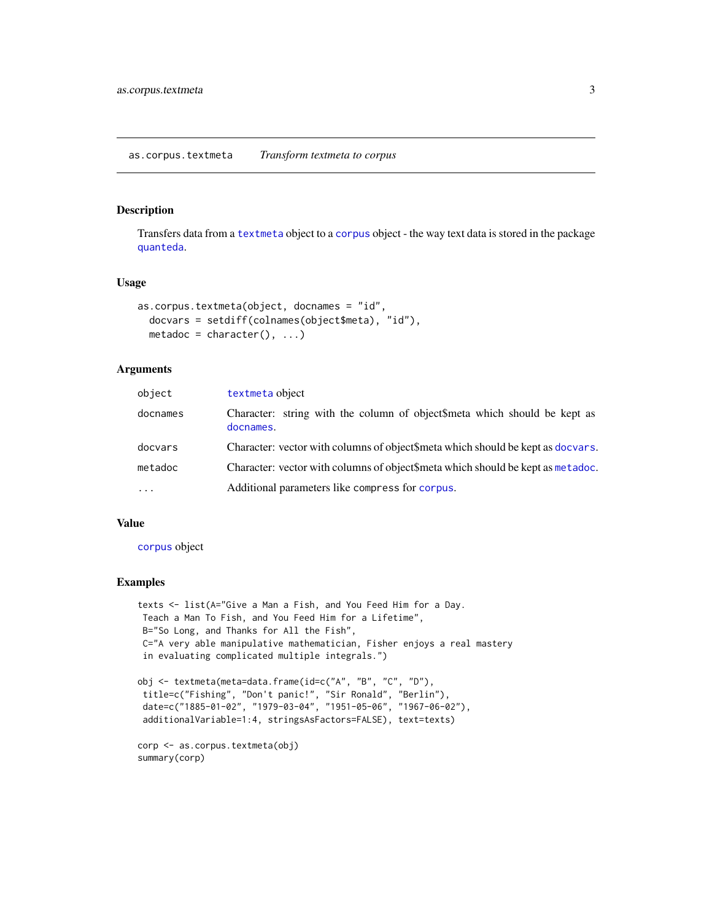## as.corpus.textmeta — *Transform textmeta to corpus*

### Description

Transfers data from a textmeta object to a corpus object - the way text data is stored in the package quanteda.

### Usage

```
as.corpus.textmeta(object, docnames = "id",
  docvars = setdiff(colnames(object$meta), "id"),
  metadoc = character(), ...)
```

### Arguments

| | |
|---|---|
| object | textmeta object |
| docnames | Character: string with the column of object$meta which should be kept as docnames. |
| docvars | Character: vector with columns of object$meta which should be kept as docvars. |
| metadoc | Character: vector with columns of object$meta which should be kept as metadoc. |
| ... | Additional parameters like compress for corpus. |

### Value

corpus object

### Examples

```
texts <- list(A="Give a Man a Fish, and You Feed Him for a Day.
 Teach a Man To Fish, and You Feed Him for a Lifetime",
 B="So Long, and Thanks for All the Fish",
 C="A very able manipulative mathematician, Fisher enjoys a real mastery
 in evaluating complicated multiple integrals.")

obj <- textmeta(meta=data.frame(id=c("A", "B", "C", "D"),
 title=c("Fishing", "Don't panic!", "Sir Ronald", "Berlin"),
 date=c("1885-01-02", "1979-03-04", "1951-05-06", "1967-06-02"),
 additionalVariable=1:4, stringsAsFactors=FALSE), text=texts)

corp <- as.corpus.textmeta(obj)
summary(corp)
```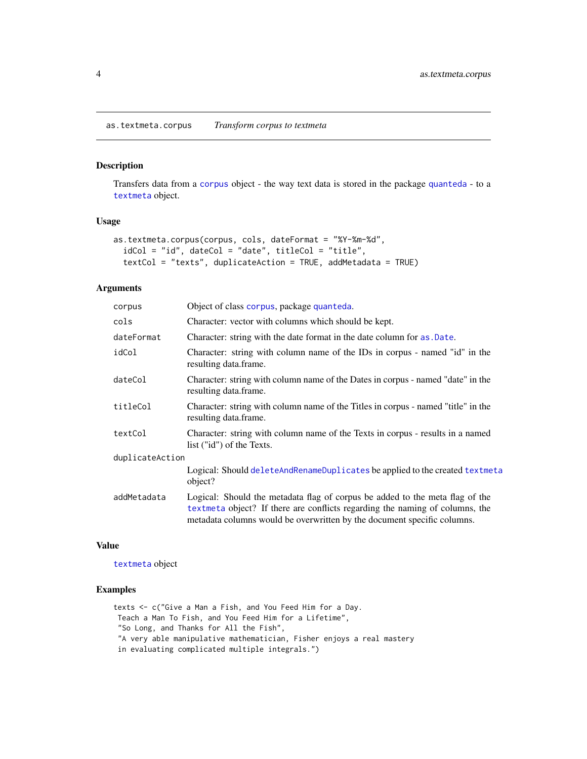## as.textmeta.corpus *Transform corpus to textmeta*

### Description

Transfers data from a `corpus` object - the way text data is stored in the package `quanteda` - to a `textmeta` object.

### Usage

```
as.textmeta.corpus(corpus, cols, dateFormat = "%Y-%m-%d",
  idCol = "id", dateCol = "date", titleCol = "title",
  textCol = "texts", duplicateAction = TRUE, addMetadata = TRUE)
```

### Arguments

| | |
|---|---|
| `corpus` | Object of class `corpus`, package `quanteda`. |
| `cols` | Character: vector with columns which should be kept. |
| `dateFormat` | Character: string with the date format in the date column for `as.Date`. |
| `idCol` | Character: string with column name of the IDs in corpus - named "id" in the resulting data.frame. |
| `dateCol` | Character: string with column name of the Dates in corpus - named "date" in the resulting data.frame. |
| `titleCol` | Character: string with column name of the Titles in corpus - named "title" in the resulting data.frame. |
| `textCol` | Character: string with column name of the Texts in corpus - results in a named list ("id") of the Texts. |
| `duplicateAction` | Logical: Should `deleteAndRenameDuplicates` be applied to the created `textmeta` object? |
| `addMetadata` | Logical: Should the metadata flag of corpus be added to the meta flag of the `textmeta` object? If there are conflicts regarding the naming of columns, the metadata columns would be overwritten by the document specific columns. |

### Value

`textmeta` object

### Examples

```
texts <- c("Give a Man a Fish, and You Feed Him for a Day.
 Teach a Man To Fish, and You Feed Him for a Lifetime",
 "So Long, and Thanks for All the Fish",
 "A very able manipulative mathematician, Fisher enjoys a real mastery
 in evaluating complicated multiple integrals.")
```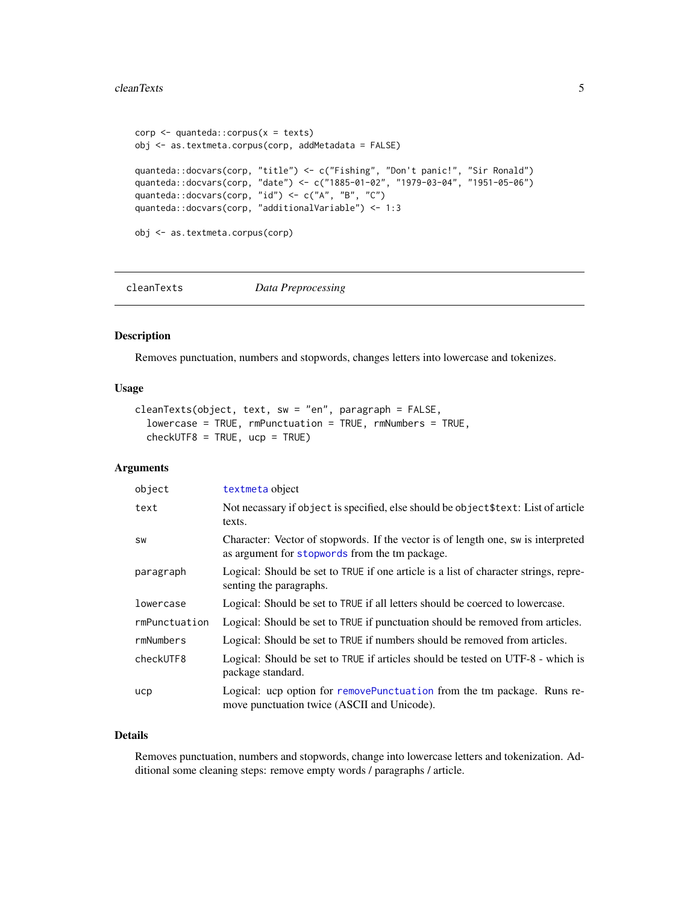```
corp <- quanteda::corpus(x = texts)
obj <- as.textmeta.corpus(corp, addMetadata = FALSE)

quanteda::docvars(corp, "title") <- c("Fishing", "Don't panic!", "Sir Ronald")
quanteda::docvars(corp, "date") <- c("1885-01-02", "1979-03-04", "1951-05-06")
quanteda::docvars(corp, "id") <- c("A", "B", "C")
quanteda::docvars(corp, "additionalVariable") <- 1:3

obj <- as.textmeta.corpus(corp)
```

---

## cleanTexts — *Data Preprocessing*

### Description

Removes punctuation, numbers and stopwords, changes letters into lowercase and tokenizes.

### Usage

```
cleanTexts(object, text, sw = "en", paragraph = FALSE,
  lowercase = TRUE, rmPunctuation = TRUE, rmNumbers = TRUE,
  checkUTF8 = TRUE, ucp = TRUE)
```

### Arguments

| Argument | Description |
|---|---|
| `object` | `textmeta` object |
| `text` | Not necassary if `object` is specified, else should be `object$text`: List of article texts. |
| `sw` | Character: Vector of stopwords. If the vector is of length one, `sw` is interpreted as argument for `stopwords` from the tm package. |
| `paragraph` | Logical: Should be set to `TRUE` if one article is a list of character strings, representing the paragraphs. |
| `lowercase` | Logical: Should be set to `TRUE` if all letters should be coerced to lowercase. |
| `rmPunctuation` | Logical: Should be set to `TRUE` if punctuation should be removed from articles. |
| `rmNumbers` | Logical: Should be set to `TRUE` if numbers should be removed from articles. |
| `checkUTF8` | Logical: Should be set to `TRUE` if articles should be tested on UTF-8 - which is package standard. |
| `ucp` | Logical: ucp option for `removePunctuation` from the tm package. Runs remove punctuation twice (ASCII and Unicode). |

### Details

Removes punctuation, numbers and stopwords, change into lowercase letters and tokenization. Additional some cleaning steps: remove empty words / paragraphs / article.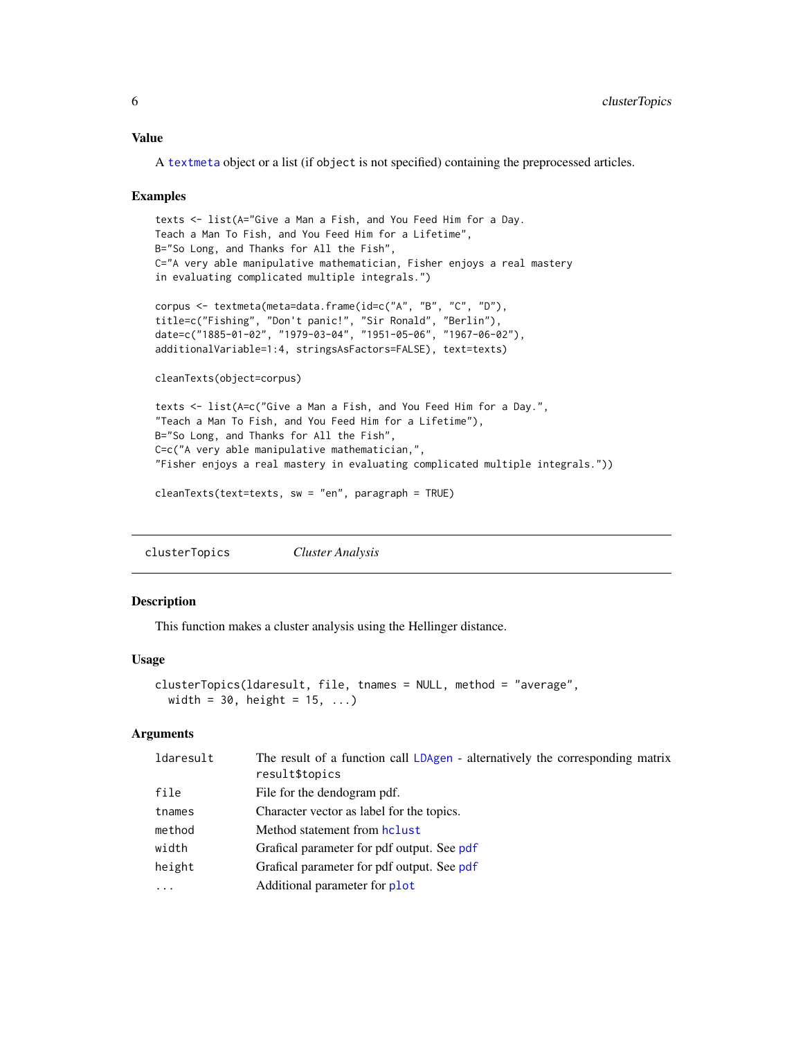### Value

A textmeta object or a list (if object is not specified) containing the preprocessed articles.

### Examples

```
texts <- list(A="Give a Man a Fish, and You Feed Him for a Day.
Teach a Man To Fish, and You Feed Him for a Lifetime",
B="So Long, and Thanks for All the Fish",
C="A very able manipulative mathematician, Fisher enjoys a real mastery
in evaluating complicated multiple integrals.")

corpus <- textmeta(meta=data.frame(id=c("A", "B", "C", "D"),
title=c("Fishing", "Don't panic!", "Sir Ronald", "Berlin"),
date=c("1885-01-02", "1979-03-04", "1951-05-06", "1967-06-02"),
additionalVariable=1:4, stringsAsFactors=FALSE), text=texts)

cleanTexts(object=corpus)

texts <- list(A=c("Give a Man a Fish, and You Feed Him for a Day.",
"Teach a Man To Fish, and You Feed Him for a Lifetime"),
B="So Long, and Thanks for All the Fish",
C=c("A very able manipulative mathematician,",
"Fisher enjoys a real mastery in evaluating complicated multiple integrals."))

cleanTexts(text=texts, sw = "en", paragraph = TRUE)
```

---

## clusterTopics — *Cluster Analysis*

---

### Description

This function makes a cluster analysis using the Hellinger distance.

### Usage

```
clusterTopics(ldaresult, file, tnames = NULL, method = "average",
  width = 30, height = 15, ...)
```

### Arguments

| | |
|---|---|
| ldaresult | The result of a function call LDAgen - alternatively the corresponding matrix result$topics |
| file | File for the dendogram pdf. |
| tnames | Character vector as label for the topics. |
| method | Method statement from hclust |
| width | Grafical parameter for pdf output. See pdf |
| height | Grafical parameter for pdf output. See pdf |
| ... | Additional parameter for plot |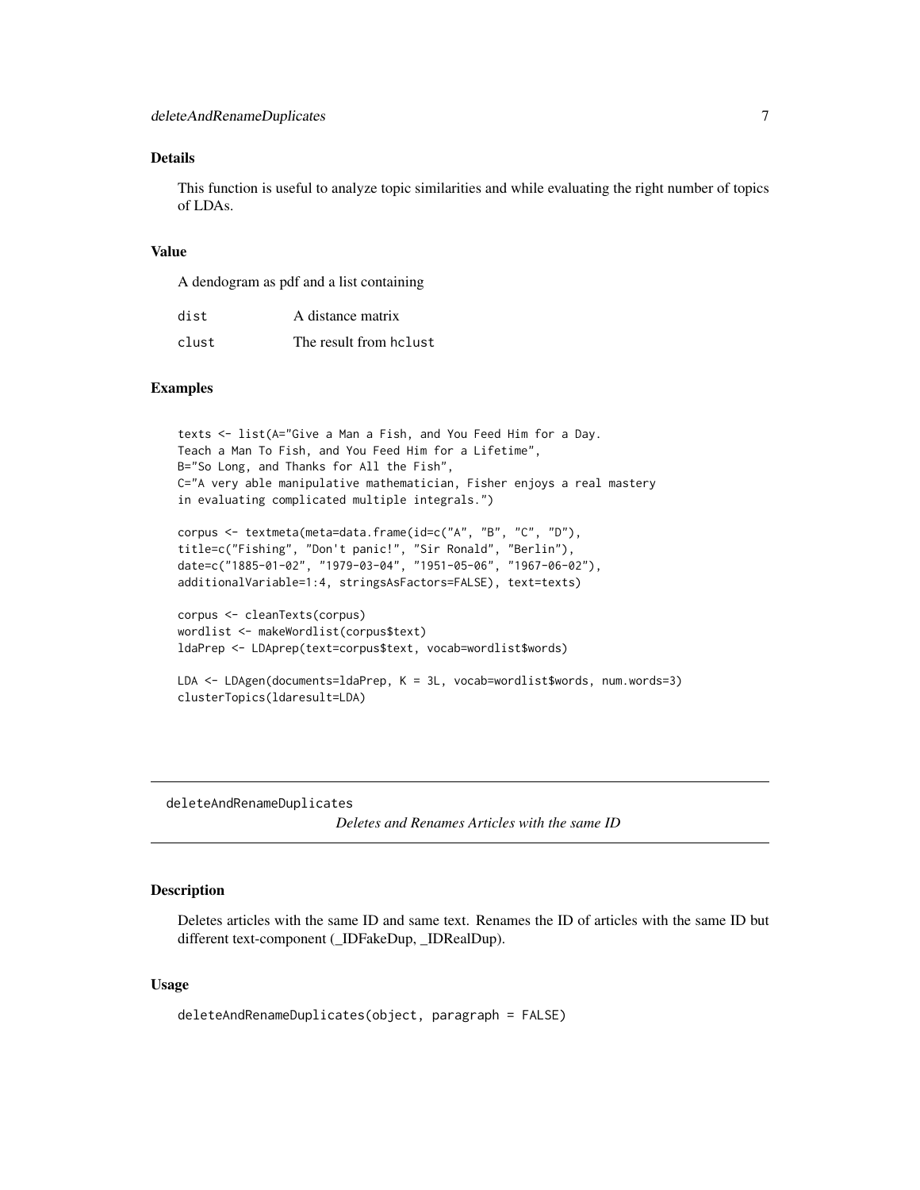### Details

This function is useful to analyze topic similarities and while evaluating the right number of topics of LDAs.

### Value

A dendogram as pdf and a list containing

| | |
|---|---|
| `dist` | A distance matrix |
| `clust` | The result from `hclust` |

### Examples

```
texts <- list(A="Give a Man a Fish, and You Feed Him for a Day.
Teach a Man To Fish, and You Feed Him for a Lifetime",
B="So Long, and Thanks for All the Fish",
C="A very able manipulative mathematician, Fisher enjoys a real mastery
in evaluating complicated multiple integrals.")

corpus <- textmeta(meta=data.frame(id=c("A", "B", "C", "D"),
title=c("Fishing", "Don't panic!", "Sir Ronald", "Berlin"),
date=c("1885-01-02", "1979-03-04", "1951-05-06", "1967-06-02"),
additionalVariable=1:4, stringsAsFactors=FALSE), text=texts)

corpus <- cleanTexts(corpus)
wordlist <- makeWordlist(corpus$text)
ldaPrep <- LDAprep(text=corpus$text, vocab=wordlist$words)

LDA <- LDAgen(documents=ldaPrep, K = 3L, vocab=wordlist$words, num.words=3)
clusterTopics(ldaresult=LDA)
```

---

## deleteAndRenameDuplicates

*Deletes and Renames Articles with the same ID*

---

### Description

Deletes articles with the same ID and same text. Renames the ID of articles with the same ID but different text-component (_IDFakeDup, _IDRealDup).

### Usage

```
deleteAndRenameDuplicates(object, paragraph = FALSE)
```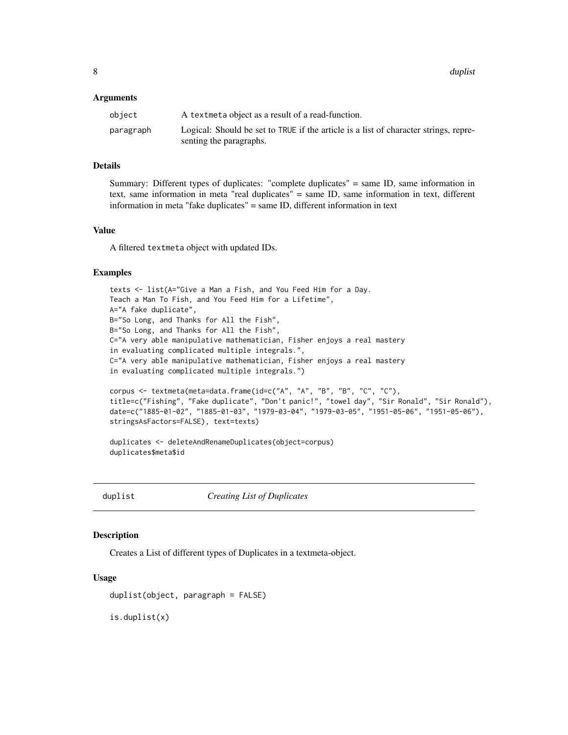### Arguments

| | |
|---|---|
| object | A textmeta object as a result of a read-function. |
| paragraph | Logical: Should be set to TRUE if the article is a list of character strings, representing the paragraphs. |

### Details

Summary: Different types of duplicates: "complete duplicates" = same ID, same information in text, same information in meta "real duplicates" = same ID, same information in text, different information in meta "fake duplicates" = same ID, different information in text

### Value

A filtered textmeta object with updated IDs.

### Examples

```
texts <- list(A="Give a Man a Fish, and You Feed Him for a Day.
Teach a Man To Fish, and You Feed Him for a Lifetime",
A="A fake duplicate",
B="So Long, and Thanks for All the Fish",
B="So Long, and Thanks for All the Fish",
C="A very able manipulative mathematician, Fisher enjoys a real mastery
in evaluating complicated multiple integrals.",
C="A very able manipulative mathematician, Fisher enjoys a real mastery
in evaluating complicated multiple integrals.")

corpus <- textmeta(meta=data.frame(id=c("A", "A", "B", "B", "C", "C"),
title=c("Fishing", "Fake duplicate", "Don't panic!", "towel day", "Sir Ronald", "Sir Ronald"),
date=c("1885-01-02", "1885-01-03", "1979-03-04", "1979-03-05", "1951-05-06", "1951-05-06"),
stringsAsFactors=FALSE), text=texts)

duplicates <- deleteAndRenameDuplicates(object=corpus)
duplicates$meta$id
```

---

## duplist — *Creating List of Duplicates*

### Description

Creates a List of different types of Duplicates in a textmeta-object.

### Usage

```
duplist(object, paragraph = FALSE)

is.duplist(x)
```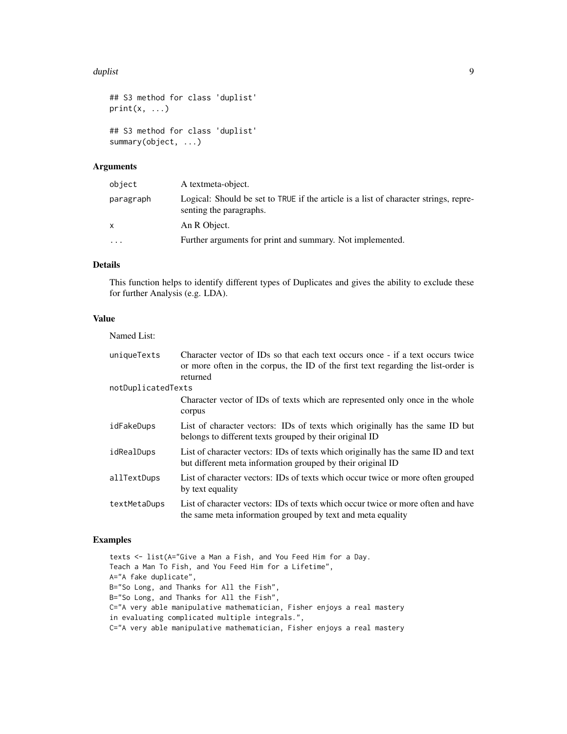```
## S3 method for class 'duplist'
print(x, ...)

## S3 method for class 'duplist'
summary(object, ...)
```

### Arguments

| | |
|---|---|
| object | A textmeta-object. |
| paragraph | Logical: Should be set to TRUE if the article is a list of character strings, representing the paragraphs. |
| x | An R Object. |
| ... | Further arguments for print and summary. Not implemented. |

### Details

This function helps to identify different types of Duplicates and gives the ability to exclude these for further Analysis (e.g. LDA).

### Value

Named List:

| | |
|---|---|
| uniqueTexts | Character vector of IDs so that each text occurs once - if a text occurs twice or more often in the corpus, the ID of the first text regarding the list-order is returned |
| notDuplicatedTexts | Character vector of IDs of texts which are represented only once in the whole corpus |
| idFakeDups | List of character vectors: IDs of texts which originally has the same ID but belongs to different texts grouped by their original ID |
| idRealDups | List of character vectors: IDs of texts which originally has the same ID and text but different meta information grouped by their original ID |
| allTextDups | List of character vectors: IDs of texts which occur twice or more often grouped by text equality |
| textMetaDups | List of character vectors: IDs of texts which occur twice or more often and have the same meta information grouped by text and meta equality |

### Examples

```
texts <- list(A="Give a Man a Fish, and You Feed Him for a Day.
Teach a Man To Fish, and You Feed Him for a Lifetime",
A="A fake duplicate",
B="So Long, and Thanks for All the Fish",
B="So Long, and Thanks for All the Fish",
C="A very able manipulative mathematician, Fisher enjoys a real mastery
in evaluating complicated multiple integrals.",
C="A very able manipulative mathematician, Fisher enjoys a real mastery
```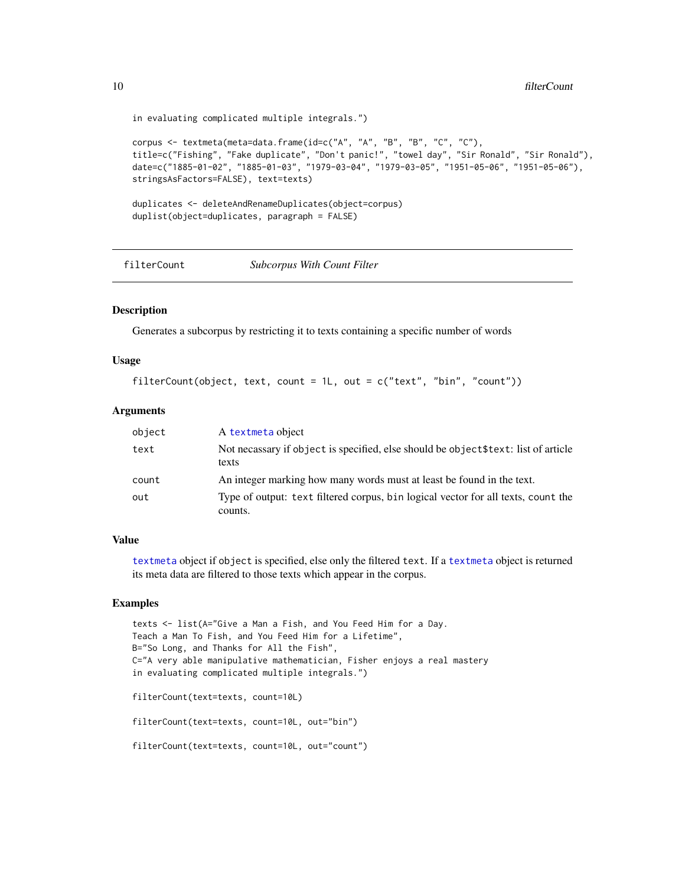```
in evaluating complicated multiple integrals.")

corpus <- textmeta(meta=data.frame(id=c("A", "A", "B", "B", "C", "C"),
title=c("Fishing", "Fake duplicate", "Don't panic!", "towel day", "Sir Ronald", "Sir Ronald"),
date=c("1885-01-02", "1885-01-03", "1979-03-04", "1979-03-05", "1951-05-06", "1951-05-06"),
stringsAsFactors=FALSE), text=texts)

duplicates <- deleteAndRenameDuplicates(object=corpus)
duplist(object=duplicates, paragraph = FALSE)
```

## filterCount — *Subcorpus With Count Filter*

### Description

Generates a subcorpus by restricting it to texts containing a specific number of words

### Usage

```
filterCount(object, text, count = 1L, out = c("text", "bin", "count"))
```

### Arguments

| | |
|---|---|
| `object` | A `textmeta` object |
| `text` | Not necassary if `object` is specified, else should be `object$text`: list of article texts |
| `count` | An integer marking how many words must at least be found in the text. |
| `out` | Type of output: `text` filtered corpus, `bin` logical vector for all texts, `count` the counts. |

### Value

`textmeta` object if `object` is specified, else only the filtered `text`. If a `textmeta` object is returned its meta data are filtered to those texts which appear in the corpus.

### Examples

```
texts <- list(A="Give a Man a Fish, and You Feed Him for a Day.
Teach a Man To Fish, and You Feed Him for a Lifetime",
B="So Long, and Thanks for All the Fish",
C="A very able manipulative mathematician, Fisher enjoys a real mastery
in evaluating complicated multiple integrals.")

filterCount(text=texts, count=10L)

filterCount(text=texts, count=10L, out="bin")

filterCount(text=texts, count=10L, out="count")
```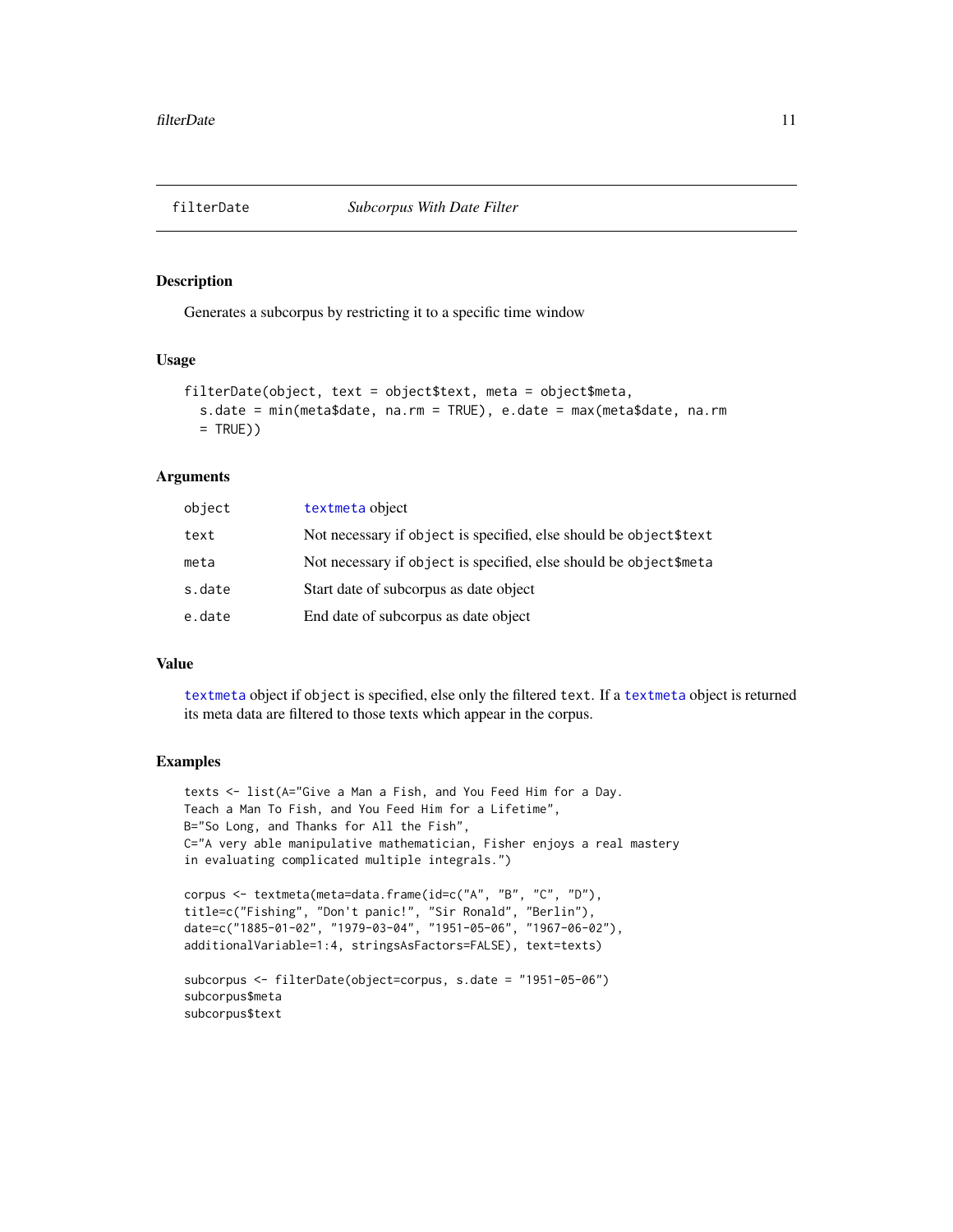# filterDate — *Subcorpus With Date Filter*

## Description

Generates a subcorpus by restricting it to a specific time window

## Usage

```
filterDate(object, text = object$text, meta = object$meta,
  s.date = min(meta$date, na.rm = TRUE), e.date = max(meta$date, na.rm
  = TRUE))
```

## Arguments

| | |
|---|---|
| `object` | `textmeta` object |
| `text` | Not necessary if `object` is specified, else should be `object$text` |
| `meta` | Not necessary if `object` is specified, else should be `object$meta` |
| `s.date` | Start date of subcorpus as date object |
| `e.date` | End date of subcorpus as date object |

## Value

`textmeta` object if `object` is specified, else only the filtered `text`. If a `textmeta` object is returned its meta data are filtered to those texts which appear in the corpus.

## Examples

```
texts <- list(A="Give a Man a Fish, and You Feed Him for a Day.
Teach a Man To Fish, and You Feed Him for a Lifetime",
B="So Long, and Thanks for All the Fish",
C="A very able manipulative mathematician, Fisher enjoys a real mastery
in evaluating complicated multiple integrals.")

corpus <- textmeta(meta=data.frame(id=c("A", "B", "C", "D"),
title=c("Fishing", "Don't panic!", "Sir Ronald", "Berlin"),
date=c("1885-01-02", "1979-03-04", "1951-05-06", "1967-06-02"),
additionalVariable=1:4, stringsAsFactors=FALSE), text=texts)

subcorpus <- filterDate(object=corpus, s.date = "1951-05-06")
subcorpus$meta
subcorpus$text
```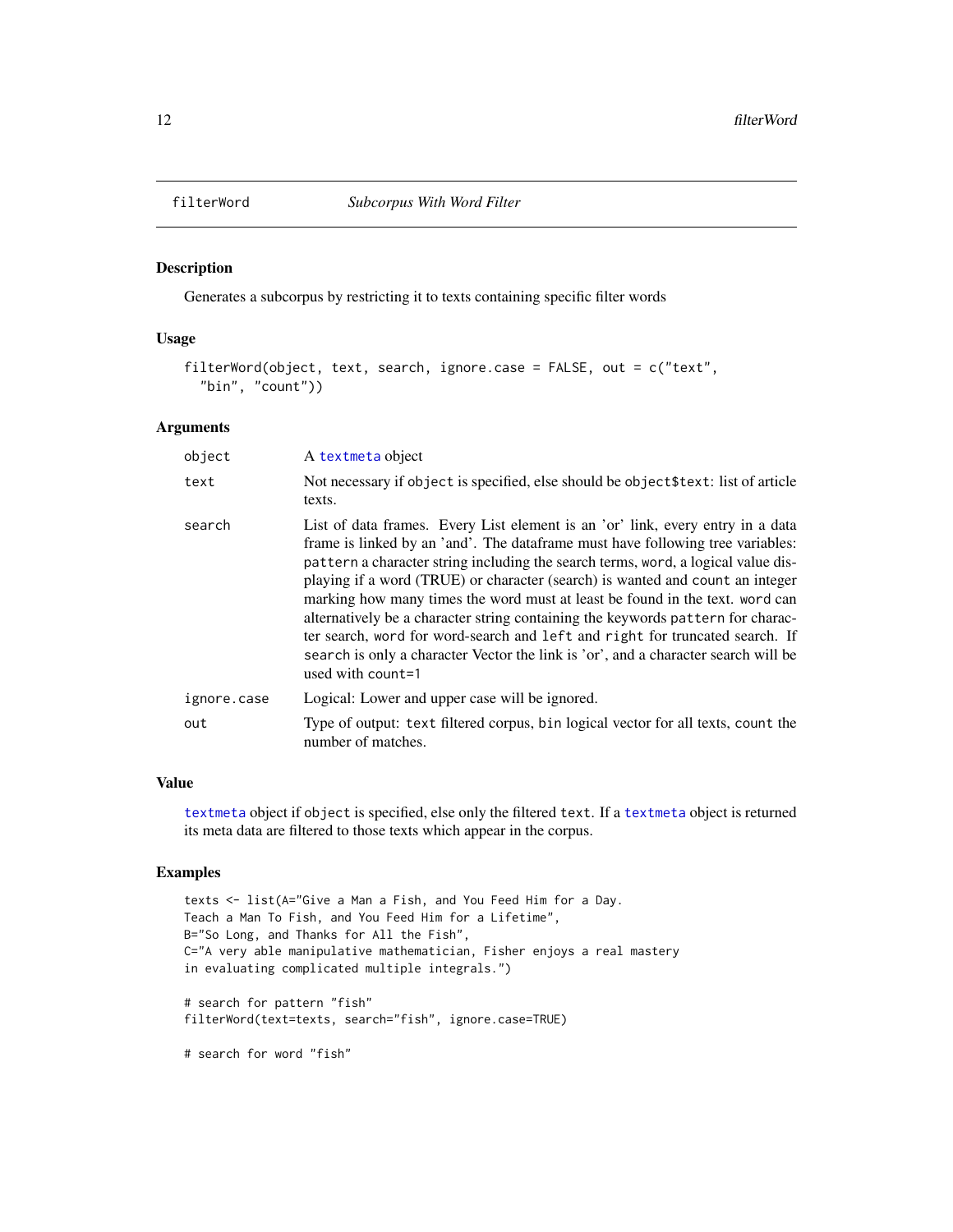## filterWord — *Subcorpus With Word Filter*

### Description

Generates a subcorpus by restricting it to texts containing specific filter words

### Usage

```
filterWord(object, text, search, ignore.case = FALSE, out = c("text",
  "bin", "count"))
```

### Arguments

| | |
|---|---|
| `object` | A `textmeta` object |
| `text` | Not necessary if `object` is specified, else should be `object$text`: list of article texts. |
| `search` | List of data frames. Every List element is an 'or' link, every entry in a data frame is linked by an 'and'. The dataframe must have following tree variables: `pattern` a character string including the search terms, `word`, a logical value displaying if a word (TRUE) or character (search) is wanted and `count` an integer marking how many times the word must at least be found in the text. `word` can alternatively be a character string containing the keywords `pattern` for character search, `word` for word-search and `left` and `right` for truncated search. If `search` is only a character Vector the link is 'or', and a character search will be used with `count=1` |
| `ignore.case` | Logical: Lower and upper case will be ignored. |
| `out` | Type of output: `text` filtered corpus, `bin` logical vector for all texts, `count` the number of matches. |

### Value

`textmeta` object if `object` is specified, else only the filtered `text`. If a `textmeta` object is returned its meta data are filtered to those texts which appear in the corpus.

### Examples

```
texts <- list(A="Give a Man a Fish, and You Feed Him for a Day.
Teach a Man To Fish, and You Feed Him for a Lifetime",
B="So Long, and Thanks for All the Fish",
C="A very able manipulative mathematician, Fisher enjoys a real mastery
in evaluating complicated multiple integrals.")

# search for pattern "fish"
filterWord(text=texts, search="fish", ignore.case=TRUE)

# search for word "fish"
```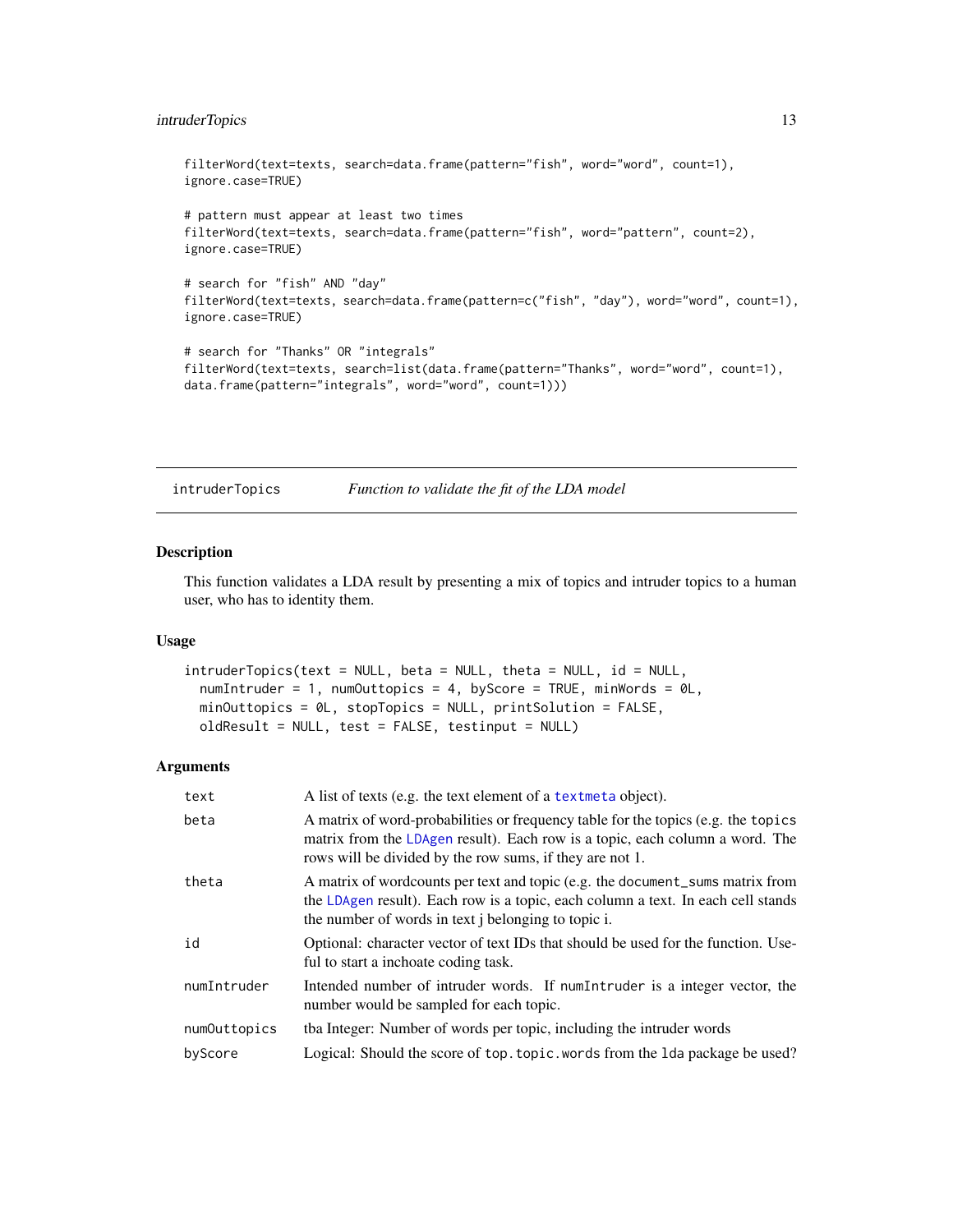```
filterWord(text=texts, search=data.frame(pattern="fish", word="word", count=1),
ignore.case=TRUE)

# pattern must appear at least two times
filterWord(text=texts, search=data.frame(pattern="fish", word="pattern", count=2),
ignore.case=TRUE)

# search for "fish" AND "day"
filterWord(text=texts, search=data.frame(pattern=c("fish", "day"), word="word", count=1),
ignore.case=TRUE)

# search for "Thanks" OR "integrals"
filterWord(text=texts, search=list(data.frame(pattern="Thanks", word="word", count=1),
data.frame(pattern="integrals", word="word", count=1)))
```

---

## intruderTopics — *Function to validate the fit of the LDA model*

### Description

This function validates a LDA result by presenting a mix of topics and intruder topics to a human user, who has to identity them.

### Usage

```
intruderTopics(text = NULL, beta = NULL, theta = NULL, id = NULL,
  numIntruder = 1, numOuttopics = 4, byScore = TRUE, minWords = 0L,
  minOuttopics = 0L, stopTopics = NULL, printSolution = FALSE,
  oldResult = NULL, test = FALSE, testinput = NULL)
```

### Arguments

| | |
|---|---|
| text | A list of texts (e.g. the text element of a `textmeta` object). |
| beta | A matrix of word-probabilities or frequency table for the topics (e.g. the `topics` matrix from the `LDAgen` result). Each row is a topic, each column a word. The rows will be divided by the row sums, if they are not 1. |
| theta | A matrix of wordcounts per text and topic (e.g. the `document_sums` matrix from the `LDAgen` result). Each row is a topic, each column a text. In each cell stands the number of words in text j belonging to topic i. |
| id | Optional: character vector of text IDs that should be used for the function. Useful to start a inchoate coding task. |
| numIntruder | Intended number of intruder words. If `numIntruder` is a integer vector, the number would be sampled for each topic. |
| numOuttopics | tba Integer: Number of words per topic, including the intruder words |
| byScore | Logical: Should the score of `top.topic.words` from the `lda` package be used? |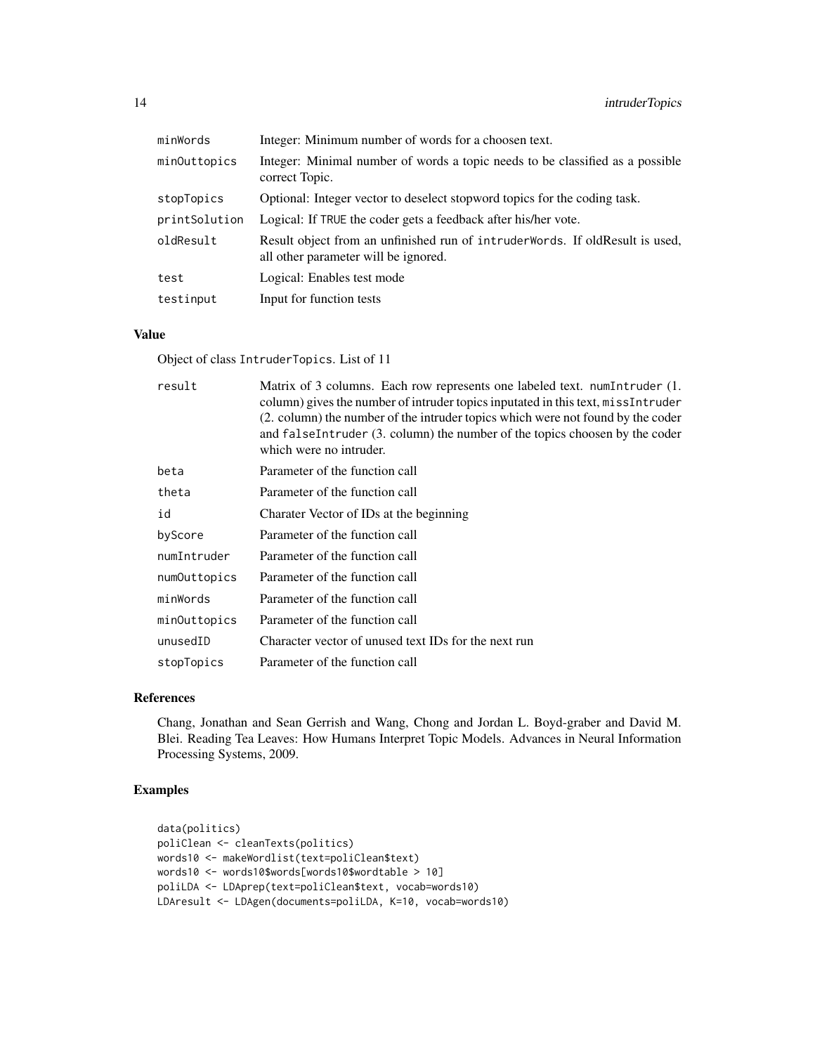| | |
|---|---|
| `minWords` | Integer: Minimum number of words for a choosen text. |
| `minOuttopics` | Integer: Minimal number of words a topic needs to be classified as a possible correct Topic. |
| `stopTopics` | Optional: Integer vector to deselect stopword topics for the coding task. |
| `printSolution` | Logical: If `TRUE` the coder gets a feedback after his/her vote. |
| `oldResult` | Result object from an unfinished run of `intruderWords`. If oldResult is used, all other parameter will be ignored. |
| `test` | Logical: Enables test mode |
| `testinput` | Input for function tests |

### Value

Object of class `IntruderTopics`. List of 11

| | |
|---|---|
| `result` | Matrix of 3 columns. Each row represents one labeled text. `numIntruder` (1. column) gives the number of intruder topics inputated in this text, `missIntruder` (2. column) the number of the intruder topics which were not found by the coder and `falseIntruder` (3. column) the number of the topics choosen by the coder which were no intruder. |
| `beta` | Parameter of the function call |
| `theta` | Parameter of the function call |
| `id` | Charater Vector of IDs at the beginning |
| `byScore` | Parameter of the function call |
| `numIntruder` | Parameter of the function call |
| `numOuttopics` | Parameter of the function call |
| `minWords` | Parameter of the function call |
| `minOuttopics` | Parameter of the function call |
| `unusedID` | Character vector of unused text IDs for the next run |
| `stopTopics` | Parameter of the function call |

### References

Chang, Jonathan and Sean Gerrish and Wang, Chong and Jordan L. Boyd-graber and David M. Blei. Reading Tea Leaves: How Humans Interpret Topic Models. Advances in Neural Information Processing Systems, 2009.

### Examples

```
data(politics)
poliClean <- cleanTexts(politics)
words10 <- makeWordlist(text=poliClean$text)
words10 <- words10$words[words10$wordtable > 10]
poliLDA <- LDAprep(text=poliClean$text, vocab=words10)
LDAresult <- LDAgen(documents=poliLDA, K=10, vocab=words10)
```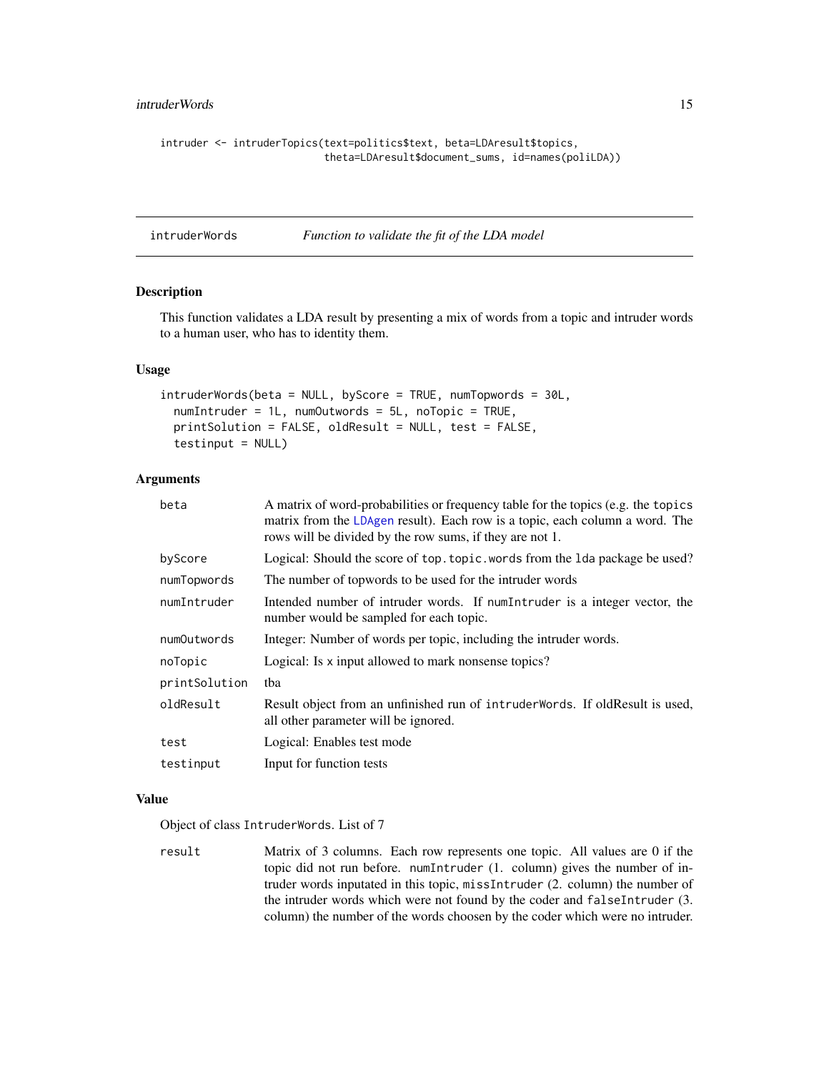```
intruder <- intruderTopics(text=politics$text, beta=LDAresult$topics,
                           theta=LDAresult$document_sums, id=names(poliLDA))
```

## intruderWords — *Function to validate the fit of the LDA model*

### Description

This function validates a LDA result by presenting a mix of words from a topic and intruder words to a human user, who has to identity them.

### Usage

```
intruderWords(beta = NULL, byScore = TRUE, numTopwords = 30L,
  numIntruder = 1L, numOutwords = 5L, noTopic = TRUE,
  printSolution = FALSE, oldResult = NULL, test = FALSE,
  testinput = NULL)
```

### Arguments

| | |
|---|---|
| `beta` | A matrix of word-probabilities or frequency table for the topics (e.g. the `topics` matrix from the `LDAgen` result). Each row is a topic, each column a word. The rows will be divided by the row sums, if they are not 1. |
| `byScore` | Logical: Should the score of `top.topic.words` from the `lda` package be used? |
| `numTopwords` | The number of topwords to be used for the intruder words |
| `numIntruder` | Intended number of intruder words. If `numIntruder` is a integer vector, the number would be sampled for each topic. |
| `numOutwords` | Integer: Number of words per topic, including the intruder words. |
| `noTopic` | Logical: Is x input allowed to mark nonsense topics? |
| `printSolution` | tba |
| `oldResult` | Result object from an unfinished run of `intruderWords`. If oldResult is used, all other parameter will be ignored. |
| `test` | Logical: Enables test mode |
| `testinput` | Input for function tests |

### Value

Object of class `IntruderWords`. List of 7

| | |
|---|---|
| `result` | Matrix of 3 columns. Each row represents one topic. All values are 0 if the topic did not run before. `numIntruder` (1. column) gives the number of intruder words inputated in this topic, `missIntruder` (2. column) the number of the intruder words which were not found by the coder and `falseIntruder` (3. column) the number of the words choosen by the coder which were no intruder. |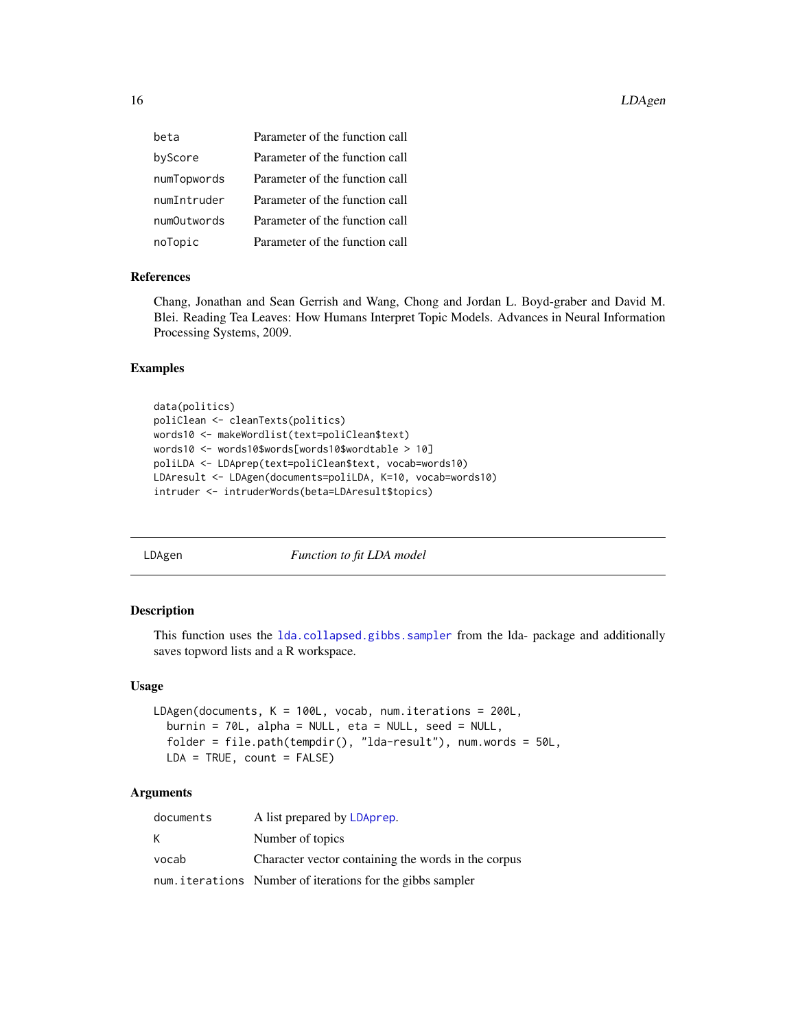| | |
|---|---|
| beta | Parameter of the function call |
| byScore | Parameter of the function call |
| numTopwords | Parameter of the function call |
| numIntruder | Parameter of the function call |
| numOutwords | Parameter of the function call |
| noTopic | Parameter of the function call |

### References

Chang, Jonathan and Sean Gerrish and Wang, Chong and Jordan L. Boyd-graber and David M. Blei. Reading Tea Leaves: How Humans Interpret Topic Models. Advances in Neural Information Processing Systems, 2009.

### Examples

```
data(politics)
poliClean <- cleanTexts(politics)
words10 <- makeWordlist(text=poliClean$text)
words10 <- words10$words[words10$wordtable > 10]
poliLDA <- LDAprep(text=poliClean$text, vocab=words10)
LDAresult <- LDAgen(documents=poliLDA, K=10, vocab=words10)
intruder <- intruderWords(beta=LDAresult$topics)
```

## LDAgen *Function to fit LDA model*

### Description

This function uses the lda.collapsed.gibbs.sampler from the lda- package and additionally saves topword lists and a R workspace.

### Usage

```
LDAgen(documents, K = 100L, vocab, num.iterations = 200L,
  burnin = 70L, alpha = NULL, eta = NULL, seed = NULL,
  folder = file.path(tempdir(), "lda-result"), num.words = 50L,
  LDA = TRUE, count = FALSE)
```

### Arguments

| | |
|---|---|
| documents | A list prepared by LDAprep. |
| K | Number of topics |
| vocab | Character vector containing the words in the corpus |
| num.iterations | Number of iterations for the gibbs sampler |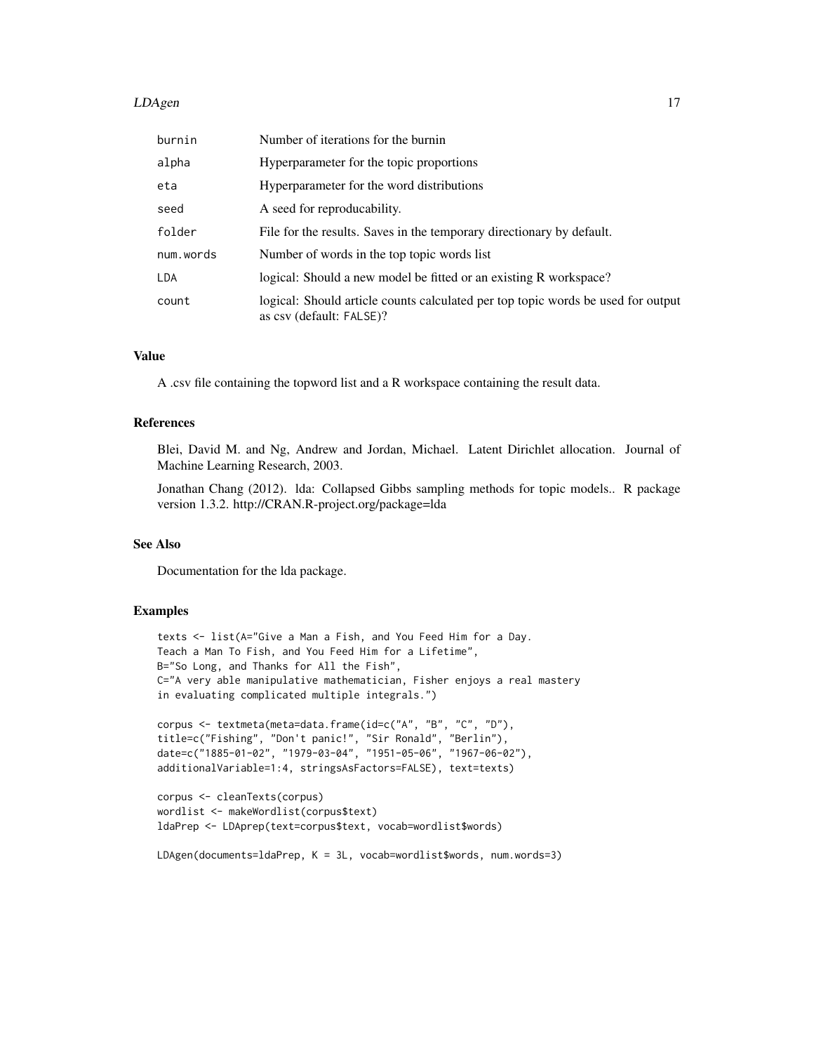| | |
|---|---|
| burnin | Number of iterations for the burnin |
| alpha | Hyperparameter for the topic proportions |
| eta | Hyperparameter for the word distributions |
| seed | A seed for reproducability. |
| folder | File for the results. Saves in the temporary directionary by default. |
| num.words | Number of words in the top topic words list |
| LDA | logical: Should a new model be fitted or an existing R workspace? |
| count | logical: Should article counts calculated per top topic words be used for output as csv (default: FALSE)? |

### Value

A .csv file containing the topword list and a R workspace containing the result data.

### References

Blei, David M. and Ng, Andrew and Jordan, Michael. Latent Dirichlet allocation. Journal of Machine Learning Research, 2003.

Jonathan Chang (2012). lda: Collapsed Gibbs sampling methods for topic models.. R package version 1.3.2. http://CRAN.R-project.org/package=lda

### See Also

Documentation for the lda package.

### Examples

```
texts <- list(A="Give a Man a Fish, and You Feed Him for a Day.
Teach a Man To Fish, and You Feed Him for a Lifetime",
B="So Long, and Thanks for All the Fish",
C="A very able manipulative mathematician, Fisher enjoys a real mastery
in evaluating complicated multiple integrals.")

corpus <- textmeta(meta=data.frame(id=c("A", "B", "C", "D"),
title=c("Fishing", "Don't panic!", "Sir Ronald", "Berlin"),
date=c("1885-01-02", "1979-03-04", "1951-05-06", "1967-06-02"),
additionalVariable=1:4, stringsAsFactors=FALSE), text=texts)

corpus <- cleanTexts(corpus)
wordlist <- makeWordlist(corpus$text)
ldaPrep <- LDAprep(text=corpus$text, vocab=wordlist$words)

LDAgen(documents=ldaPrep, K = 3L, vocab=wordlist$words, num.words=3)
```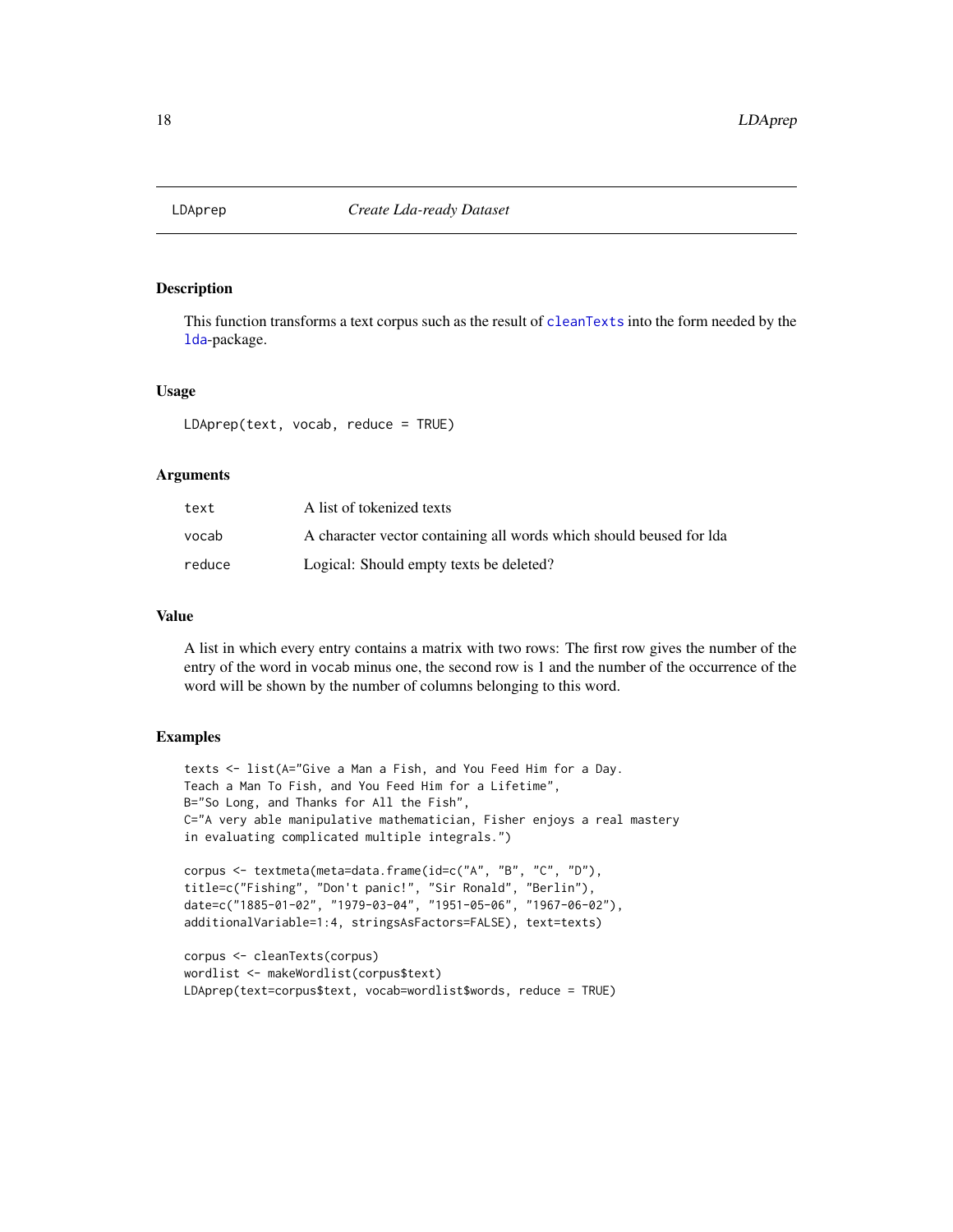# LDAprep — *Create Lda-ready Dataset*

## Description

This function transforms a text corpus such as the result of `cleanTexts` into the form needed by the `lda`-package.

## Usage

```
LDAprep(text, vocab, reduce = TRUE)
```

## Arguments

| | |
|---|---|
| `text` | A list of tokenized texts |
| `vocab` | A character vector containing all words which should beused for lda |
| `reduce` | Logical: Should empty texts be deleted? |

## Value

A list in which every entry contains a matrix with two rows: The first row gives the number of the entry of the word in vocab minus one, the second row is 1 and the number of the occurrence of the word will be shown by the number of columns belonging to this word.

## Examples

```
texts <- list(A="Give a Man a Fish, and You Feed Him for a Day.
Teach a Man To Fish, and You Feed Him for a Lifetime",
B="So Long, and Thanks for All the Fish",
C="A very able manipulative mathematician, Fisher enjoys a real mastery
in evaluating complicated multiple integrals.")

corpus <- textmeta(meta=data.frame(id=c("A", "B", "C", "D"),
title=c("Fishing", "Don't panic!", "Sir Ronald", "Berlin"),
date=c("1885-01-02", "1979-03-04", "1951-05-06", "1967-06-02"),
additionalVariable=1:4, stringsAsFactors=FALSE), text=texts)

corpus <- cleanTexts(corpus)
wordlist <- makeWordlist(corpus$text)
LDAprep(text=corpus$text, vocab=wordlist$words, reduce = TRUE)
```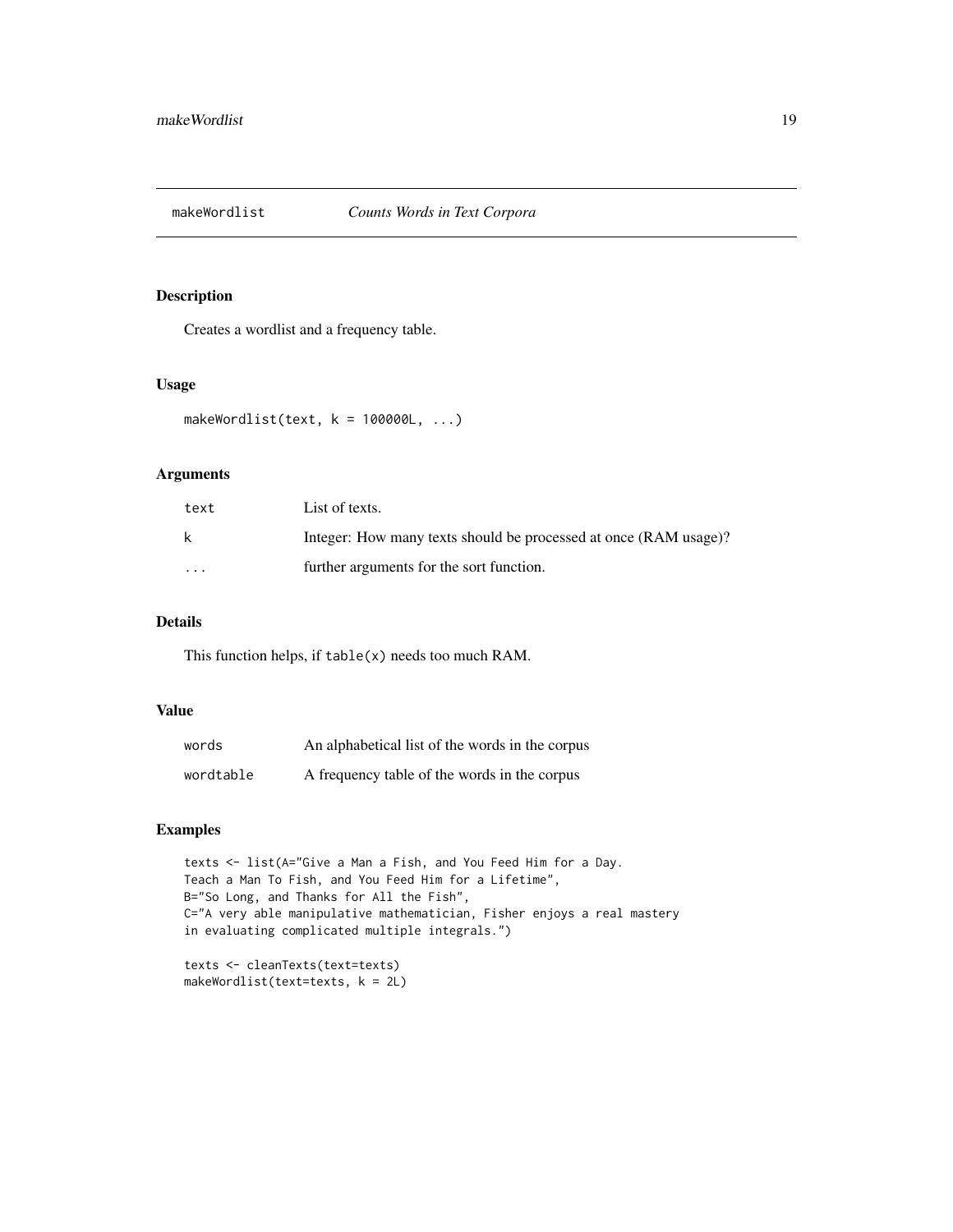# makeWordlist *Counts Words in Text Corpora*

## Description

Creates a wordlist and a frequency table.

## Usage

```
makeWordlist(text, k = 100000L, ...)
```

## Arguments

| | |
|---|---|
| text | List of texts. |
| k | Integer: How many texts should be processed at once (RAM usage)? |
| ... | further arguments for the sort function. |

## Details

This function helps, if `table(x)` needs too much RAM.

## Value

| | |
|---|---|
| words | An alphabetical list of the words in the corpus |
| wordtable | A frequency table of the words in the corpus |

## Examples

```
texts <- list(A="Give a Man a Fish, and You Feed Him for a Day.
Teach a Man To Fish, and You Feed Him for a Lifetime",
B="So Long, and Thanks for All the Fish",
C="A very able manipulative mathematician, Fisher enjoys a real mastery
in evaluating complicated multiple integrals.")

texts <- cleanTexts(text=texts)
makeWordlist(text=texts, k = 2L)
```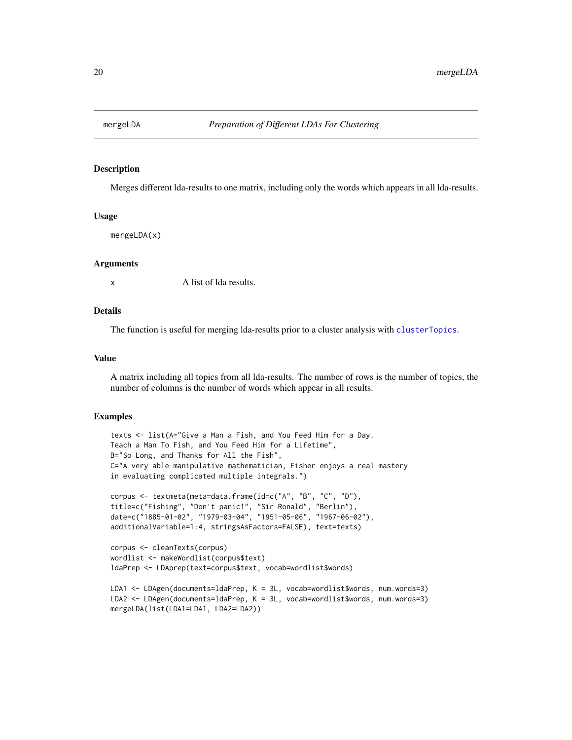# mergeLDA — *Preparation of Different LDAs For Clustering*

## Description

Merges different lda-results to one matrix, including only the words which appears in all lda-results.

## Usage

```
mergeLDA(x)
```

## Arguments

| | |
|---|---|
| x | A list of lda results. |

## Details

The function is useful for merging lda-results prior to a cluster analysis with `clusterTopics`.

## Value

A matrix including all topics from all lda-results. The number of rows is the number of topics, the number of columns is the number of words which appear in all results.

## Examples

```
texts <- list(A="Give a Man a Fish, and You Feed Him for a Day.
Teach a Man To Fish, and You Feed Him for a Lifetime",
B="So Long, and Thanks for All the Fish",
C="A very able manipulative mathematician, Fisher enjoys a real mastery
in evaluating complicated multiple integrals.")

corpus <- textmeta(meta=data.frame(id=c("A", "B", "C", "D"),
title=c("Fishing", "Don't panic!", "Sir Ronald", "Berlin"),
date=c("1885-01-02", "1979-03-04", "1951-05-06", "1967-06-02"),
additionalVariable=1:4, stringsAsFactors=FALSE), text=texts)

corpus <- cleanTexts(corpus)
wordlist <- makeWordlist(corpus$text)
ldaPrep <- LDAprep(text=corpus$text, vocab=wordlist$words)

LDA1 <- LDAgen(documents=ldaPrep, K = 3L, vocab=wordlist$words, num.words=3)
LDA2 <- LDAgen(documents=ldaPrep, K = 3L, vocab=wordlist$words, num.words=3)
mergeLDA(list(LDA1=LDA1, LDA2=LDA2))
```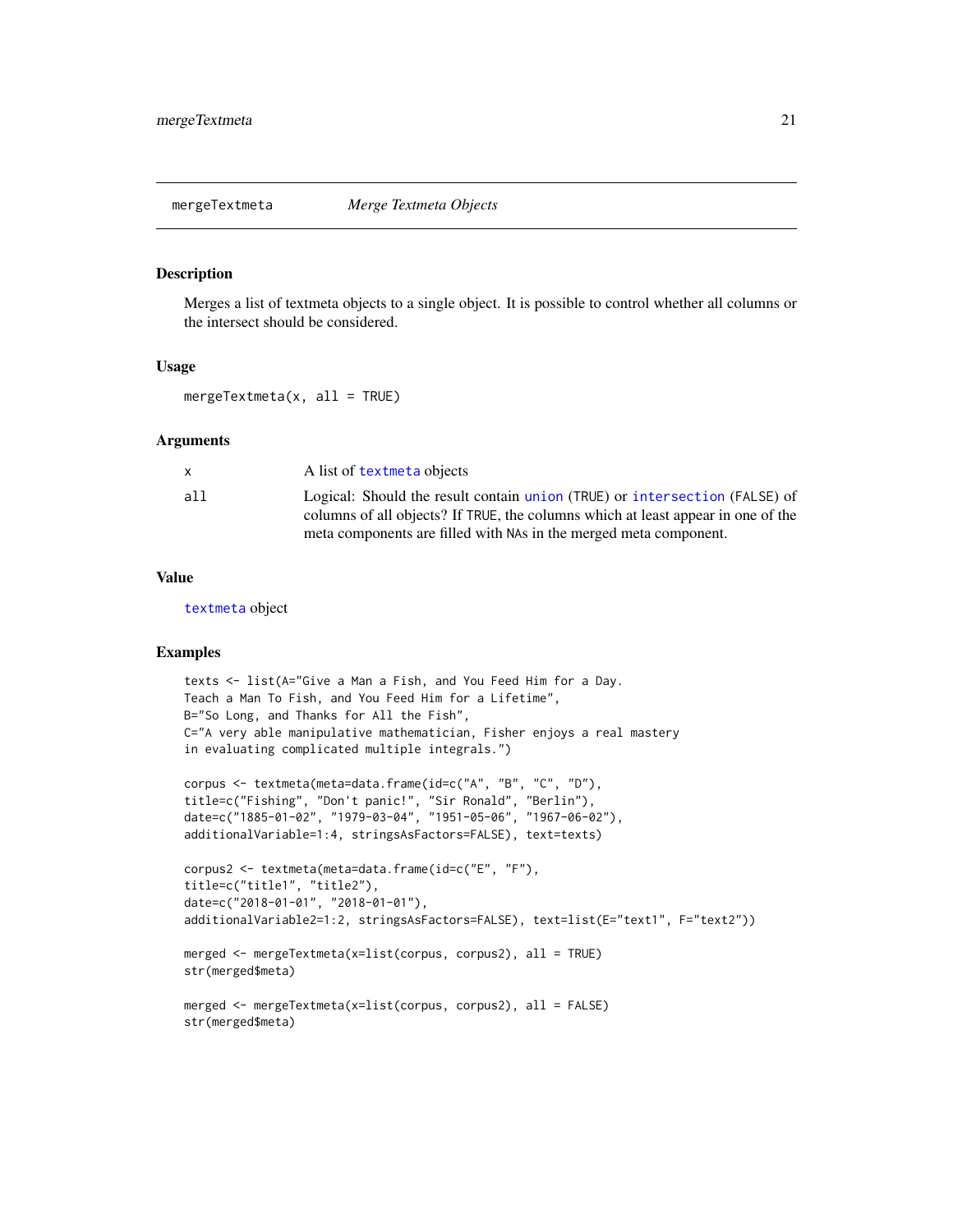## mergeTextmeta *Merge Textmeta Objects*

### Description

Merges a list of textmeta objects to a single object. It is possible to control whether all columns or the intersect should be considered.

### Usage

```
mergeTextmeta(x, all = TRUE)
```

### Arguments

| | |
|---|---|
| x | A list of `textmeta` objects |
| all | Logical: Should the result contain `union` (TRUE) or `intersection` (FALSE) of columns of all objects? If TRUE, the columns which at least appear in one of the meta components are filled with NAs in the merged meta component. |

### Value

`textmeta` object

### Examples

```
texts <- list(A="Give a Man a Fish, and You Feed Him for a Day.
Teach a Man To Fish, and You Feed Him for a Lifetime",
B="So Long, and Thanks for All the Fish",
C="A very able manipulative mathematician, Fisher enjoys a real mastery
in evaluating complicated multiple integrals.")

corpus <- textmeta(meta=data.frame(id=c("A", "B", "C", "D"),
title=c("Fishing", "Don't panic!", "Sir Ronald", "Berlin"),
date=c("1885-01-02", "1979-03-04", "1951-05-06", "1967-06-02"),
additionalVariable=1:4, stringsAsFactors=FALSE), text=texts)

corpus2 <- textmeta(meta=data.frame(id=c("E", "F"),
title=c("title1", "title2"),
date=c("2018-01-01", "2018-01-01"),
additionalVariable2=1:2, stringsAsFactors=FALSE), text=list(E="text1", F="text2"))

merged <- mergeTextmeta(x=list(corpus, corpus2), all = TRUE)
str(merged$meta)

merged <- mergeTextmeta(x=list(corpus, corpus2), all = FALSE)
str(merged$meta)
```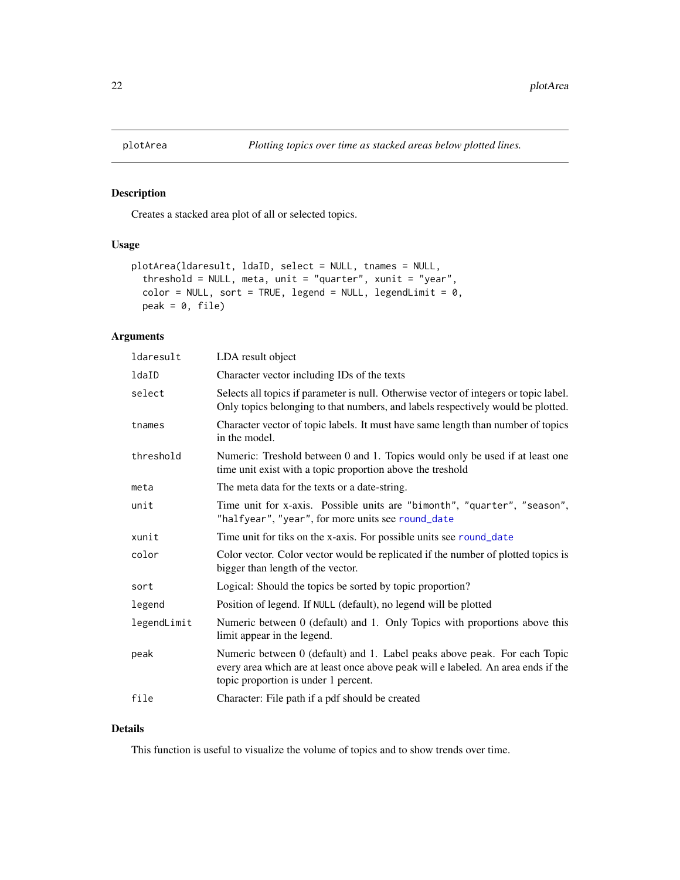## plotArea *Plotting topics over time as stacked areas below plotted lines.*

### Description

Creates a stacked area plot of all or selected topics.

### Usage

```
plotArea(ldaresult, ldaID, select = NULL, tnames = NULL,
  threshold = NULL, meta, unit = "quarter", xunit = "year",
  color = NULL, sort = TRUE, legend = NULL, legendLimit = 0,
  peak = 0, file)
```

### Arguments

| | |
|---|---|
| ldaresult | LDA result object |
| ldaID | Character vector including IDs of the texts |
| select | Selects all topics if parameter is null. Otherwise vector of integers or topic label. Only topics belonging to that numbers, and labels respectively would be plotted. |
| tnames | Character vector of topic labels. It must have same length than number of topics in the model. |
| threshold | Numeric: Treshold between 0 and 1. Topics would only be used if at least one time unit exist with a topic proportion above the treshold |
| meta | The meta data for the texts or a date-string. |
| unit | Time unit for x-axis. Possible units are "bimonth", "quarter", "season", "halfyear", "year", for more units see round_date |
| xunit | Time unit for tiks on the x-axis. For possible units see round_date |
| color | Color vector. Color vector would be replicated if the number of plotted topics is bigger than length of the vector. |
| sort | Logical: Should the topics be sorted by topic proportion? |
| legend | Position of legend. If NULL (default), no legend will be plotted |
| legendLimit | Numeric between 0 (default) and 1. Only Topics with proportions above this limit appear in the legend. |
| peak | Numeric between 0 (default) and 1. Label peaks above peak. For each Topic every area which are at least once above peak will e labeled. An area ends if the topic proportion is under 1 percent. |
| file | Character: File path if a pdf should be created |

### Details

This function is useful to visualize the volume of topics and to show trends over time.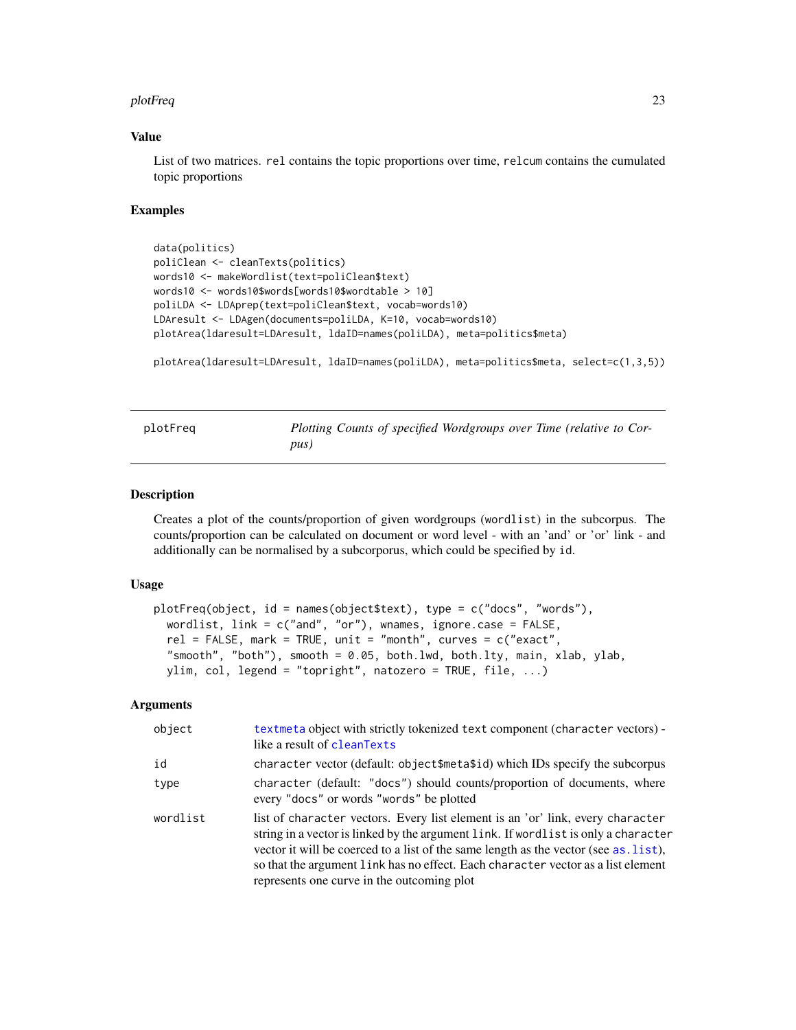### Value

List of two matrices. `rel` contains the topic proportions over time, `relcum` contains the cumulated topic proportions

### Examples

```
data(politics)
poliClean <- cleanTexts(politics)
words10 <- makeWordlist(text=poliClean$text)
words10 <- words10$words[words10$wordtable > 10]
poliLDA <- LDAprep(text=poliClean$text, vocab=words10)
LDAresult <- LDAgen(documents=poliLDA, K=10, vocab=words10)
plotArea(ldaresult=LDAresult, ldaID=names(poliLDA), meta=politics$meta)

plotArea(ldaresult=LDAresult, ldaID=names(poliLDA), meta=politics$meta, select=c(1,3,5))
```

---

## plotFreq — *Plotting Counts of specified Wordgroups over Time (relative to Corpus)*

### Description

Creates a plot of the counts/proportion of given wordgroups (`wordlist`) in the subcorpus. The counts/proportion can be calculated on document or word level - with an 'and' or 'or' link - and additionally can be normalised by a subcorporus, which could be specified by `id`.

### Usage

```
plotFreq(object, id = names(object$text), type = c("docs", "words"),
  wordlist, link = c("and", "or"), wnames, ignore.case = FALSE,
  rel = FALSE, mark = TRUE, unit = "month", curves = c("exact",
  "smooth", "both"), smooth = 0.05, both.lwd, both.lty, main, xlab, ylab,
  ylim, col, legend = "topright", natozero = TRUE, file, ...)
```

### Arguments

| | |
|---|---|
| `object` | `textmeta` object with strictly tokenized `text` component (`character` vectors) - like a result of `cleanTexts` |
| `id` | `character` vector (default: `object$meta$id`) which IDs specify the subcorpus |
| `type` | `character` (default: `"docs"`) should counts/proportion of documents, where every `"docs"` or words `"words"` be plotted |
| `wordlist` | list of `character` vectors. Every list element is an 'or' link, every `character` string in a vector is linked by the argument `link`. If `wordlist` is only a `character` vector it will be coerced to a list of the same length as the vector (see `as.list`), so that the argument `link` has no effect. Each `character` vector as a list element represents one curve in the outcoming plot |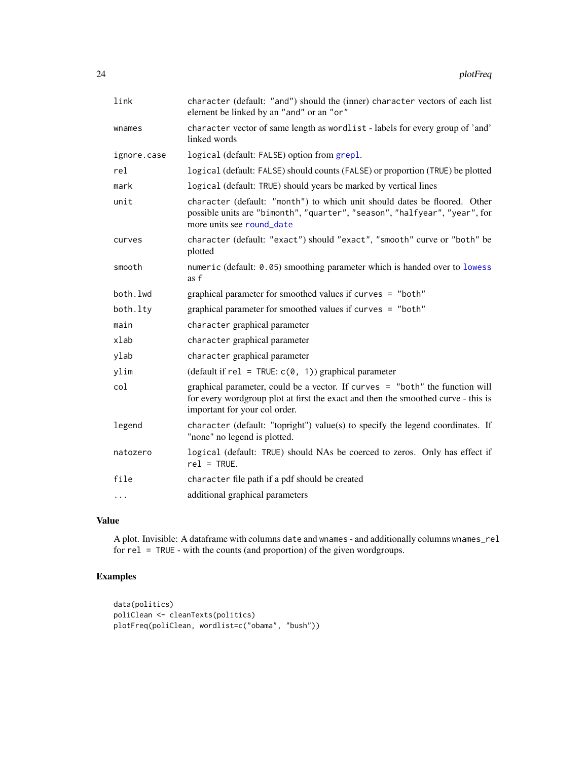| | |
|---|---|
| `link` | character (default: "and") should the (inner) character vectors of each list element be linked by an "and" or an "or" |
| `wnames` | character vector of same length as wordlist - labels for every group of 'and' linked words |
| `ignore.case` | logical (default: FALSE) option from grepl. |
| `rel` | logical (default: FALSE) should counts (FALSE) or proportion (TRUE) be plotted |
| `mark` | logical (default: TRUE) should years be marked by vertical lines |
| `unit` | character (default: "month") to which unit should dates be floored. Other possible units are "bimonth", "quarter", "season", "halfyear", "year", for more units see round_date |
| `curves` | character (default: "exact") should "exact", "smooth" curve or "both" be plotted |
| `smooth` | numeric (default: 0.05) smoothing parameter which is handed over to lowess as f |
| `both.lwd` | graphical parameter for smoothed values if curves = "both" |
| `both.lty` | graphical parameter for smoothed values if curves = "both" |
| `main` | character graphical parameter |
| `xlab` | character graphical parameter |
| `ylab` | character graphical parameter |
| `ylim` | (default if rel = TRUE: c(0, 1)) graphical parameter |
| `col` | graphical parameter, could be a vector. If curves = "both" the function will for every wordgroup plot at first the exact and then the smoothed curve - this is important for your col order. |
| `legend` | character (default: "topright") value(s) to specify the legend coordinates. If "none" no legend is plotted. |
| `natozero` | logical (default: TRUE) should NAs be coerced to zeros. Only has effect if rel = TRUE. |
| `file` | character file path if a pdf should be created |
| `...` | additional graphical parameters |

## Value

A plot. Invisible: A dataframe with columns date and wnames - and additionally columns wnames_rel for rel = TRUE - with the counts (and proportion) of the given wordgroups.

## Examples

```
data(politics)
poliClean <- cleanTexts(politics)
plotFreq(poliClean, wordlist=c("obama", "bush"))
```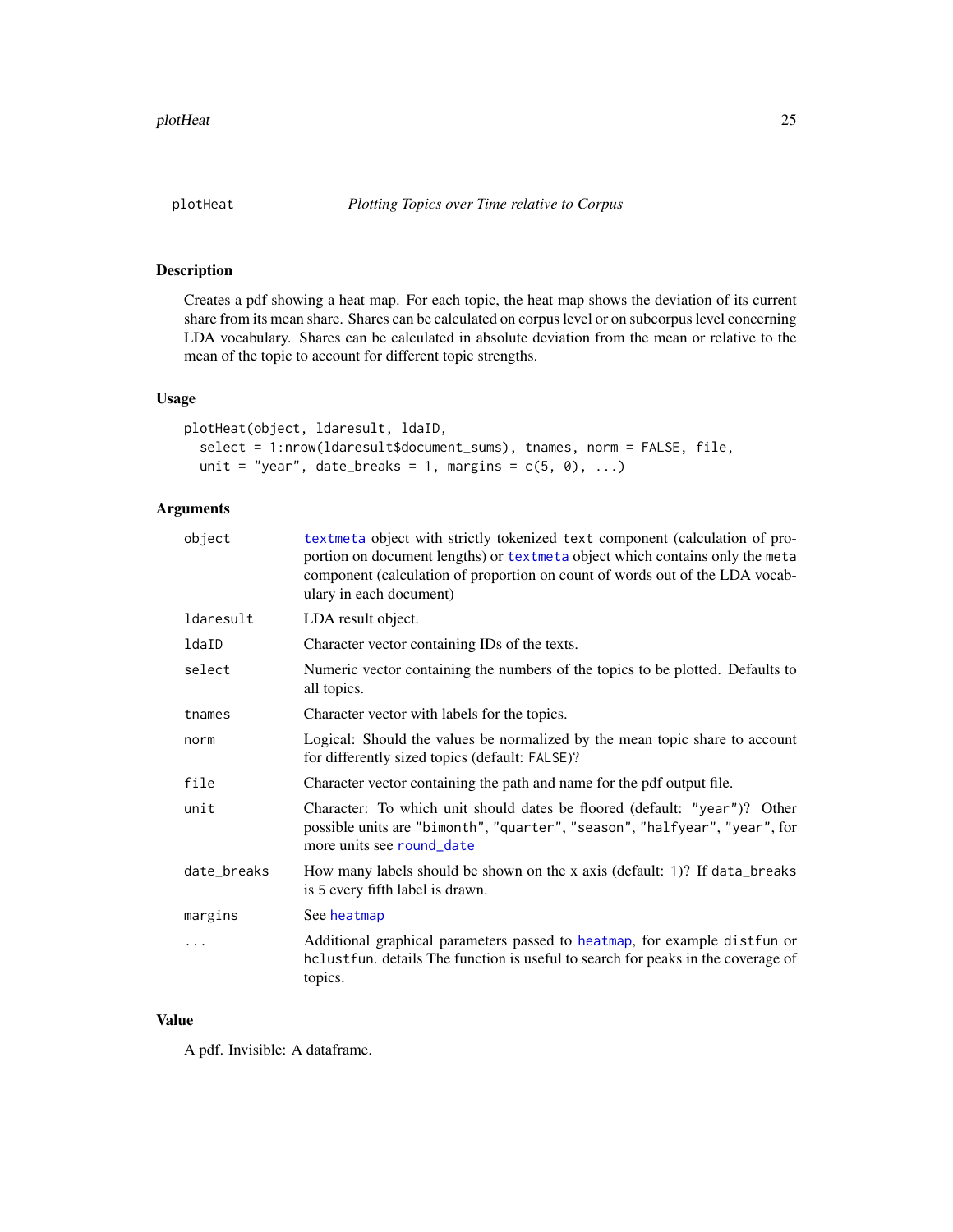plotHeat — *Plotting Topics over Time relative to Corpus*

## Description

Creates a pdf showing a heat map. For each topic, the heat map shows the deviation of its current share from its mean share. Shares can be calculated on corpus level or on subcorpus level concerning LDA vocabulary. Shares can be calculated in absolute deviation from the mean or relative to the mean of the topic to account for different topic strengths.

## Usage

```
plotHeat(object, ldaresult, ldaID,
  select = 1:nrow(ldaresult$document_sums), tnames, norm = FALSE, file,
  unit = "year", date_breaks = 1, margins = c(5, 0), ...)
```

## Arguments

| Argument | Description |
|---|---|
| `object` | `textmeta` object with strictly tokenized `text` component (calculation of proportion on document lengths) or `textmeta` object which contains only the `meta` component (calculation of proportion on count of words out of the LDA vocabulary in each document) |
| `ldaresult` | LDA result object. |
| `ldaID` | Character vector containing IDs of the texts. |
| `select` | Numeric vector containing the numbers of the topics to be plotted. Defaults to all topics. |
| `tnames` | Character vector with labels for the topics. |
| `norm` | Logical: Should the values be normalized by the mean topic share to account for differently sized topics (default: `FALSE`)? |
| `file` | Character vector containing the path and name for the pdf output file. |
| `unit` | Character: To which unit should dates be floored (default: `"year"`)? Other possible units are `"bimonth"`, `"quarter"`, `"season"`, `"halfyear"`, `"year"`, for more units see `round_date` |
| `date_breaks` | How many labels should be shown on the x axis (default: `1`)? If `data_breaks` is `5` every fifth label is drawn. |
| `margins` | See `heatmap` |
| `...` | Additional graphical parameters passed to `heatmap`, for example `distfun` or `hclustfun`. details The function is useful to search for peaks in the coverage of topics. |

## Value

A pdf. Invisible: A dataframe.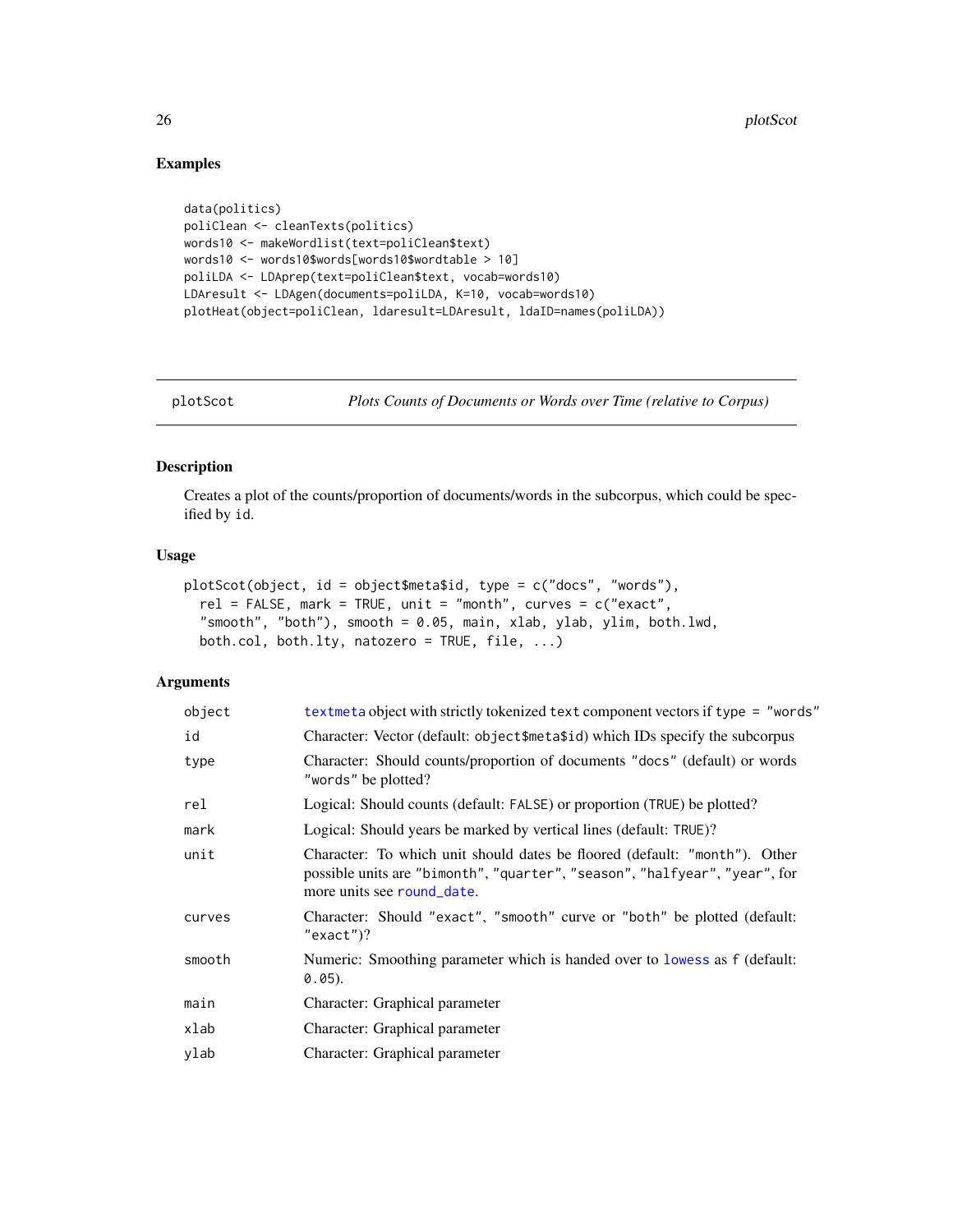## Examples

```
data(politics)
poliClean <- cleanTexts(politics)
words10 <- makeWordlist(text=poliClean$text)
words10 <- words10$words[words10$wordtable > 10]
poliLDA <- LDAprep(text=poliClean$text, vocab=words10)
LDAresult <- LDAgen(documents=poliLDA, K=10, vocab=words10)
plotHeat(object=poliClean, ldaresult=LDAresult, ldaID=names(poliLDA))
```

---

# plotScot — *Plots Counts of Documents or Words over Time (relative to Corpus)*

## Description

Creates a plot of the counts/proportion of documents/words in the subcorpus, which could be specified by `id`.

## Usage

```
plotScot(object, id = object$meta$id, type = c("docs", "words"),
  rel = FALSE, mark = TRUE, unit = "month", curves = c("exact",
  "smooth", "both"), smooth = 0.05, main, xlab, ylab, ylim, both.lwd,
  both.col, both.lty, natozero = TRUE, file, ...)
```

## Arguments

| Argument | Description |
|---|---|
| `object` | `textmeta` object with strictly tokenized `text` component vectors if `type = "words"` |
| `id` | Character: Vector (default: `object$meta$id`) which IDs specify the subcorpus |
| `type` | Character: Should counts/proportion of documents `"docs"` (default) or words `"words"` be plotted? |
| `rel` | Logical: Should counts (default: `FALSE`) or proportion (`TRUE`) be plotted? |
| `mark` | Logical: Should years be marked by vertical lines (default: `TRUE`)? |
| `unit` | Character: To which unit should dates be floored (default: `"month"`). Other possible units are `"bimonth"`, `"quarter"`, `"season"`, `"halfyear"`, `"year"`, for more units see `round_date`. |
| `curves` | Character: Should `"exact"`, `"smooth"` curve or `"both"` be plotted (default: `"exact"`)? |
| `smooth` | Numeric: Smoothing parameter which is handed over to `lowess` as `f` (default: `0.05`). |
| `main` | Character: Graphical parameter |
| `xlab` | Character: Graphical parameter |
| `ylab` | Character: Graphical parameter |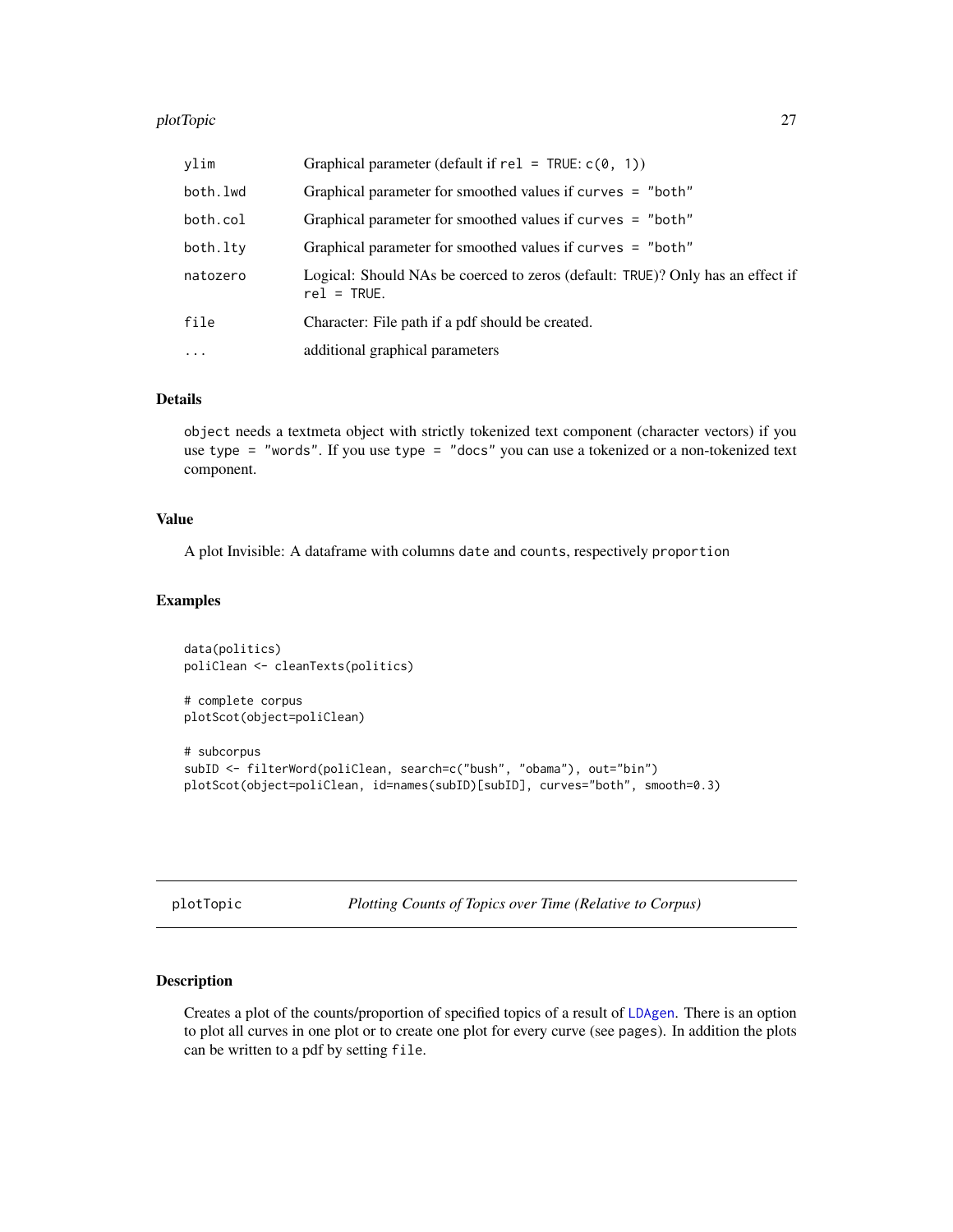| | |
|---|---|
| ylim | Graphical parameter (default if `rel = TRUE`: `c(0, 1)`) |
| both.lwd | Graphical parameter for smoothed values if `curves = "both"` |
| both.col | Graphical parameter for smoothed values if `curves = "both"` |
| both.lty | Graphical parameter for smoothed values if `curves = "both"` |
| natozero | Logical: Should NAs be coerced to zeros (default: `TRUE`)? Only has an effect if `rel = TRUE`. |
| file | Character: File path if a pdf should be created. |
| ... | additional graphical parameters |

### Details

`object` needs a textmeta object with strictly tokenized text component (character vectors) if you use `type = "words"`. If you use `type = "docs"` you can use a tokenized or a non-tokenized text component.

### Value

A plot Invisible: A dataframe with columns `date` and `counts`, respectively `proportion`

### Examples

```
data(politics)
poliClean <- cleanTexts(politics)

# complete corpus
plotScot(object=poliClean)

# subcorpus
subID <- filterWord(poliClean, search=c("bush", "obama"), out="bin")
plotScot(object=poliClean, id=names(subID)[subID], curves="both", smooth=0.3)
```

---

## plotTopic — *Plotting Counts of Topics over Time (Relative to Corpus)*

### Description

Creates a plot of the counts/proportion of specified topics of a result of `LDAgen`. There is an option to plot all curves in one plot or to create one plot for every curve (see `pages`). In addition the plots can be written to a pdf by setting `file`.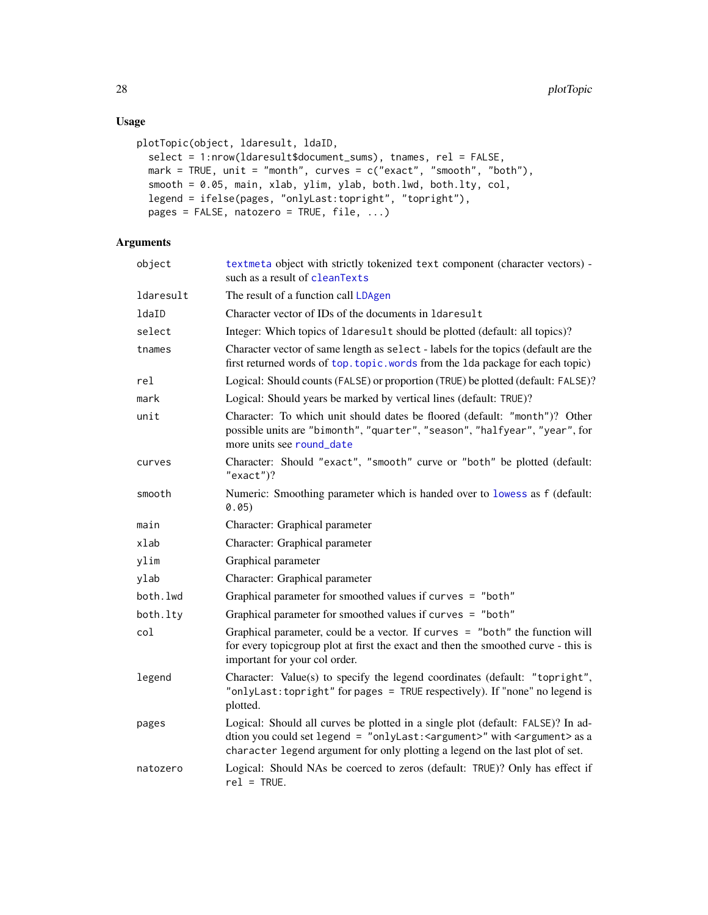### Usage

```
plotTopic(object, ldaresult, ldaID,
  select = 1:nrow(ldaresult$document_sums), tnames, rel = FALSE,
  mark = TRUE, unit = "month", curves = c("exact", "smooth", "both"),
  smooth = 0.05, main, xlab, ylim, ylab, both.lwd, both.lty, col,
  legend = ifelse(pages, "onlyLast:topright", "topright"),
  pages = FALSE, natozero = TRUE, file, ...)
```

### Arguments

| Argument | Description |
|---|---|
| `object` | `textmeta` object with strictly tokenized `text` component (character vectors) - such as a result of `cleanTexts` |
| `ldaresult` | The result of a function call `LDAgen` |
| `ldaID` | Character vector of IDs of the documents in `ldaresult` |
| `select` | Integer: Which topics of `ldaresult` should be plotted (default: all topics)? |
| `tnames` | Character vector of same length as `select` - labels for the topics (default are the first returned words of `top.topic.words` from the `lda` package for each topic) |
| `rel` | Logical: Should counts (`FALSE`) or proportion (`TRUE`) be plotted (default: `FALSE`)? |
| `mark` | Logical: Should years be marked by vertical lines (default: `TRUE`)? |
| `unit` | Character: To which unit should dates be floored (default: `"month"`)? Other possible units are `"bimonth"`, `"quarter"`, `"season"`, `"halfyear"`, `"year"`, for more units see `round_date` |
| `curves` | Character: Should `"exact"`, `"smooth"` curve or `"both"` be plotted (default: `"exact"`)? |
| `smooth` | Numeric: Smoothing parameter which is handed over to `lowess` as `f` (default: `0.05`) |
| `main` | Character: Graphical parameter |
| `xlab` | Character: Graphical parameter |
| `ylim` | Graphical parameter |
| `ylab` | Character: Graphical parameter |
| `both.lwd` | Graphical parameter for smoothed values if `curves = "both"` |
| `both.lty` | Graphical parameter for smoothed values if `curves = "both"` |
| `col` | Graphical parameter, could be a vector. If `curves = "both"` the function will for every topicgroup plot at first the exact and then the smoothed curve - this is important for your col order. |
| `legend` | Character: Value(s) to specify the legend coordinates (default: `"topright"`, `"onlyLast:topright"` for `pages = TRUE` respectively). If "none" no legend is plotted. |
| `pages` | Logical: Should all curves be plotted in a single plot (default: `FALSE`)? In addtion you could set `legend = "onlyLast:<argument>"` with `<argument>` as a `character` `legend` argument for only plotting a legend on the last plot of set. |
| `natozero` | Logical: Should NAs be coerced to zeros (default: `TRUE`)? Only has effect if `rel = TRUE`. |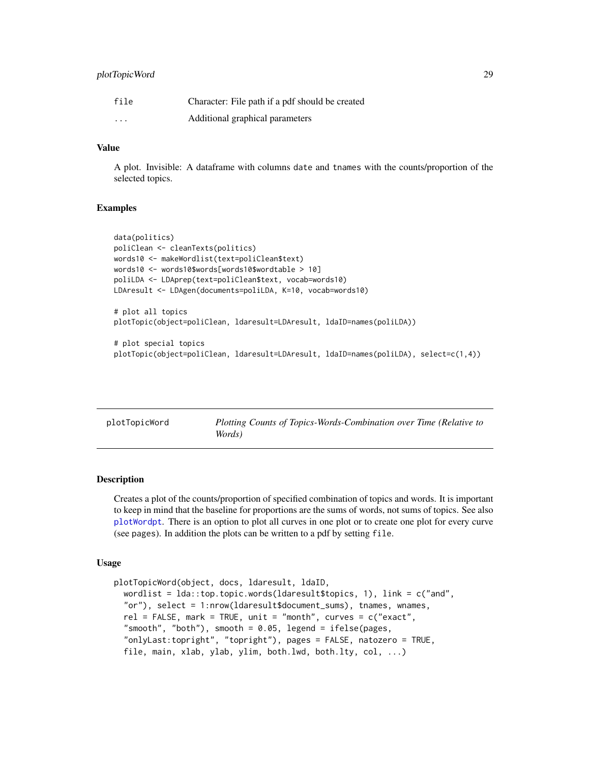| | |
|---|---|
| file | Character: File path if a pdf should be created |
| ... | Additional graphical parameters |

### Value

A plot. Invisible: A dataframe with columns `date` and `tnames` with the counts/proportion of the selected topics.

### Examples

```
data(politics)
poliClean <- cleanTexts(politics)
words10 <- makeWordlist(text=poliClean$text)
words10 <- words10$words[words10$wordtable > 10]
poliLDA <- LDAprep(text=poliClean$text, vocab=words10)
LDAresult <- LDAgen(documents=poliLDA, K=10, vocab=words10)

# plot all topics
plotTopic(object=poliClean, ldaresult=LDAresult, ldaID=names(poliLDA))

# plot special topics
plotTopic(object=poliClean, ldaresult=LDAresult, ldaID=names(poliLDA), select=c(1,4))
```

## plotTopicWord — *Plotting Counts of Topics-Words-Combination over Time (Relative to Words)*

### Description

Creates a plot of the counts/proportion of specified combination of topics and words. It is important to keep in mind that the baseline for proportions are the sums of words, not sums of topics. See also plotWordpt. There is an option to plot all curves in one plot or to create one plot for every curve (see `pages`). In addition the plots can be written to a pdf by setting `file`.

### Usage

```
plotTopicWord(object, docs, ldaresult, ldaID,
  wordlist = lda::top.topic.words(ldaresult$topics, 1), link = c("and",
  "or"), select = 1:nrow(ldaresult$document_sums), tnames, wnames,
  rel = FALSE, mark = TRUE, unit = "month", curves = c("exact",
  "smooth", "both"), smooth = 0.05, legend = ifelse(pages,
  "onlyLast:topright", "topright"), pages = FALSE, natozero = TRUE,
  file, main, xlab, ylab, ylim, both.lwd, both.lty, col, ...)
```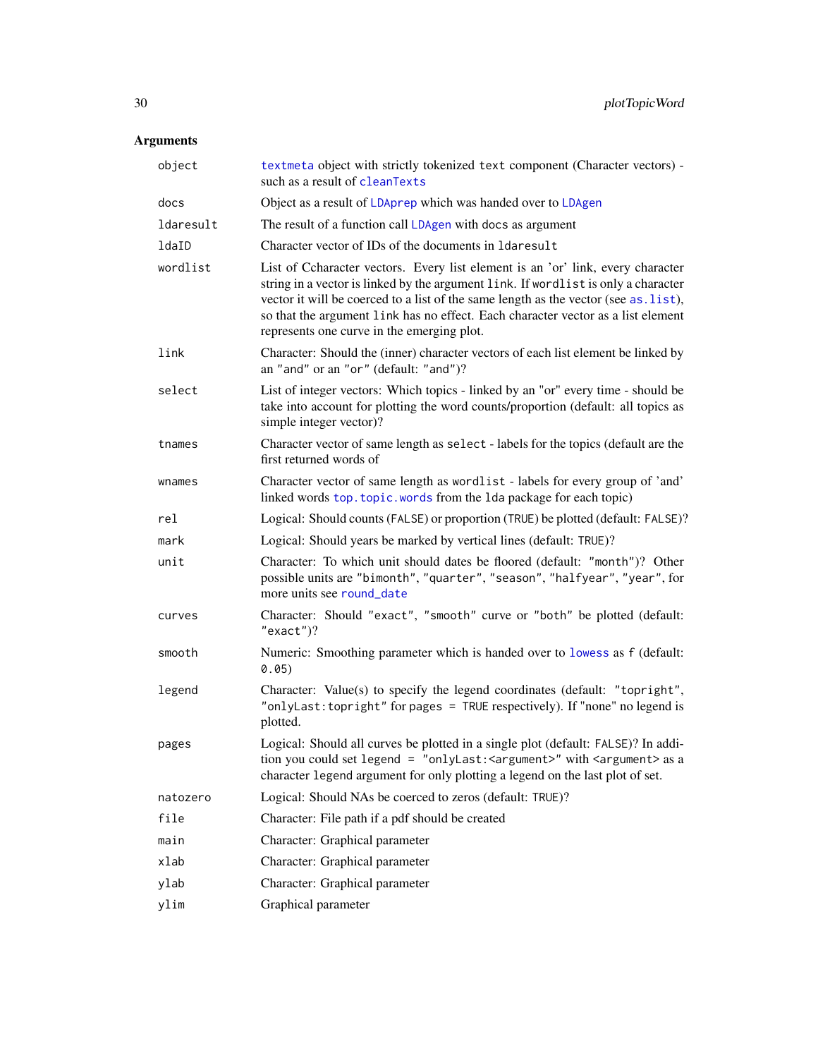## Arguments

| Argument | Description |
|---|---|
| `object` | `textmeta` object with strictly tokenized `text` component (Character vectors) - such as a result of `cleanTexts` |
| `docs` | Object as a result of `LDAprep` which was handed over to `LDAgen` |
| `ldaresult` | The result of a function call `LDAgen` with `docs` as argument |
| `ldaID` | Character vector of IDs of the documents in `ldaresult` |
| `wordlist` | List of Ccharacter vectors. Every list element is an 'or' link, every character string in a vector is linked by the argument `link`. If `wordlist` is only a character vector it will be coerced to a list of the same length as the vector (see `as.list`), so that the argument `link` has no effect. Each character vector as a list element represents one curve in the emerging plot. |
| `link` | Character: Should the (inner) character vectors of each list element be linked by an `"and"` or an `"or"` (default: `"and"`)? |
| `select` | List of integer vectors: Which topics - linked by an "or" every time - should be take into account for plotting the word counts/proportion (default: all topics as simple integer vector)? |
| `tnames` | Character vector of same length as `select` - labels for the topics (default are the first returned words of |
| `wnames` | Character vector of same length as `wordlist` - labels for every group of 'and' linked words `top.topic.words` from the `lda` package for each topic) |
| `rel` | Logical: Should counts (`FALSE`) or proportion (`TRUE`) be plotted (default: `FALSE`)? |
| `mark` | Logical: Should years be marked by vertical lines (default: `TRUE`)? |
| `unit` | Character: To which unit should dates be floored (default: `"month"`)? Other possible units are `"bimonth"`, `"quarter"`, `"season"`, `"halfyear"`, `"year"`, for more units see `round_date` |
| `curves` | Character: Should `"exact"`, `"smooth"` curve or `"both"` be plotted (default: `"exact"`)? |
| `smooth` | Numeric: Smoothing parameter which is handed over to `lowess` as `f` (default: `0.05`) |
| `legend` | Character: Value(s) to specify the legend coordinates (default: `"topright"`, `"onlyLast:topright"` for `pages = TRUE` respectively). If "none" no legend is plotted. |
| `pages` | Logical: Should all curves be plotted in a single plot (default: `FALSE`)? In addition you could set `legend = "onlyLast:<argument>"` with `<argument>` as a character `legend` argument for only plotting a legend on the last plot of set. |
| `natozero` | Logical: Should NAs be coerced to zeros (default: `TRUE`)? |
| `file` | Character: File path if a pdf should be created |
| `main` | Character: Graphical parameter |
| `xlab` | Character: Graphical parameter |
| `ylab` | Character: Graphical parameter |
| `ylim` | Graphical parameter |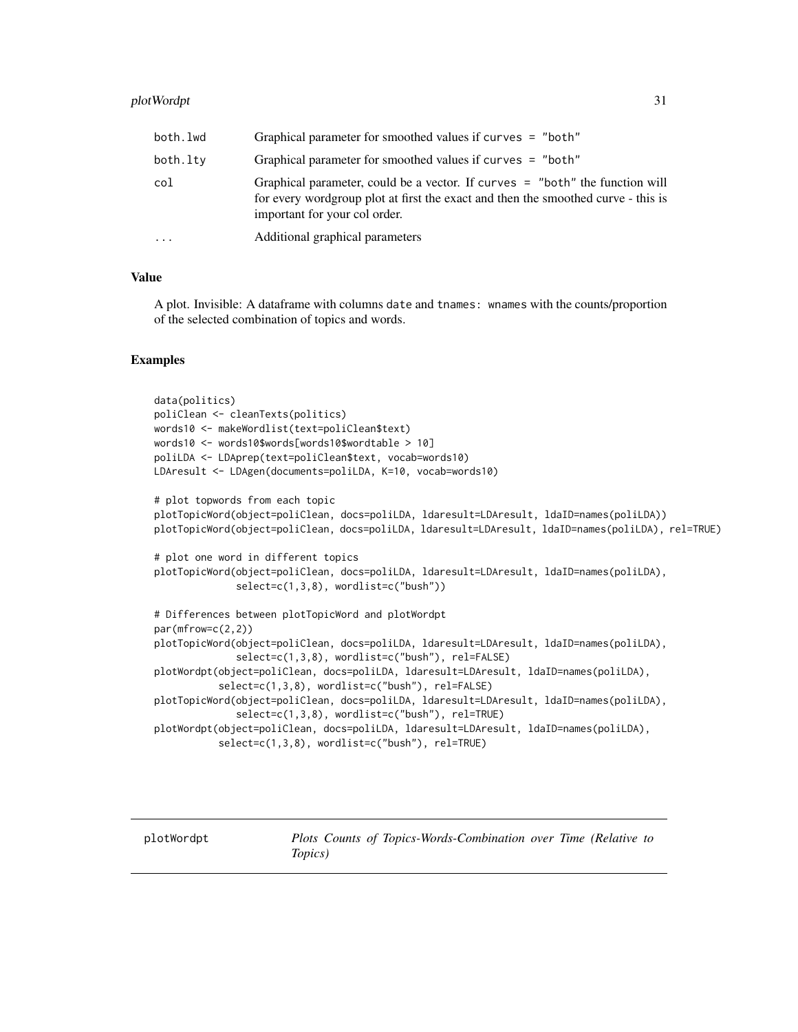| | |
|---|---|
| both.lwd | Graphical parameter for smoothed values if curves = "both" |
| both.lty | Graphical parameter for smoothed values if curves = "both" |
| col | Graphical parameter, could be a vector. If curves = "both" the function will for every wordgroup plot at first the exact and then the smoothed curve - this is important for your col order. |
| ... | Additional graphical parameters |

### Value

A plot. Invisible: A dataframe with columns date and tnames: wnames with the counts/proportion of the selected combination of topics and words.

### Examples

```
data(politics)
poliClean <- cleanTexts(politics)
words10 <- makeWordlist(text=poliClean$text)
words10 <- words10$words[words10$wordtable > 10]
poliLDA <- LDAprep(text=poliClean$text, vocab=words10)
LDAresult <- LDAgen(documents=poliLDA, K=10, vocab=words10)

# plot topwords from each topic
plotTopicWord(object=poliClean, docs=poliLDA, ldaresult=LDAresult, ldaID=names(poliLDA))
plotTopicWord(object=poliClean, docs=poliLDA, ldaresult=LDAresult, ldaID=names(poliLDA), rel=TRUE)

# plot one word in different topics
plotTopicWord(object=poliClean, docs=poliLDA, ldaresult=LDAresult, ldaID=names(poliLDA),
              select=c(1,3,8), wordlist=c("bush"))

# Differences between plotTopicWord and plotWordpt
par(mfrow=c(2,2))
plotTopicWord(object=poliClean, docs=poliLDA, ldaresult=LDAresult, ldaID=names(poliLDA),
              select=c(1,3,8), wordlist=c("bush"), rel=FALSE)
plotWordpt(object=poliClean, docs=poliLDA, ldaresult=LDAresult, ldaID=names(poliLDA),
           select=c(1,3,8), wordlist=c("bush"), rel=FALSE)
plotTopicWord(object=poliClean, docs=poliLDA, ldaresult=LDAresult, ldaID=names(poliLDA),
              select=c(1,3,8), wordlist=c("bush"), rel=TRUE)
plotWordpt(object=poliClean, docs=poliLDA, ldaresult=LDAresult, ldaID=names(poliLDA),
           select=c(1,3,8), wordlist=c("bush"), rel=TRUE)
```

---

## plotWordpt *Plots Counts of Topics-Words-Combination over Time (Relative to Topics)*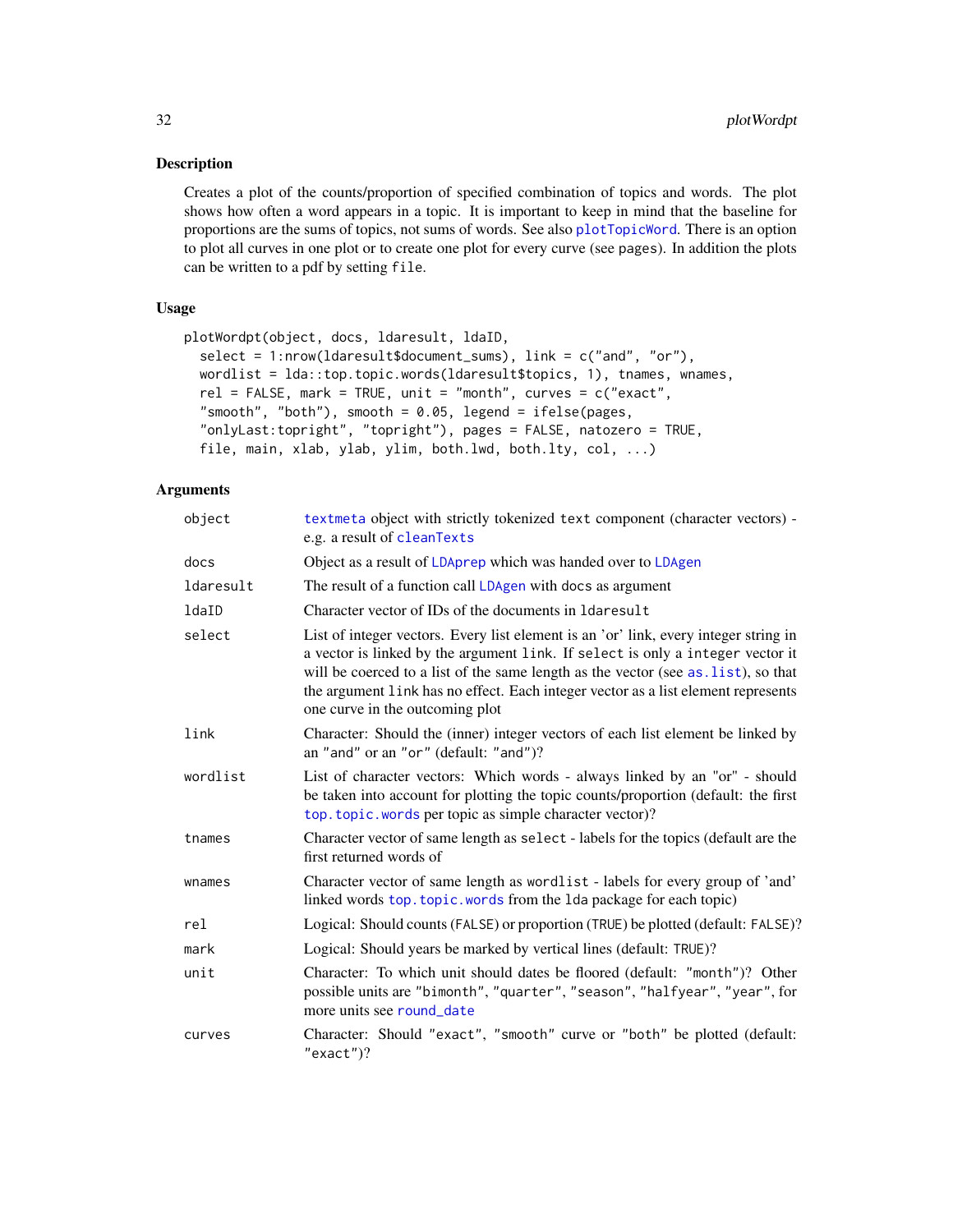## Description

Creates a plot of the counts/proportion of specified combination of topics and words. The plot shows how often a word appears in a topic. It is important to keep in mind that the baseline for proportions are the sums of topics, not sums of words. See also `plotTopicWord`. There is an option to plot all curves in one plot or to create one plot for every curve (see `pages`). In addition the plots can be written to a pdf by setting `file`.

## Usage

```
plotWordpt(object, docs, ldaresult, ldaID,
  select = 1:nrow(ldaresult$document_sums), link = c("and", "or"),
  wordlist = lda::top.topic.words(ldaresult$topics, 1), tnames, wnames,
  rel = FALSE, mark = TRUE, unit = "month", curves = c("exact",
  "smooth", "both"), smooth = 0.05, legend = ifelse(pages,
  "onlyLast:topright", "topright"), pages = FALSE, natozero = TRUE,
  file, main, xlab, ylab, ylim, both.lwd, both.lty, col, ...)
```

## Arguments

| | |
|---|---|
| `object` | `textmeta` object with strictly tokenized `text` component (character vectors) - e.g. a result of `cleanTexts` |
| `docs` | Object as a result of `LDAprep` which was handed over to `LDAgen` |
| `ldaresult` | The result of a function call `LDAgen` with `docs` as argument |
| `ldaID` | Character vector of IDs of the documents in `ldaresult` |
| `select` | List of integer vectors. Every list element is an 'or' link, every integer string in a vector is linked by the argument `link`. If `select` is only a `integer` vector it will be coerced to a list of the same length as the vector (see `as.list`), so that the argument `link` has no effect. Each integer vector as a list element represents one curve in the outcoming plot |
| `link` | Character: Should the (inner) integer vectors of each list element be linked by an `"and"` or an `"or"` (default: `"and"`)? |
| `wordlist` | List of character vectors: Which words - always linked by an "or" - should be taken into account for plotting the topic counts/proportion (default: the first `top.topic.words` per topic as simple character vector)? |
| `tnames` | Character vector of same length as `select` - labels for the topics (default are the first returned words of |
| `wnames` | Character vector of same length as `wordlist` - labels for every group of 'and' linked words `top.topic.words` from the `lda` package for each topic) |
| `rel` | Logical: Should counts (`FALSE`) or proportion (`TRUE`) be plotted (default: `FALSE`)? |
| `mark` | Logical: Should years be marked by vertical lines (default: `TRUE`)? |
| `unit` | Character: To which unit should dates be floored (default: `"month"`)? Other possible units are `"bimonth"`, `"quarter"`, `"season"`, `"halfyear"`, `"year"`, for more units see `round_date` |
| `curves` | Character: Should `"exact"`, `"smooth"` curve or `"both"` be plotted (default: `"exact"`)? |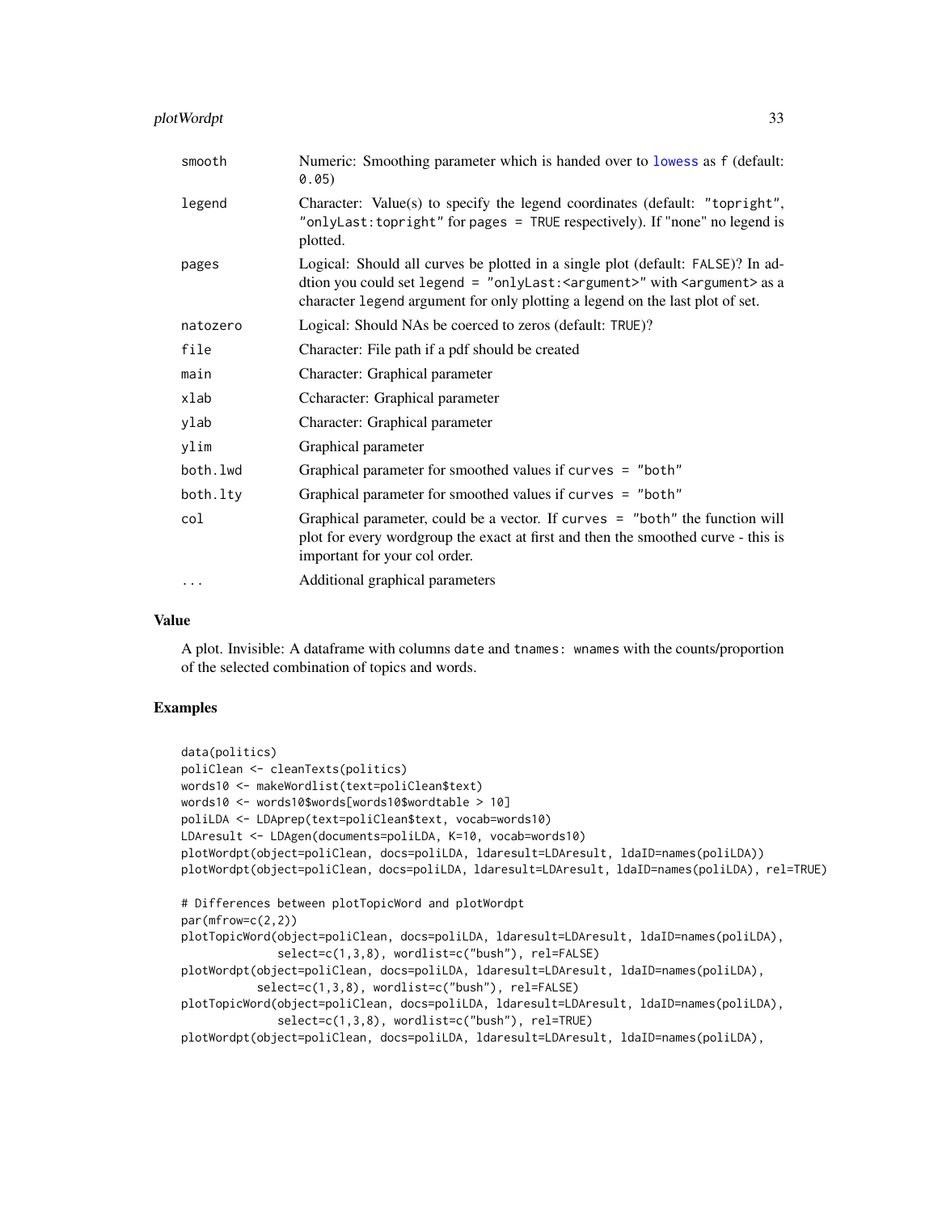| | |
|---|---|
| smooth | Numeric: Smoothing parameter which is handed over to lowess as f (default: 0.05) |
| legend | Character: Value(s) to specify the legend coordinates (default: "topright", "onlyLast:topright" for pages = TRUE respectively). If "none" no legend is plotted. |
| pages | Logical: Should all curves be plotted in a single plot (default: FALSE)? In addtion you could set legend = "onlyLast:<argument>" with <argument> as a character legend argument for only plotting a legend on the last plot of set. |
| natozero | Logical: Should NAs be coerced to zeros (default: TRUE)? |
| file | Character: File path if a pdf should be created |
| main | Character: Graphical parameter |
| xlab | Ccharacter: Graphical parameter |
| ylab | Character: Graphical parameter |
| ylim | Graphical parameter |
| both.lwd | Graphical parameter for smoothed values if curves = "both" |
| both.lty | Graphical parameter for smoothed values if curves = "both" |
| col | Graphical parameter, could be a vector. If curves = "both" the function will plot for every wordgroup the exact at first and then the smoothed curve - this is important for your col order. |
| ... | Additional graphical parameters |

## Value

A plot. Invisible: A dataframe with columns date and tnames: wnames with the counts/proportion of the selected combination of topics and words.

## Examples

```
data(politics)
poliClean <- cleanTexts(politics)
words10 <- makeWordlist(text=poliClean$text)
words10 <- words10$words[words10$wordtable > 10]
poliLDA <- LDAprep(text=poliClean$text, vocab=words10)
LDAresult <- LDAgen(documents=poliLDA, K=10, vocab=words10)
plotWordpt(object=poliClean, docs=poliLDA, ldaresult=LDAresult, ldaID=names(poliLDA))
plotWordpt(object=poliClean, docs=poliLDA, ldaresult=LDAresult, ldaID=names(poliLDA), rel=TRUE)

# Differences between plotTopicWord and plotWordpt
par(mfrow=c(2,2))
plotTopicWord(object=poliClean, docs=poliLDA, ldaresult=LDAresult, ldaID=names(poliLDA),
              select=c(1,3,8), wordlist=c("bush"), rel=FALSE)
plotWordpt(object=poliClean, docs=poliLDA, ldaresult=LDAresult, ldaID=names(poliLDA),
           select=c(1,3,8), wordlist=c("bush"), rel=FALSE)
plotTopicWord(object=poliClean, docs=poliLDA, ldaresult=LDAresult, ldaID=names(poliLDA),
              select=c(1,3,8), wordlist=c("bush"), rel=TRUE)
plotWordpt(object=poliClean, docs=poliLDA, ldaresult=LDAresult, ldaID=names(poliLDA),
```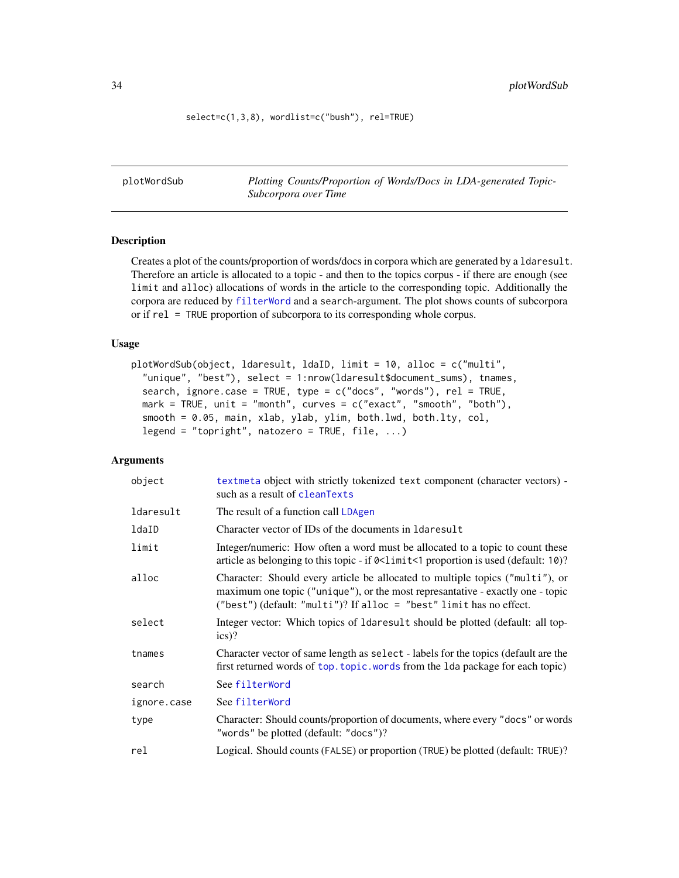```
select=c(1,3,8), wordlist=c("bush"), rel=TRUE)
```

---

## plotWordSub — *Plotting Counts/Proportion of Words/Docs in LDA-generated Topic-Subcorpora over Time*

### Description

Creates a plot of the counts/proportion of words/docs in corpora which are generated by a `ldaresult`. Therefore an article is allocated to a topic - and then to the topics corpus - if there are enough (see `limit` and `alloc`) allocations of words in the article to the corresponding topic. Additionally the corpora are reduced by `filterWord` and a `search`-argument. The plot shows counts of subcorpora or if `rel = TRUE` proportion of subcorpora to its corresponding whole corpus.

### Usage

```
plotWordSub(object, ldaresult, ldaID, limit = 10, alloc = c("multi",
  "unique", "best"), select = 1:nrow(ldaresult$document_sums), tnames,
  search, ignore.case = TRUE, type = c("docs", "words"), rel = TRUE,
  mark = TRUE, unit = "month", curves = c("exact", "smooth", "both"),
  smooth = 0.05, main, xlab, ylab, ylim, both.lwd, both.lty, col,
  legend = "topright", natozero = TRUE, file, ...)
```

### Arguments

| | |
|---|---|
| `object` | `textmeta` object with strictly tokenized `text` component (character vectors) - such as a result of `cleanTexts` |
| `ldaresult` | The result of a function call `LDAgen` |
| `ldaID` | Character vector of IDs of the documents in `ldaresult` |
| `limit` | Integer/numeric: How often a word must be allocated to a topic to count these article as belonging to this topic - if `0<limit<1` proportion is used (default: `10`)? |
| `alloc` | Character: Should every article be allocated to multiple topics (`"multi"`), or maximum one topic (`"unique"`), or the most represantative - exactly one - topic (`"best"`) (default: `"multi"`)? If `alloc = "best"` `limit` has no effect. |
| `select` | Integer vector: Which topics of `ldaresult` should be plotted (default: all topics)? |
| `tnames` | Character vector of same length as `select` - labels for the topics (default are the first returned words of `top.topic.words` from the `lda` package for each topic) |
| `search` | See `filterWord` |
| `ignore.case` | See `filterWord` |
| `type` | Character: Should counts/proportion of documents, where every `"docs"` or words `"words"` be plotted (default: `"docs"`)? |
| `rel` | Logical. Should counts (`FALSE`) or proportion (`TRUE`) be plotted (default: `TRUE`)? |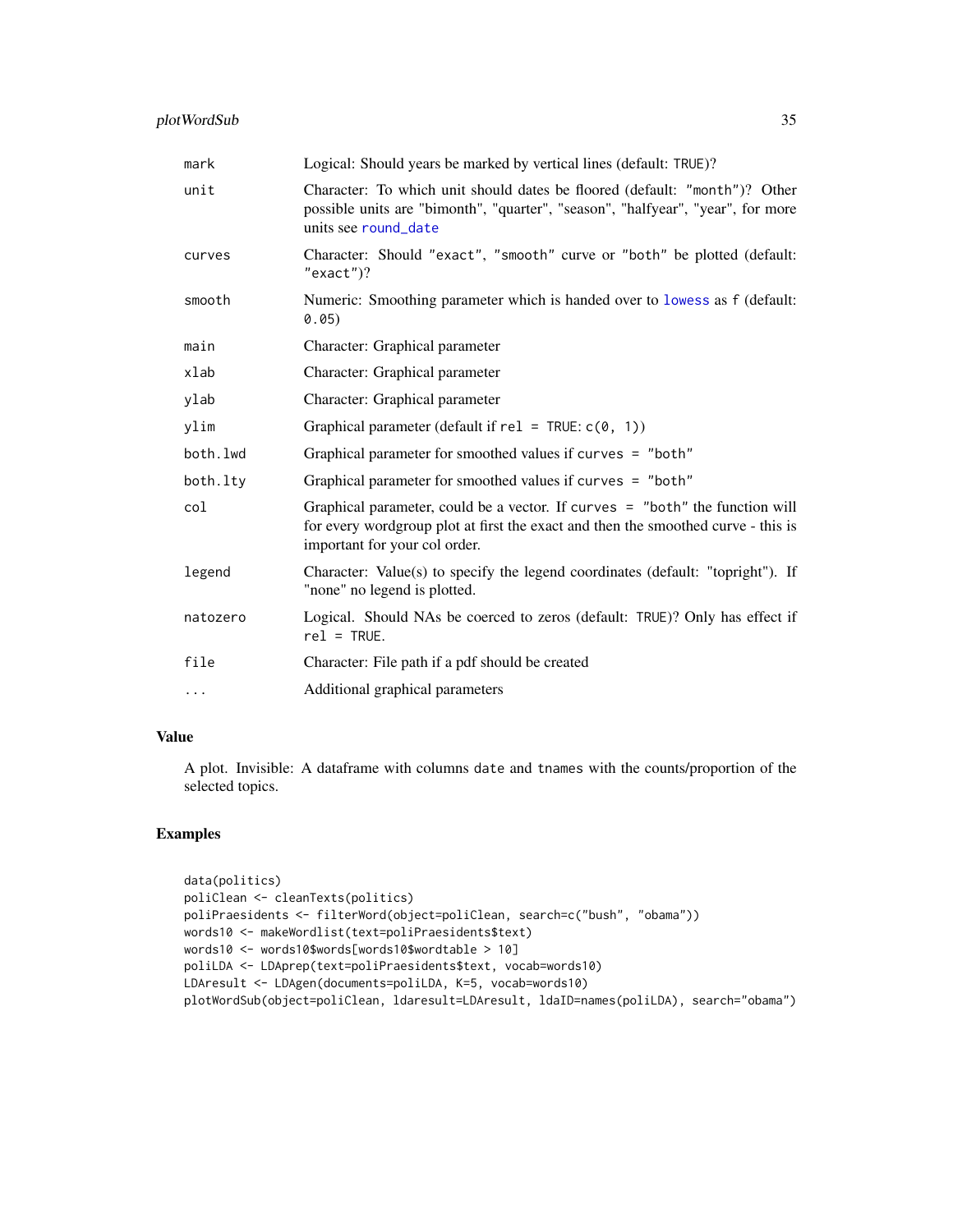| | |
|---|---|
| `mark` | Logical: Should years be marked by vertical lines (default: `TRUE`)? |
| `unit` | Character: To which unit should dates be floored (default: `"month"`)? Other possible units are "bimonth", "quarter", "season", "halfyear", "year", for more units see `round_date` |
| `curves` | Character: Should `"exact"`, `"smooth"` curve or `"both"` be plotted (default: `"exact"`)? |
| `smooth` | Numeric: Smoothing parameter which is handed over to `lowess` as `f` (default: `0.05`) |
| `main` | Character: Graphical parameter |
| `xlab` | Character: Graphical parameter |
| `ylab` | Character: Graphical parameter |
| `ylim` | Graphical parameter (default if `rel = TRUE`: `c(0, 1)`) |
| `both.lwd` | Graphical parameter for smoothed values if `curves = "both"` |
| `both.lty` | Graphical parameter for smoothed values if `curves = "both"` |
| `col` | Graphical parameter, could be a vector. If `curves = "both"` the function will for every wordgroup plot at first the exact and then the smoothed curve - this is important for your col order. |
| `legend` | Character: Value(s) to specify the legend coordinates (default: "topright"). If "none" no legend is plotted. |
| `natozero` | Logical. Should NAs be coerced to zeros (default: `TRUE`)? Only has effect if `rel = TRUE`. |
| `file` | Character: File path if a pdf should be created |
| `...` | Additional graphical parameters |

## Value

A plot. Invisible: A dataframe with columns `date` and `tnames` with the counts/proportion of the selected topics.

## Examples

```
data(politics)
poliClean <- cleanTexts(politics)
poliPraesidents <- filterWord(object=poliClean, search=c("bush", "obama"))
words10 <- makeWordlist(text=poliPraesidents$text)
words10 <- words10$words[words10$wordtable > 10]
poliLDA <- LDAprep(text=poliPraesidents$text, vocab=words10)
LDAresult <- LDAgen(documents=poliLDA, K=5, vocab=words10)
plotWordSub(object=poliClean, ldaresult=LDAresult, ldaID=names(poliLDA), search="obama")
```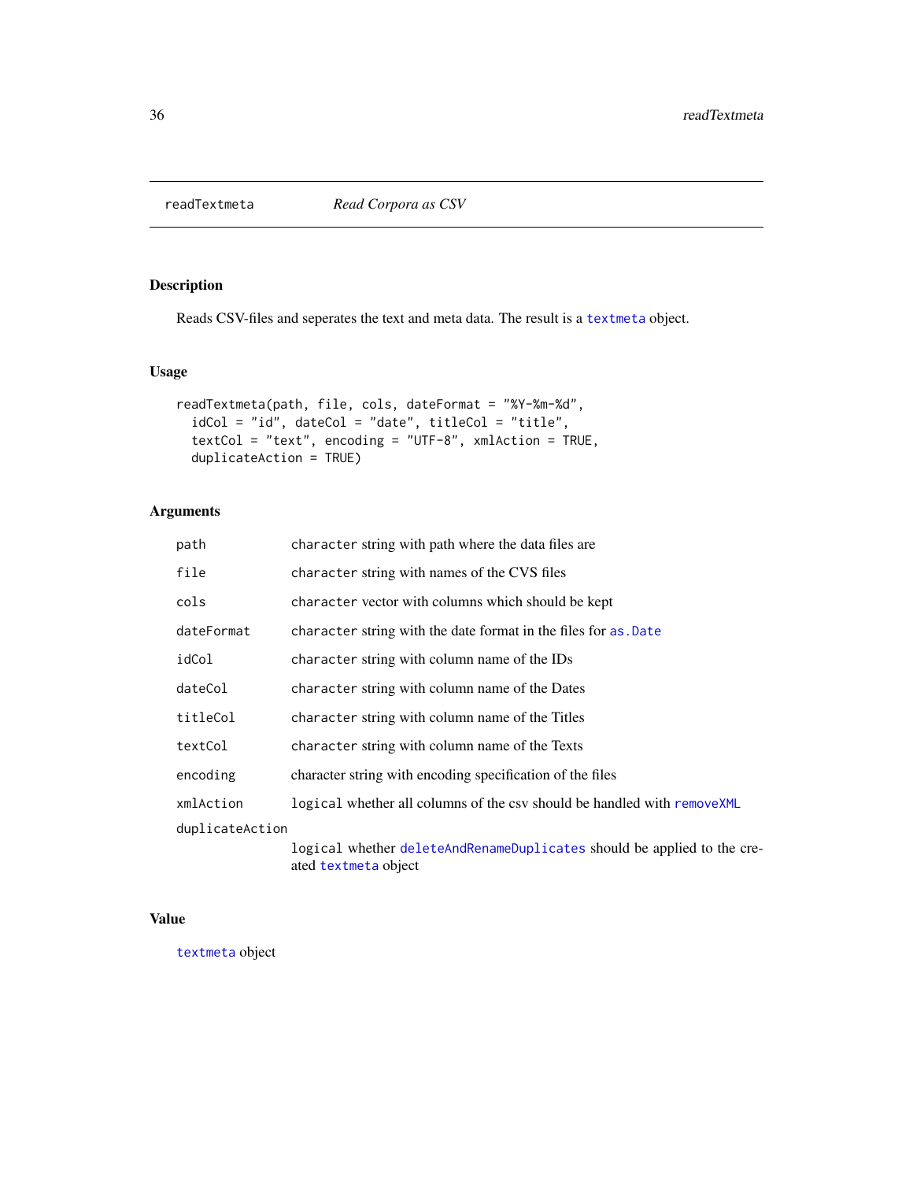# readTextmeta — *Read Corpora as CSV*

## Description

Reads CSV-files and seperates the text and meta data. The result is a `textmeta` object.

## Usage

```
readTextmeta(path, file, cols, dateFormat = "%Y-%m-%d",
  idCol = "id", dateCol = "date", titleCol = "title",
  textCol = "text", encoding = "UTF-8", xmlAction = TRUE,
  duplicateAction = TRUE)
```

## Arguments

| Argument | Description |
|---|---|
| `path` | `character` string with path where the data files are |
| `file` | `character` string with names of the CVS files |
| `cols` | `character` vector with columns which should be kept |
| `dateFormat` | `character` string with the date format in the files for `as.Date` |
| `idCol` | `character` string with column name of the IDs |
| `dateCol` | `character` string with column name of the Dates |
| `titleCol` | `character` string with column name of the Titles |
| `textCol` | `character` string with column name of the Texts |
| `encoding` | character string with encoding specification of the files |
| `xmlAction` | `logical` whether all columns of the csv should be handled with `removeXML` |
| `duplicateAction` | `logical` whether `deleteAndRenameDuplicates` should be applied to the created `textmeta` object |

## Value

`textmeta` object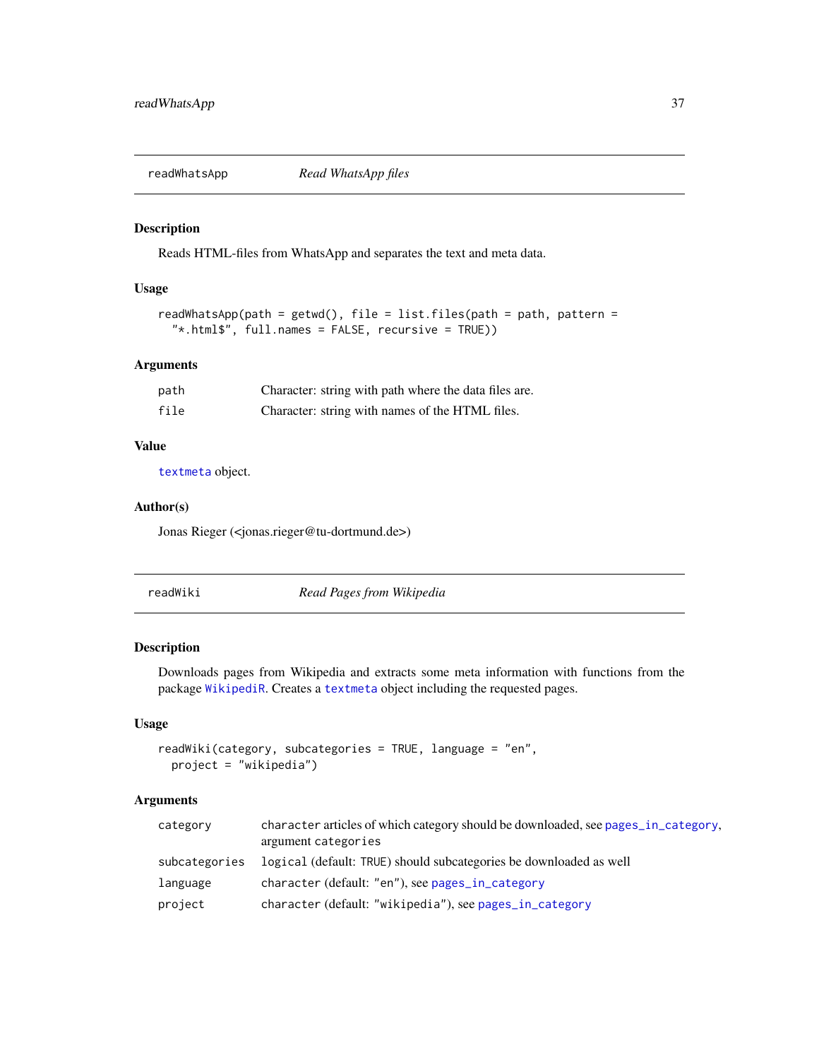## readWhatsApp — *Read WhatsApp files*

### Description

Reads HTML-files from WhatsApp and separates the text and meta data.

### Usage

```
readWhatsApp(path = getwd(), file = list.files(path = path, pattern =
  "*.html$", full.names = FALSE, recursive = TRUE))
```

### Arguments

| | |
|---|---|
| path | Character: string with path where the data files are. |
| file | Character: string with names of the HTML files. |

### Value

textmeta object.

### Author(s)

Jonas Rieger (<jonas.rieger@tu-dortmund.de>)

## readWiki — *Read Pages from Wikipedia*

### Description

Downloads pages from Wikipedia and extracts some meta information with functions from the package WikipediR. Creates a textmeta object including the requested pages.

### Usage

```
readWiki(category, subcategories = TRUE, language = "en",
  project = "wikipedia")
```

### Arguments

| | |
|---|---|
| category | character articles of which category should be downloaded, see pages_in_category, argument categories |
| subcategories | logical (default: TRUE) should subcategories be downloaded as well |
| language | character (default: "en"), see pages_in_category |
| project | character (default: "wikipedia"), see pages_in_category |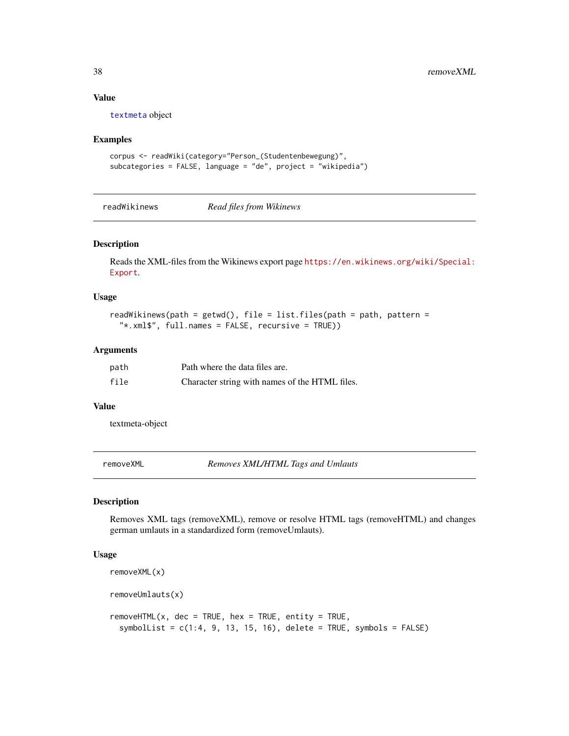### Value

textmeta object

### Examples

```
corpus <- readWiki(category="Person_(Studentenbewegung)",
subcategories = FALSE, language = "de", project = "wikipedia")
```

---

## readWikinews — *Read files from Wikinews*

---

### Description

Reads the XML-files from the Wikinews export page https://en.wikinews.org/wiki/Special:Export.

### Usage

```
readWikinews(path = getwd(), file = list.files(path = path, pattern =
  "*.xml$", full.names = FALSE, recursive = TRUE))
```

### Arguments

| | |
|---|---|
| path | Path where the data files are. |
| file | Character string with names of the HTML files. |

### Value

textmeta-object

---

## removeXML — *Removes XML/HTML Tags and Umlauts*

---

### Description

Removes XML tags (removeXML), remove or resolve HTML tags (removeHTML) and changes german umlauts in a standardized form (removeUmlauts).

### Usage

```
removeXML(x)

removeUmlauts(x)

removeHTML(x, dec = TRUE, hex = TRUE, entity = TRUE,
  symbolList = c(1:4, 9, 13, 15, 16), delete = TRUE, symbols = FALSE)
```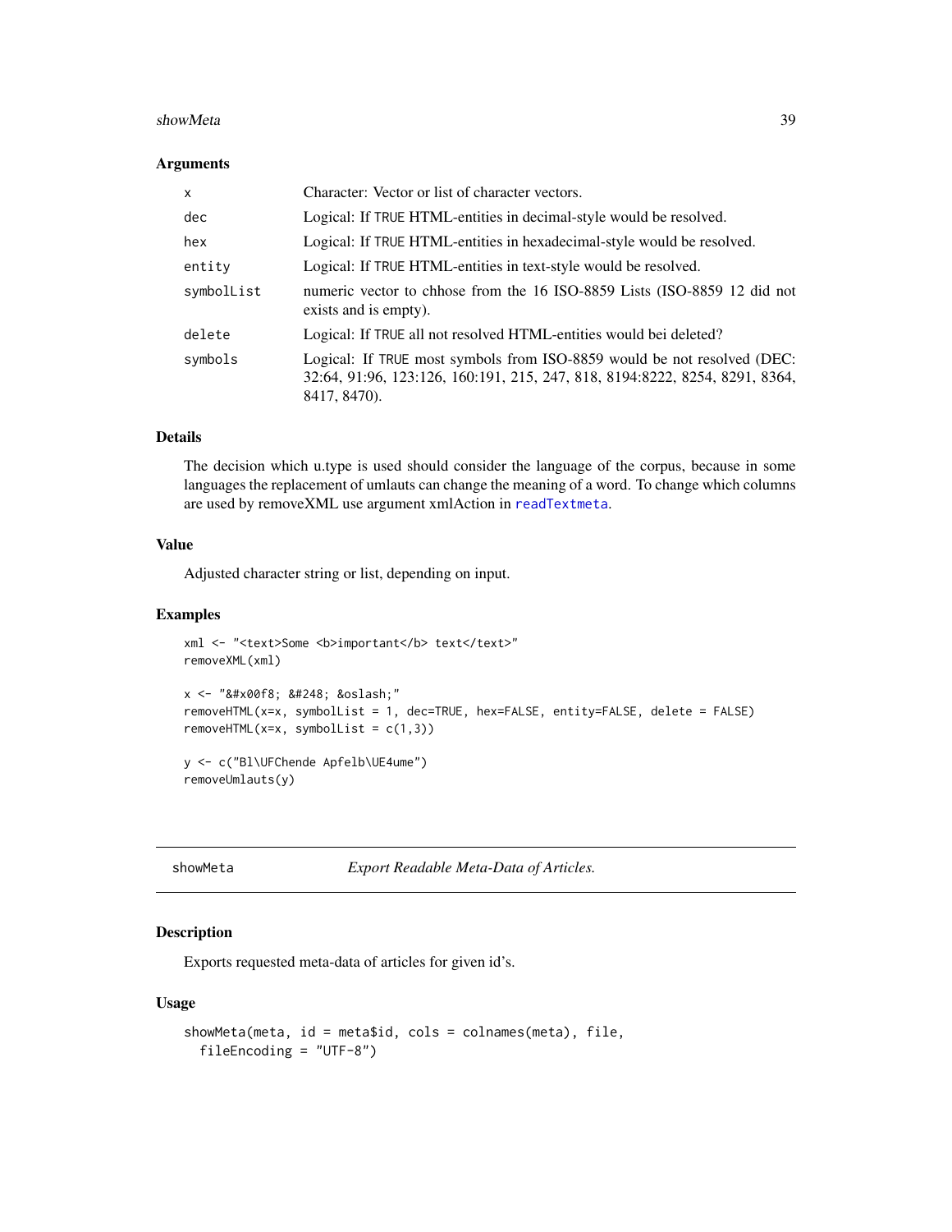### Arguments

| | |
|---|---|
| `x` | Character: Vector or list of character vectors. |
| `dec` | Logical: If `TRUE` HTML-entities in decimal-style would be resolved. |
| `hex` | Logical: If `TRUE` HTML-entities in hexadecimal-style would be resolved. |
| `entity` | Logical: If `TRUE` HTML-entities in text-style would be resolved. |
| `symbolList` | numeric vector to chhose from the 16 ISO-8859 Lists (ISO-8859 12 did not exists and is empty). |
| `delete` | Logical: If `TRUE` all not resolved HTML-entities would bei deleted? |
| `symbols` | Logical: If `TRUE` most symbols from ISO-8859 would be not resolved (DEC: 32:64, 91:96, 123:126, 160:191, 215, 247, 818, 8194:8222, 8254, 8291, 8364, 8417, 8470). |

### Details

The decision which u.type is used should consider the language of the corpus, because in some languages the replacement of umlauts can change the meaning of a word. To change which columns are used by removeXML use argument xmlAction in readTextmeta.

### Value

Adjusted character string or list, depending on input.

### Examples

```
xml <- "<text>Some <b>important</b> text</text>"
removeXML(xml)

x <- "&#x00f8; &#248; &oslash;"
removeHTML(x=x, symbolList = 1, dec=TRUE, hex=FALSE, entity=FALSE, delete = FALSE)
removeHTML(x=x, symbolList = c(1,3))

y <- c("Bl\UFChende Apfelb\UE4ume")
removeUmlauts(y)
```

---

## showMeta — *Export Readable Meta-Data of Articles.*

### Description

Exports requested meta-data of articles for given id's.

### Usage

```
showMeta(meta, id = meta$id, cols = colnames(meta), file,
  fileEncoding = "UTF-8")
```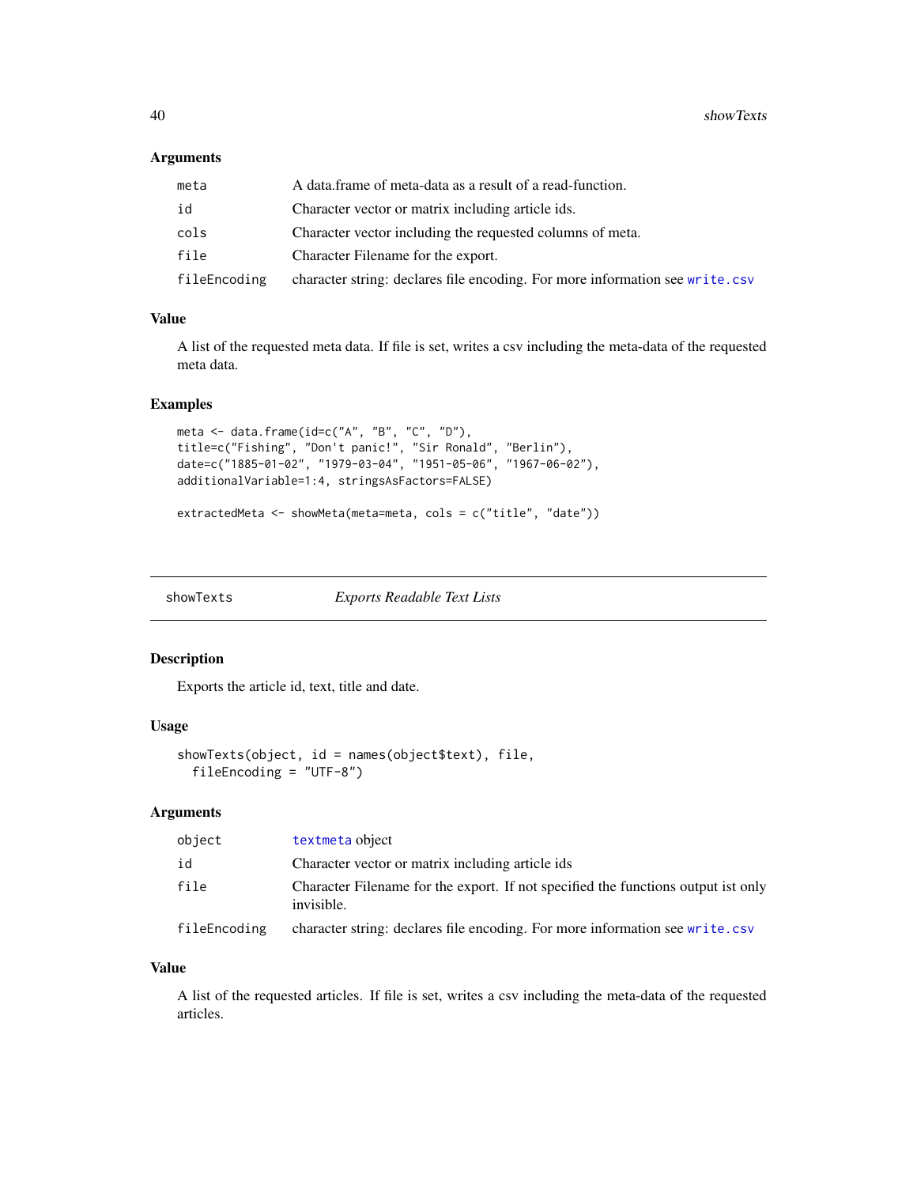### Arguments

| | |
|---|---|
| meta | A data.frame of meta-data as a result of a read-function. |
| id | Character vector or matrix including article ids. |
| cols | Character vector including the requested columns of meta. |
| file | Character Filename for the export. |
| fileEncoding | character string: declares file encoding. For more information see write.csv |

### Value

A list of the requested meta data. If file is set, writes a csv including the meta-data of the requested meta data.

### Examples

```
meta <- data.frame(id=c("A", "B", "C", "D"),
title=c("Fishing", "Don't panic!", "Sir Ronald", "Berlin"),
date=c("1885-01-02", "1979-03-04", "1951-05-06", "1967-06-02"),
additionalVariable=1:4, stringsAsFactors=FALSE)

extractedMeta <- showMeta(meta=meta, cols = c("title", "date"))
```

---

## showTexts *Exports Readable Text Lists*

### Description

Exports the article id, text, title and date.

### Usage

```
showTexts(object, id = names(object$text), file,
  fileEncoding = "UTF-8")
```

### Arguments

| | |
|---|---|
| object | textmeta object |
| id | Character vector or matrix including article ids |
| file | Character Filename for the export. If not specified the functions output ist only invisible. |
| fileEncoding | character string: declares file encoding. For more information see write.csv |

### Value

A list of the requested articles. If file is set, writes a csv including the meta-data of the requested articles.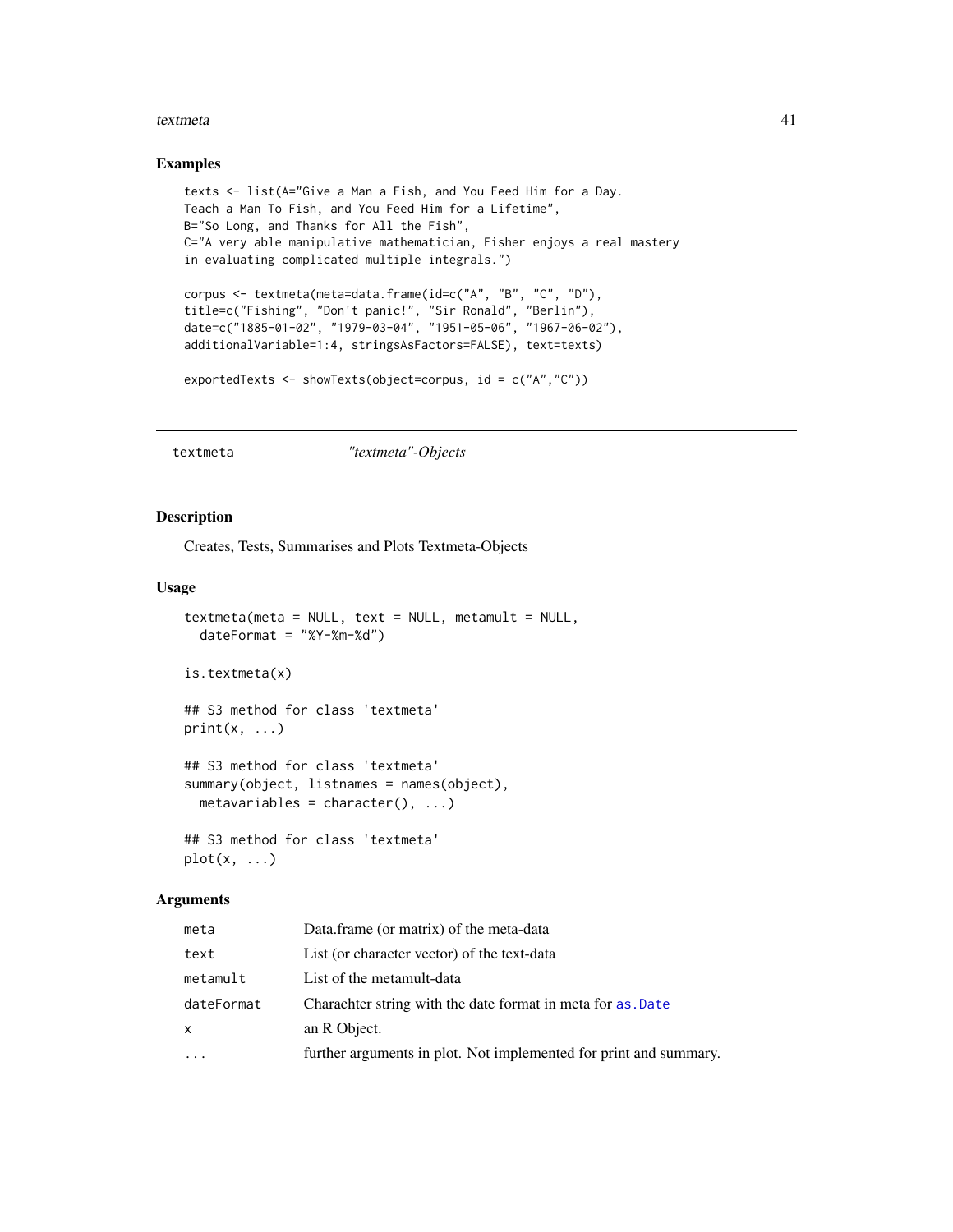## Examples

```
texts <- list(A="Give a Man a Fish, and You Feed Him for a Day.
Teach a Man To Fish, and You Feed Him for a Lifetime",
B="So Long, and Thanks for All the Fish",
C="A very able manipulative mathematician, Fisher enjoys a real mastery
in evaluating complicated multiple integrals.")

corpus <- textmeta(meta=data.frame(id=c("A", "B", "C", "D"),
title=c("Fishing", "Don't panic!", "Sir Ronald", "Berlin"),
date=c("1885-01-02", "1979-03-04", "1951-05-06", "1967-06-02"),
additionalVariable=1:4, stringsAsFactors=FALSE), text=texts)

exportedTexts <- showTexts(object=corpus, id = c("A","C"))
```

---

# textmeta *"textmeta"-Objects*

---

## Description

Creates, Tests, Summarises and Plots Textmeta-Objects

## Usage

```
textmeta(meta = NULL, text = NULL, metamult = NULL,
  dateFormat = "%Y-%m-%d")

is.textmeta(x)

## S3 method for class 'textmeta'
print(x, ...)

## S3 method for class 'textmeta'
summary(object, listnames = names(object),
  metavariables = character(), ...)

## S3 method for class 'textmeta'
plot(x, ...)
```

## Arguments

| | |
|---|---|
| `meta` | Data.frame (or matrix) of the meta-data |
| `text` | List (or character vector) of the text-data |
| `metamult` | List of the metamult-data |
| `dateFormat` | Charachter string with the date format in meta for `as.Date` |
| `x` | an R Object. |
| `...` | further arguments in plot. Not implemented for print and summary. |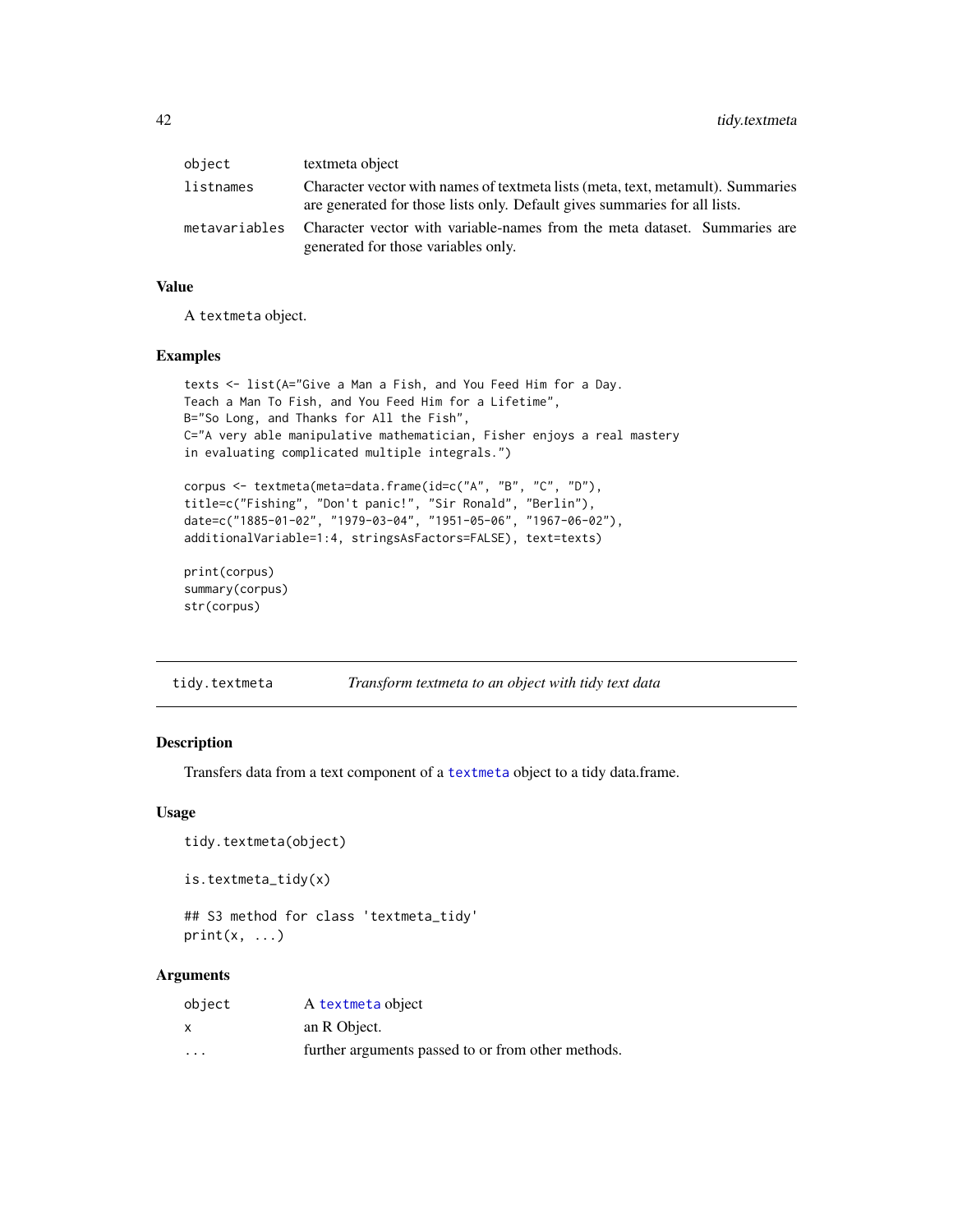| | |
|---|---|
| object | textmeta object |
| listnames | Character vector with names of textmeta lists (meta, text, metamult). Summaries are generated for those lists only. Default gives summaries for all lists. |
| metavariables | Character vector with variable-names from the meta dataset. Summaries are generated for those variables only. |

### Value

A textmeta object.

### Examples

```
texts <- list(A="Give a Man a Fish, and You Feed Him for a Day.
Teach a Man To Fish, and You Feed Him for a Lifetime",
B="So Long, and Thanks for All the Fish",
C="A very able manipulative mathematician, Fisher enjoys a real mastery
in evaluating complicated multiple integrals.")

corpus <- textmeta(meta=data.frame(id=c("A", "B", "C", "D"),
title=c("Fishing", "Don't panic!", "Sir Ronald", "Berlin"),
date=c("1885-01-02", "1979-03-04", "1951-05-06", "1967-06-02"),
additionalVariable=1:4, stringsAsFactors=FALSE), text=texts)

print(corpus)
summary(corpus)
str(corpus)
```

## tidy.textmeta — *Transform textmeta to an object with tidy text data*

### Description

Transfers data from a text component of a textmeta object to a tidy data.frame.

### Usage

```
tidy.textmeta(object)

is.textmeta_tidy(x)

## S3 method for class 'textmeta_tidy'
print(x, ...)
```

### Arguments

| | |
|---|---|
| object | A textmeta object |
| x | an R Object. |
| ... | further arguments passed to or from other methods. |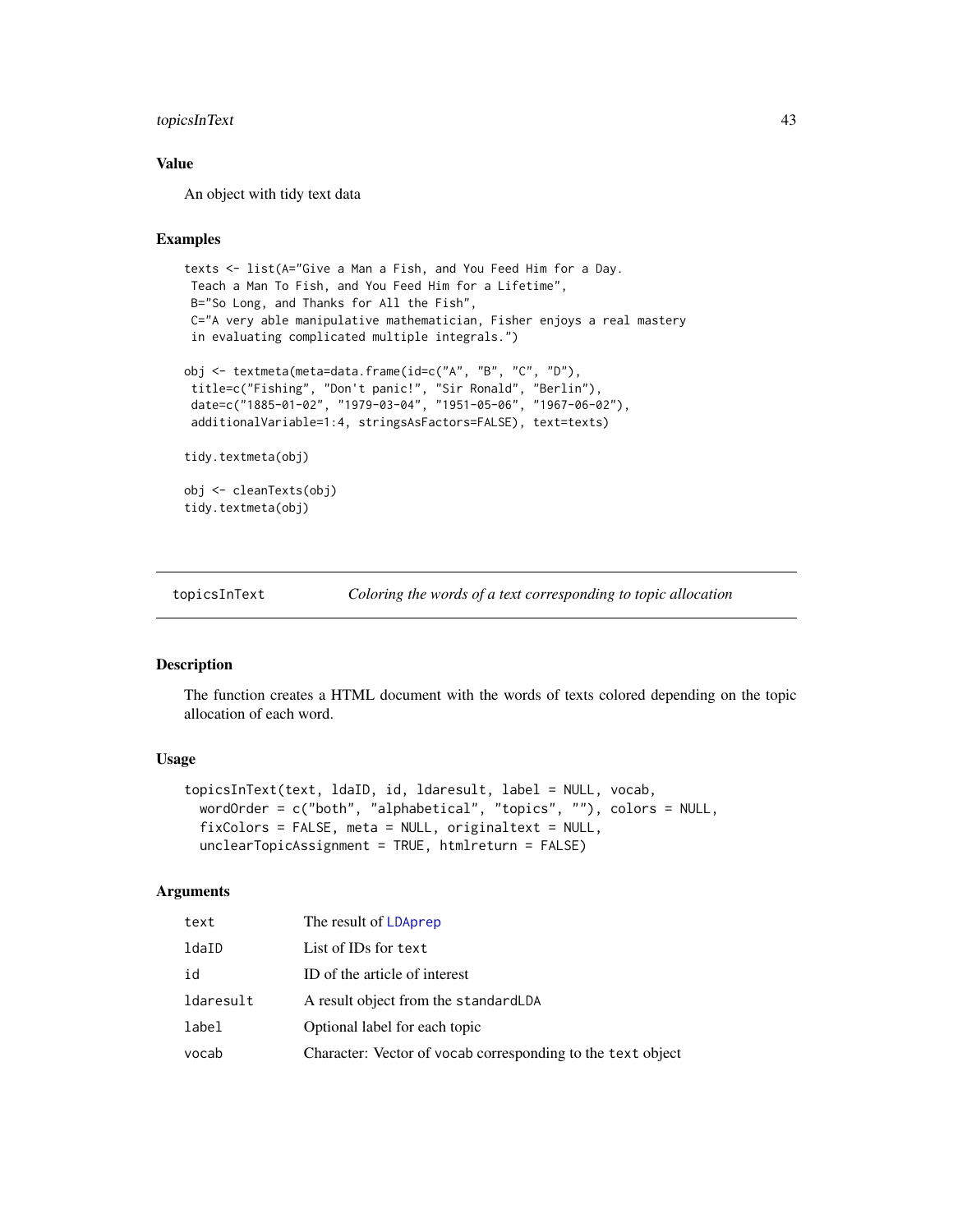## Value

An object with tidy text data

## Examples

```
texts <- list(A="Give a Man a Fish, and You Feed Him for a Day.
 Teach a Man To Fish, and You Feed Him for a Lifetime",
 B="So Long, and Thanks for All the Fish",
 C="A very able manipulative mathematician, Fisher enjoys a real mastery
 in evaluating complicated multiple integrals.")

obj <- textmeta(meta=data.frame(id=c("A", "B", "C", "D"),
 title=c("Fishing", "Don't panic!", "Sir Ronald", "Berlin"),
 date=c("1885-01-02", "1979-03-04", "1951-05-06", "1967-06-02"),
 additionalVariable=1:4, stringsAsFactors=FALSE), text=texts)

tidy.textmeta(obj)

obj <- cleanTexts(obj)
tidy.textmeta(obj)
```

---

# topicsInText — *Coloring the words of a text corresponding to topic allocation*

---

## Description

The function creates a HTML document with the words of texts colored depending on the topic allocation of each word.

## Usage

```
topicsInText(text, ldaID, id, ldaresult, label = NULL, vocab,
  wordOrder = c("both", "alphabetical", "topics", ""), colors = NULL,
  fixColors = FALSE, meta = NULL, originaltext = NULL,
  unclearTopicAssignment = TRUE, htmlreturn = FALSE)
```

## Arguments

| | |
|---|---|
| `text` | The result of `LDAprep` |
| `ldaID` | List of IDs for `text` |
| `id` | ID of the article of interest |
| `ldaresult` | A result object from the `standardLDA` |
| `label` | Optional label for each topic |
| `vocab` | Character: Vector of `vocab` corresponding to the `text` object |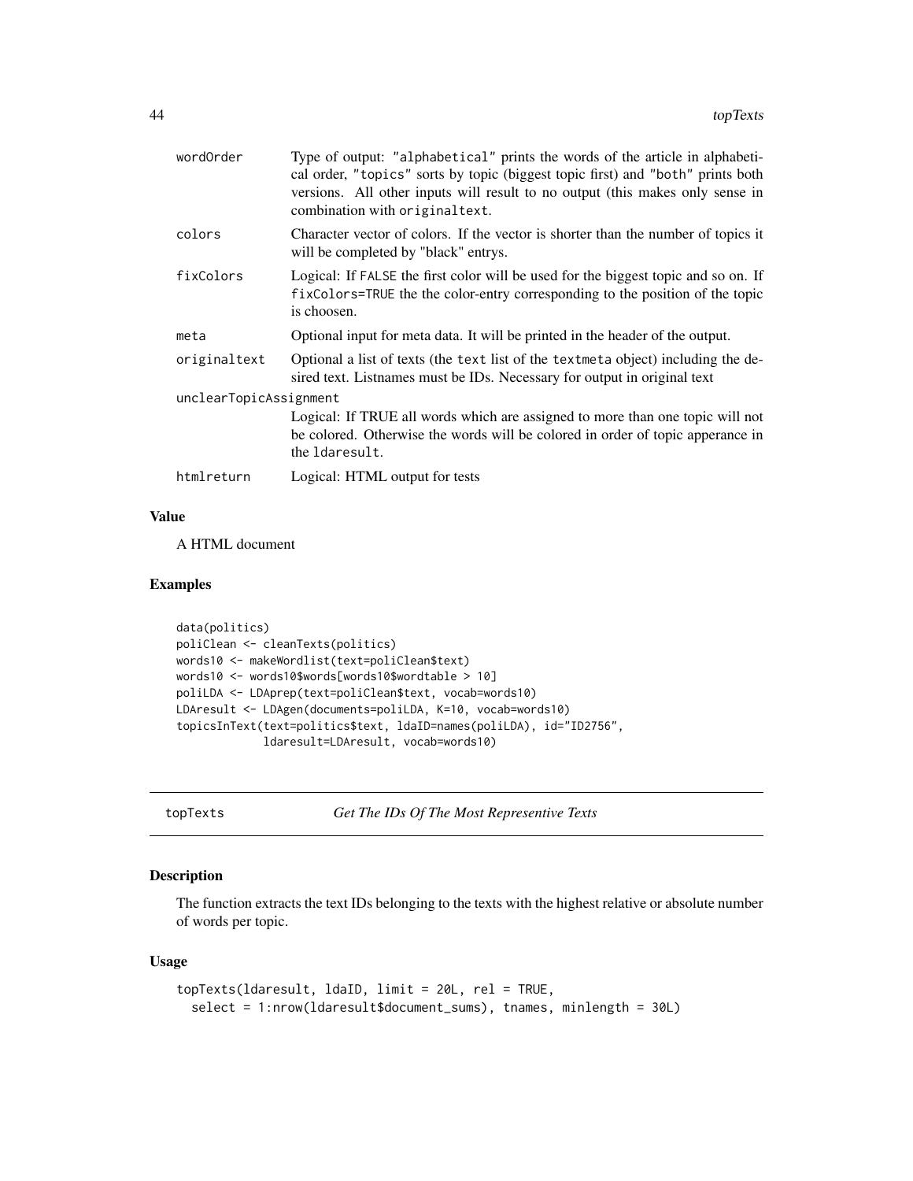wordOrder
: Type of output: "alphabetical" prints the words of the article in alphabetical order, "topics" sorts by topic (biggest topic first) and "both" prints both versions. All other inputs will result to no output (this makes only sense in combination with originaltext.

colors
: Character vector of colors. If the vector is shorter than the number of topics it will be completed by "black" entrys.

fixColors
: Logical: If FALSE the first color will be used for the biggest topic and so on. If fixColors=TRUE the the color-entry corresponding to the position of the topic is choosen.

meta
: Optional input for meta data. It will be printed in the header of the output.

originaltext
: Optional a list of texts (the text list of the textmeta object) including the desired text. Listnames must be IDs. Necessary for output in original text

unclearTopicAssignment
: Logical: If TRUE all words which are assigned to more than one topic will not be colored. Otherwise the words will be colored in order of topic apperance in the ldaresult.

htmlreturn
: Logical: HTML output for tests

### Value

A HTML document

### Examples

```
data(politics)
poliClean <- cleanTexts(politics)
words10 <- makeWordlist(text=poliClean$text)
words10 <- words10$words[words10$wordtable > 10]
poliLDA <- LDAprep(text=poliClean$text, vocab=words10)
LDAresult <- LDAgen(documents=poliLDA, K=10, vocab=words10)
topicsInText(text=politics$text, ldaID=names(poliLDA), id="ID2756",
             ldaresult=LDAresult, vocab=words10)
```

---

## topTexts — *Get The IDs Of The Most Representive Texts*

### Description

The function extracts the text IDs belonging to the texts with the highest relative or absolute number of words per topic.

### Usage

```
topTexts(ldaresult, ldaID, limit = 20L, rel = TRUE,
  select = 1:nrow(ldaresult$document_sums), tnames, minlength = 30L)
```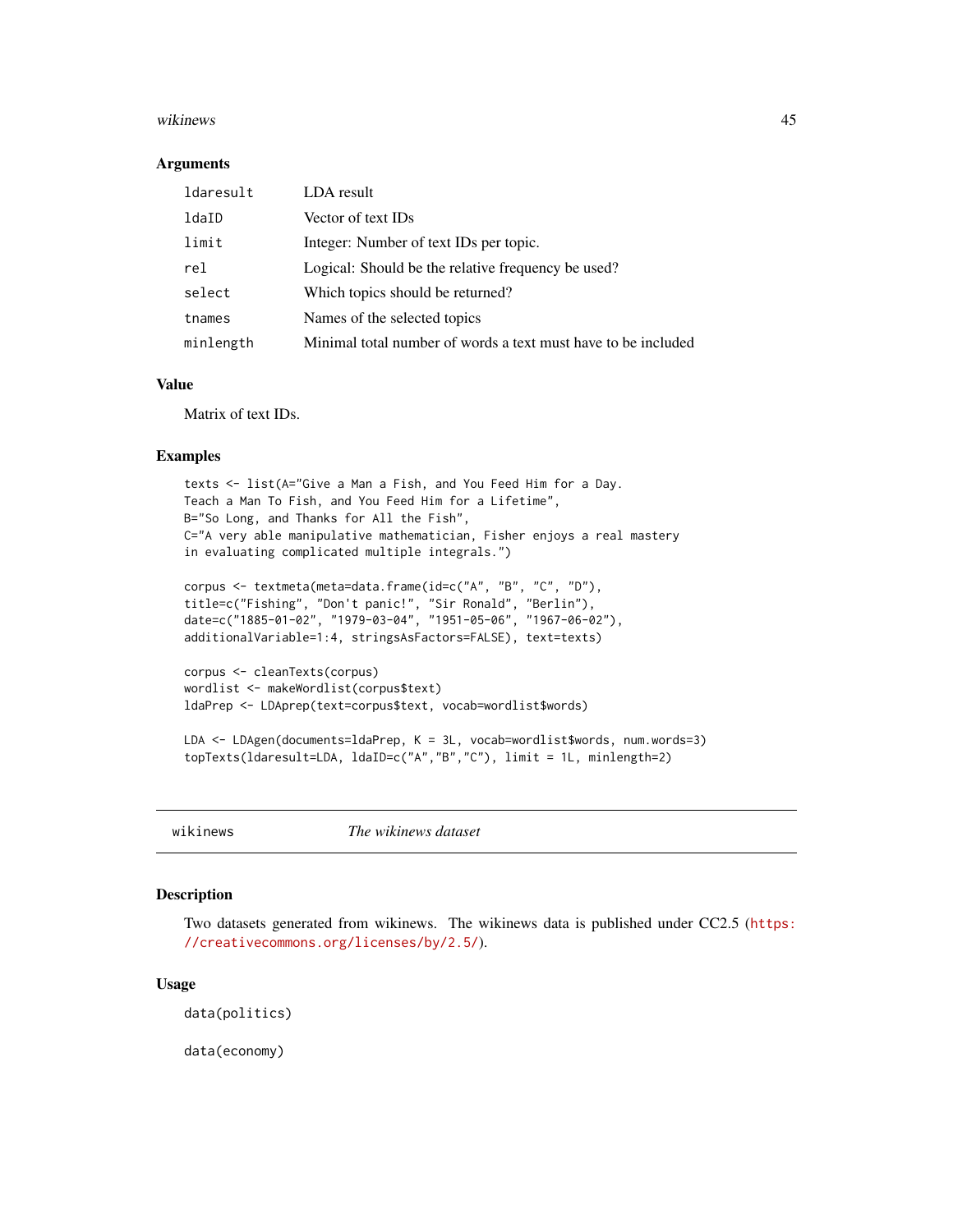### Arguments

| | |
|---|---|
| ldaresult | LDA result |
| ldaID | Vector of text IDs |
| limit | Integer: Number of text IDs per topic. |
| rel | Logical: Should be the relative frequency be used? |
| select | Which topics should be returned? |
| tnames | Names of the selected topics |
| minlength | Minimal total number of words a text must have to be included |

### Value

Matrix of text IDs.

### Examples

```
texts <- list(A="Give a Man a Fish, and You Feed Him for a Day.
Teach a Man To Fish, and You Feed Him for a Lifetime",
B="So Long, and Thanks for All the Fish",
C="A very able manipulative mathematician, Fisher enjoys a real mastery
in evaluating complicated multiple integrals.")

corpus <- textmeta(meta=data.frame(id=c("A", "B", "C", "D"),
title=c("Fishing", "Don't panic!", "Sir Ronald", "Berlin"),
date=c("1885-01-02", "1979-03-04", "1951-05-06", "1967-06-02"),
additionalVariable=1:4, stringsAsFactors=FALSE), text=texts)

corpus <- cleanTexts(corpus)
wordlist <- makeWordlist(corpus$text)
ldaPrep <- LDAprep(text=corpus$text, vocab=wordlist$words)

LDA <- LDAgen(documents=ldaPrep, K = 3L, vocab=wordlist$words, num.words=3)
topTexts(ldaresult=LDA, ldaID=c("A","B","C"), limit = 1L, minlength=2)
```

---

## wikinews *The wikinews dataset*

---

### Description

Two datasets generated from wikinews. The wikinews data is published under CC2.5 (https://creativecommons.org/licenses/by/2.5/).

### Usage

```
data(politics)

data(economy)
```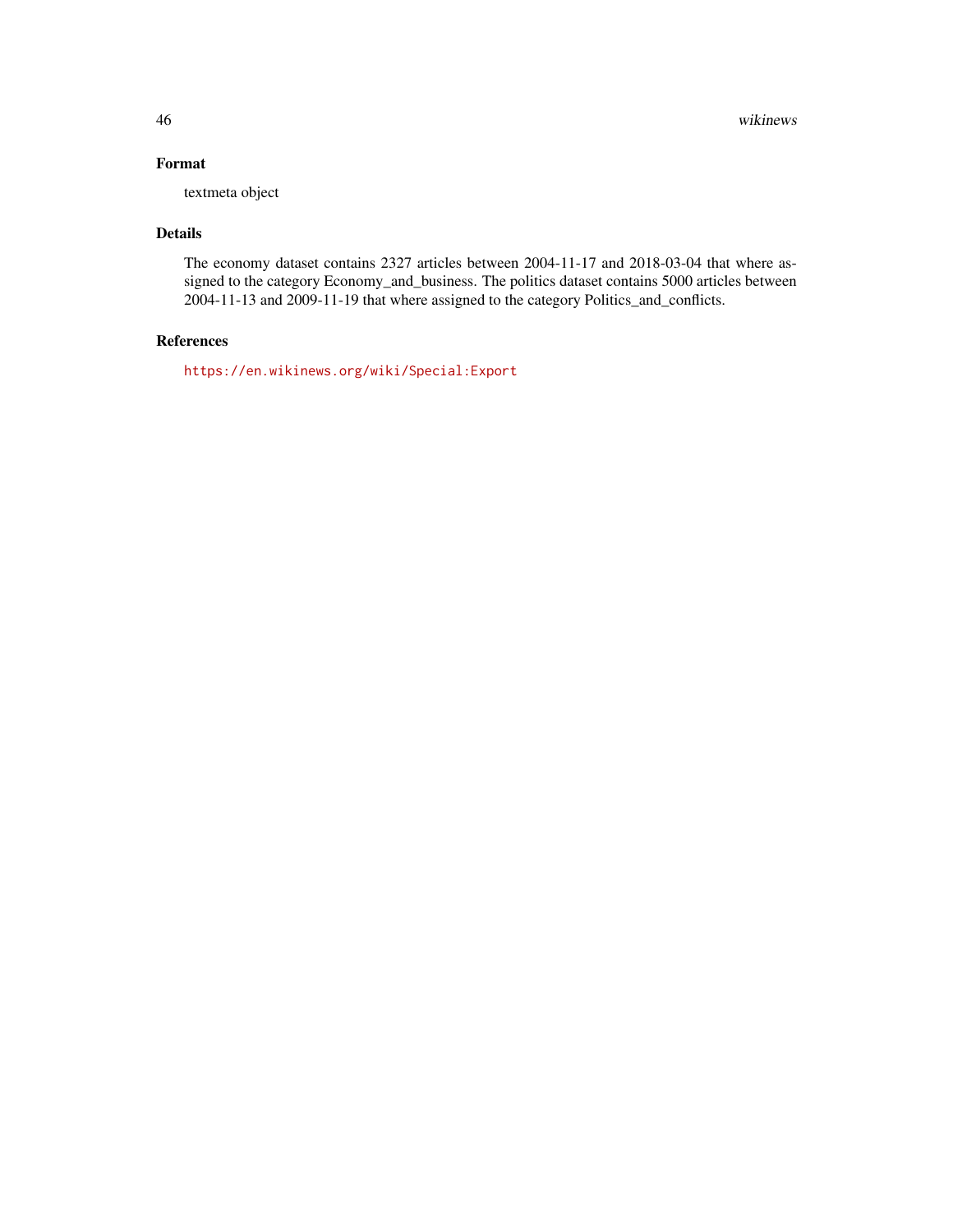## Format

textmeta object

## Details

The economy dataset contains 2327 articles between 2004-11-17 and 2018-03-04 that where assigned to the category Economy_and_business. The politics dataset contains 5000 articles between 2004-11-13 and 2009-11-19 that where assigned to the category Politics_and_conflicts.

## References

https://en.wikinews.org/wiki/Special:Export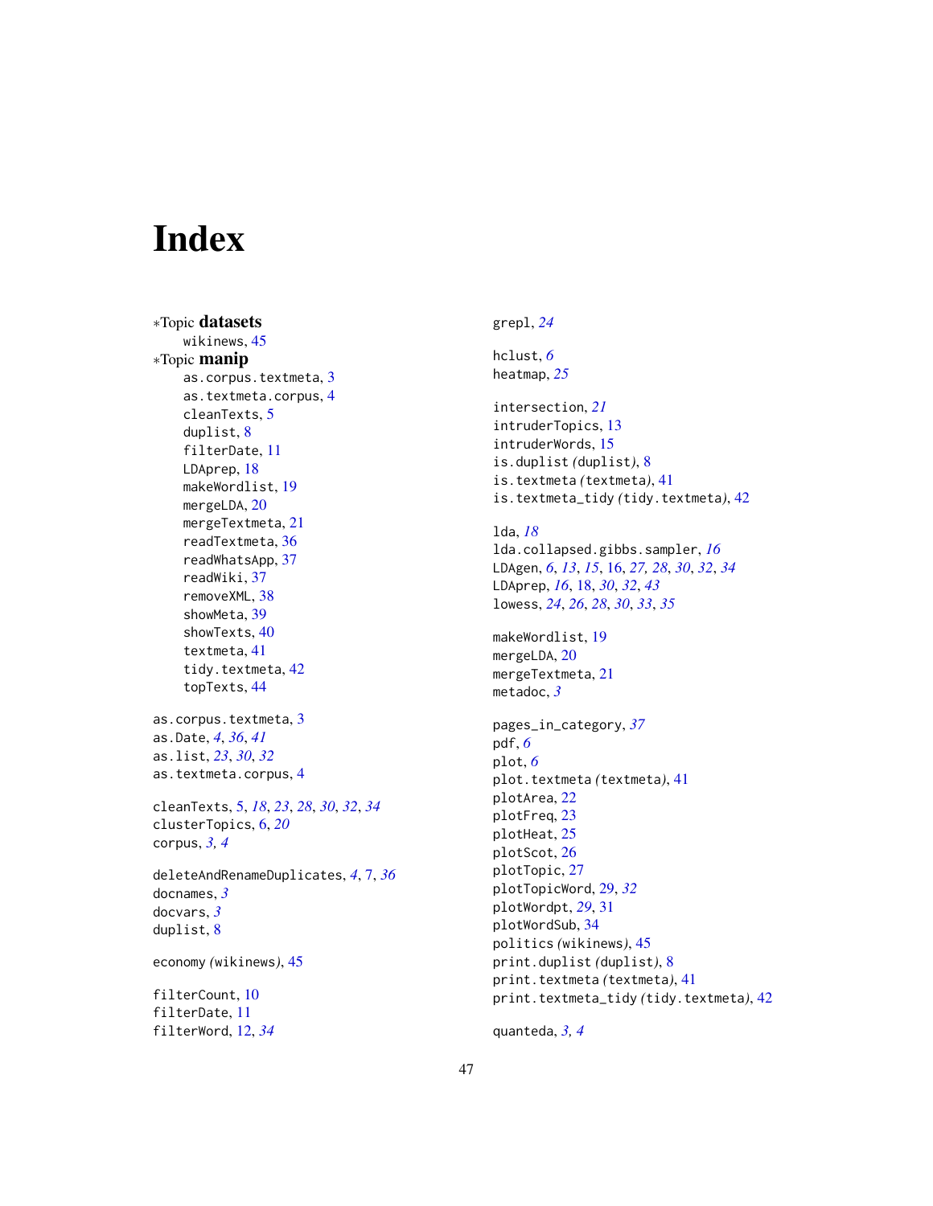# Index

∗Topic **datasets**
- wikinews, 45

∗Topic **manip**
- as.corpus.textmeta, 3
- as.textmeta.corpus, 4
- cleanTexts, 5
- duplist, 8
- filterDate, 11
- LDAprep, 18
- makeWordlist, 19
- mergeLDA, 20
- mergeTextmeta, 21
- readTextmeta, 36
- readWhatsApp, 37
- readWiki, 37
- removeXML, 38
- showMeta, 39
- showTexts, 40
- textmeta, 41
- tidy.textmeta, 42
- topTexts, 44

as.corpus.textmeta, 3
as.Date, *4*, *36*, *41*
as.list, *23*, *30*, *32*
as.textmeta.corpus, 4

cleanTexts, 5, *18*, *23*, *28*, *30*, *32*, *34*
clusterTopics, 6, *20*
corpus, *3*, *4*

deleteAndRenameDuplicates, *4*, 7, *36*
docnames, *3*
docvars, *3*
duplist, 8

economy *(wikinews)*, 45

filterCount, 10
filterDate, 11
filterWord, 12, *34*

grepl, *24*

hclust, *6*
heatmap, *25*

intersection, *21*
intruderTopics, 13
intruderWords, 15
is.duplist *(duplist)*, 8
is.textmeta *(textmeta)*, 41
is.textmeta_tidy *(tidy.textmeta)*, 42

lda, *18*
lda.collapsed.gibbs.sampler, *16*
LDAgen, *6*, *13*, *15*, 16, *27*, *28*, *30*, *32*, *34*
LDAprep, *16*, 18, *30*, *32*, *43*
lowess, *24*, *26*, *28*, *30*, *33*, *35*

makeWordlist, 19
mergeLDA, 20
mergeTextmeta, 21
metadoc, *3*

pages_in_category, *37*
pdf, *6*
plot, *6*
plot.textmeta *(textmeta)*, 41
plotArea, 22
plotFreq, 23
plotHeat, 25
plotScot, 26
plotTopic, 27
plotTopicWord, 29, *32*
plotWordpt, *29*, 31
plotWordSub, 34
politics *(wikinews)*, 45
print.duplist *(duplist)*, 8
print.textmeta *(textmeta)*, 41
print.textmeta_tidy *(tidy.textmeta)*, 42

quanteda, *3*, *4*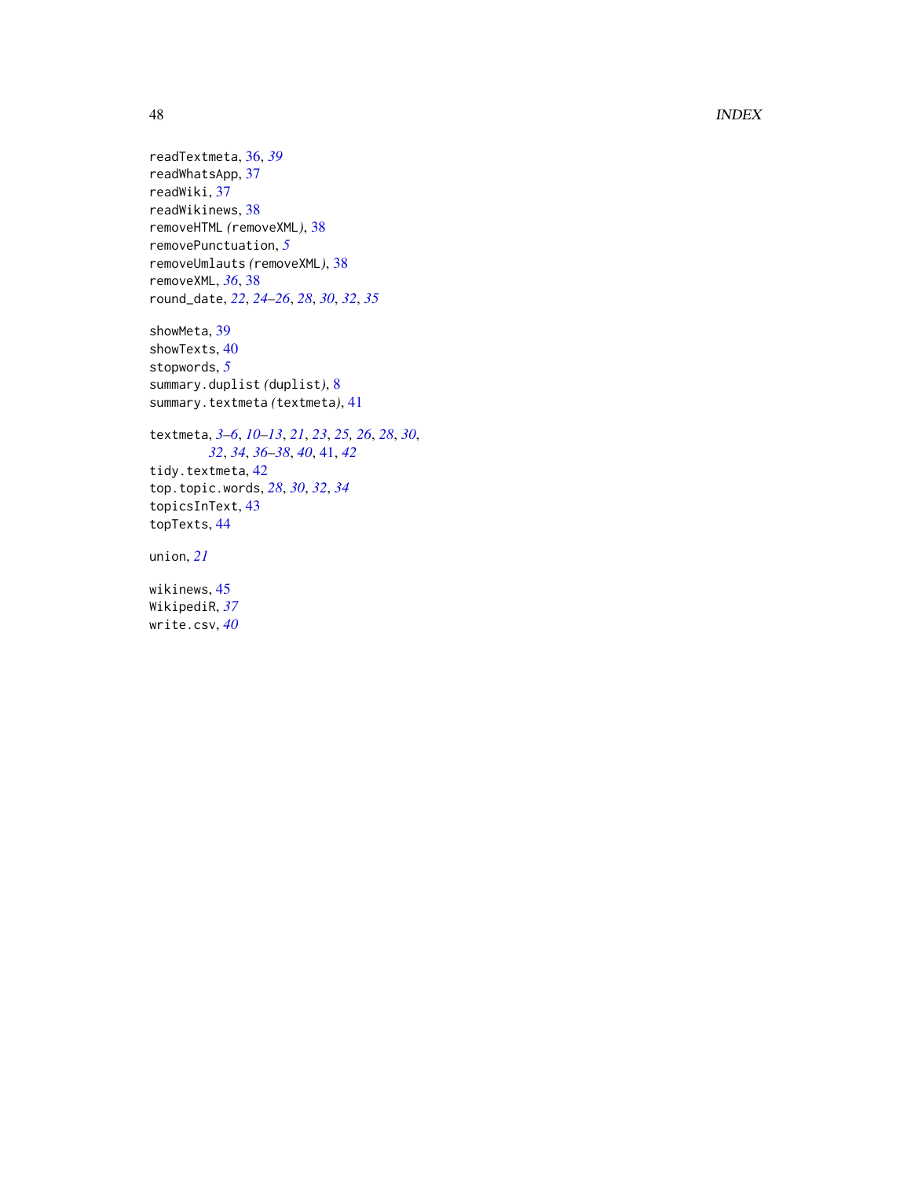readTextmeta, 36, *39*
readWhatsApp, 37
readWiki, 37
readWikinews, 38
removeHTML *(*removeXML*)*, 38
removePunctuation, *5*
removeUmlauts *(*removeXML*)*, 38
removeXML, *36*, 38
round_date, *22*, *24–26*, *28*, *30*, *32*, *35*

showMeta, 39
showTexts, 40
stopwords, *5*
summary.duplist *(*duplist*)*, 8
summary.textmeta *(*textmeta*)*, 41

textmeta, *3–6*, *10–13*, *21*, *23*, *25*, *26*, *28*, *30*, *32*, *34*, *36–38*, *40*, 41, *42*
tidy.textmeta, 42
top.topic.words, *28*, *30*, *32*, *34*
topicsInText, 43
topTexts, 44

union, *21*

wikinews, 45
WikipediR, *37*
write.csv, *40*